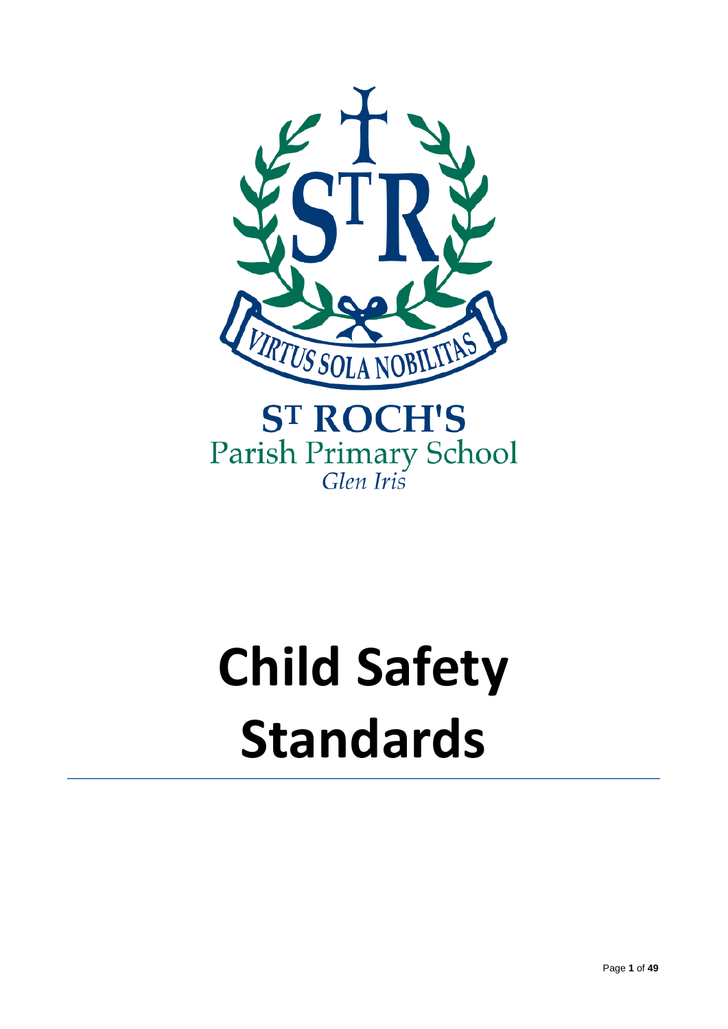ST ROCH'S
Parish Primary School
*Glen Iris*

# Child Safety Standards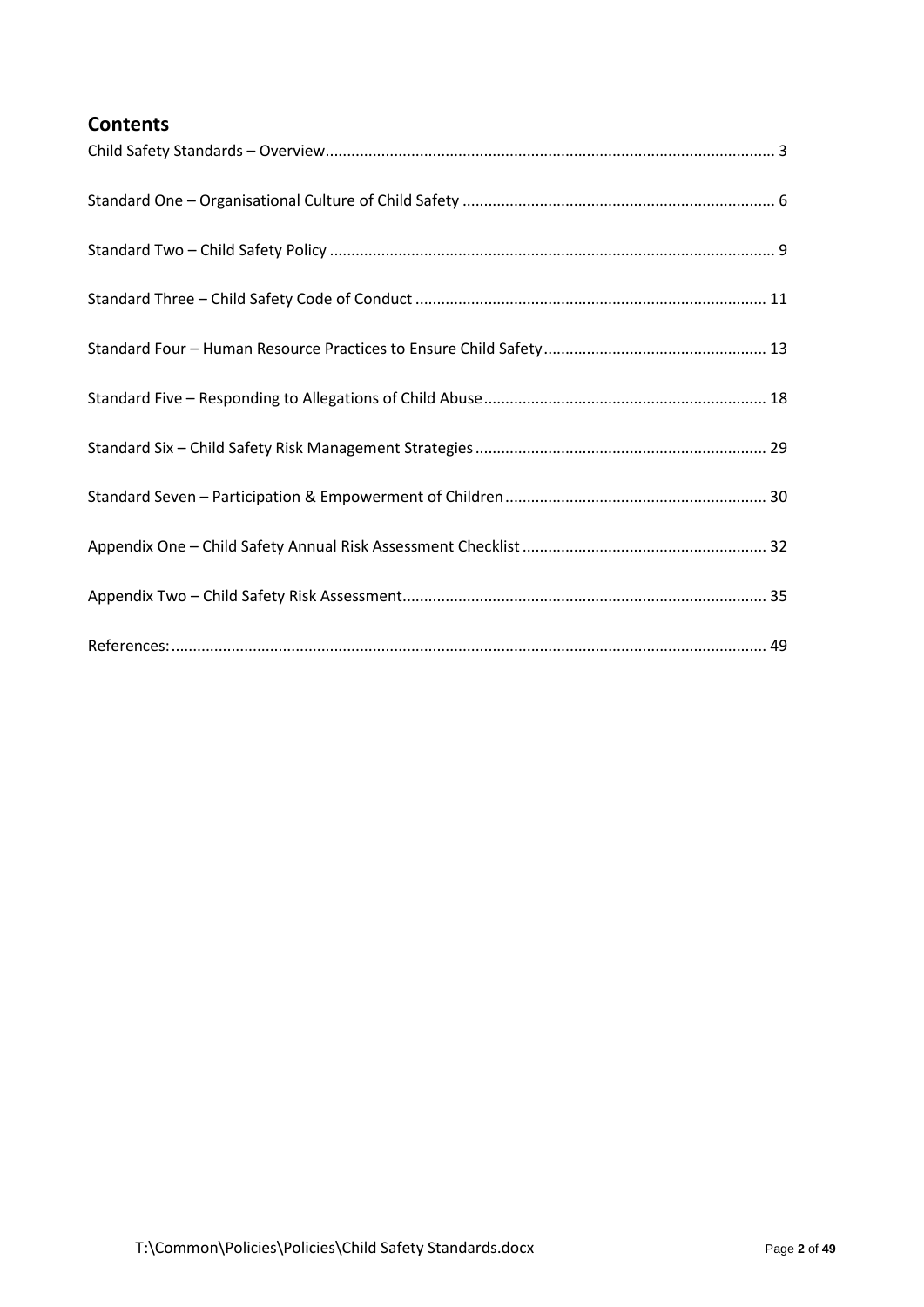## Contents

Child Safety Standards – Overview ........ 3

Standard One – Organisational Culture of Child Safety ........ 6

Standard Two – Child Safety Policy ........ 9

Standard Three – Child Safety Code of Conduct ........ 11

Standard Four – Human Resource Practices to Ensure Child Safety ........ 13

Standard Five – Responding to Allegations of Child Abuse ........ 18

Standard Six – Child Safety Risk Management Strategies ........ 29

Standard Seven – Participation & Empowerment of Children ........ 30

Appendix One – Child Safety Annual Risk Assessment Checklist ........ 32

Appendix Two – Child Safety Risk Assessment ........ 35

References: ........ 49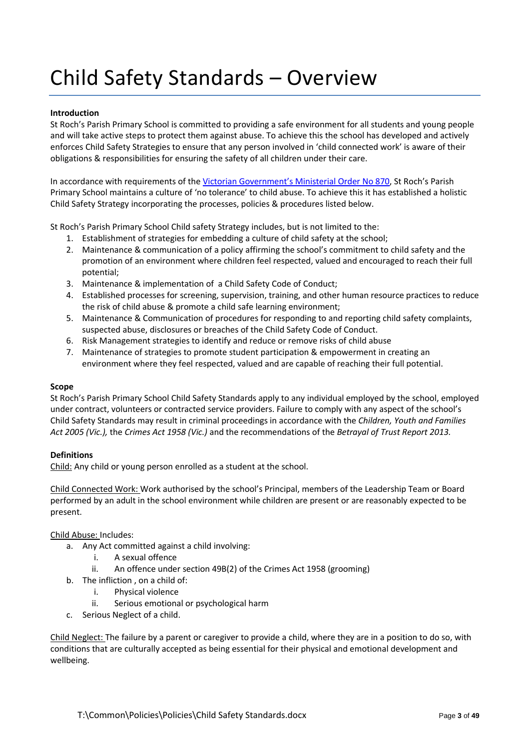# Child Safety Standards – Overview

**Introduction**

St Roch's Parish Primary School is committed to providing a safe environment for all students and young people and will take active steps to protect them against abuse. To achieve this the school has developed and actively enforces Child Safety Strategies to ensure that any person involved in 'child connected work' is aware of their obligations & responsibilities for ensuring the safety of all children under their care.

In accordance with requirements of the [Victorian Government's Ministerial Order No 870](), St Roch's Parish Primary School maintains a culture of 'no tolerance' to child abuse. To achieve this it has established a holistic Child Safety Strategy incorporating the processes, policies & procedures listed below.

St Roch's Parish Primary School Child safety Strategy includes, but is not limited to the:

1. Establishment of strategies for embedding a culture of child safety at the school;
2. Maintenance & communication of a policy affirming the school's commitment to child safety and the promotion of an environment where children feel respected, valued and encouraged to reach their full potential;
3. Maintenance & implementation of a Child Safety Code of Conduct;
4. Established processes for screening, supervision, training, and other human resource practices to reduce the risk of child abuse & promote a child safe learning environment;
5. Maintenance & Communication of procedures for responding to and reporting child safety complaints, suspected abuse, disclosures or breaches of the Child Safety Code of Conduct.
6. Risk Management strategies to identify and reduce or remove risks of child abuse
7. Maintenance of strategies to promote student participation & empowerment in creating an environment where they feel respected, valued and are capable of reaching their full potential.

**Scope**

St Roch's Parish Primary School Child Safety Standards apply to any individual employed by the school, employed under contract, volunteers or contracted service providers. Failure to comply with any aspect of the school's Child Safety Standards may result in criminal proceedings in accordance with the *Children, Youth and Families Act 2005 (Vic.),* the *Crimes Act 1958 (Vic.)* and the recommendations of the *Betrayal of Trust Report 2013.*

**Definitions**

Child: Any child or young person enrolled as a student at the school.

Child Connected Work: Work authorised by the school's Principal, members of the Leadership Team or Board performed by an adult in the school environment while children are present or are reasonably expected to be present.

Child Abuse: Includes:

a. Any Act committed against a child involving:
    i. A sexual offence
    ii. An offence under section 49B(2) of the Crimes Act 1958 (grooming)
b. The infliction , on a child of:
    i. Physical violence
    ii. Serious emotional or psychological harm
c. Serious Neglect of a child.

Child Neglect: The failure by a parent or caregiver to provide a child, where they are in a position to do so, with conditions that are culturally accepted as being essential for their physical and emotional development and wellbeing.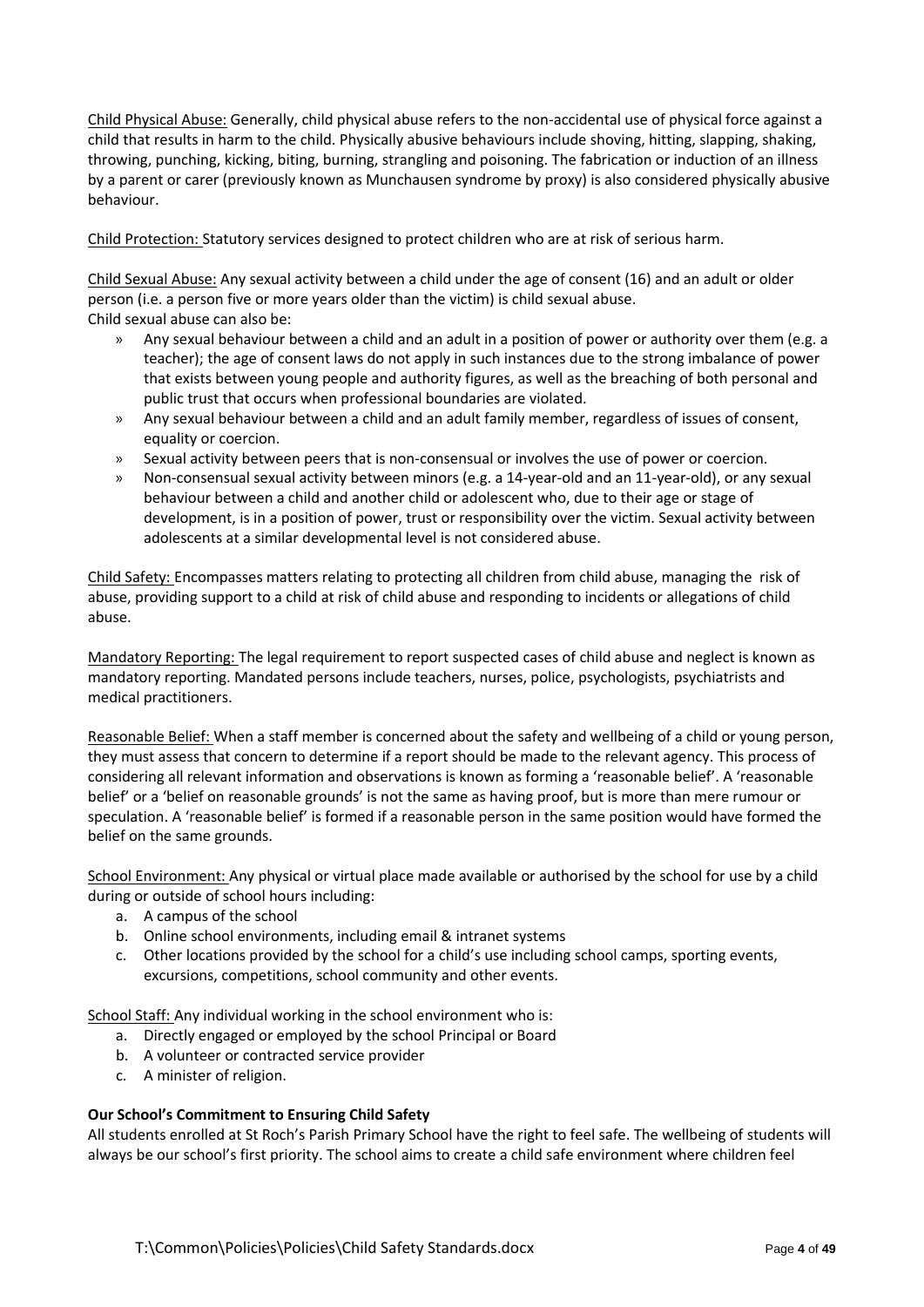Child Physical Abuse: Generally, child physical abuse refers to the non-accidental use of physical force against a child that results in harm to the child. Physically abusive behaviours include shoving, hitting, slapping, shaking, throwing, punching, kicking, biting, burning, strangling and poisoning. The fabrication or induction of an illness by a parent or carer (previously known as Munchausen syndrome by proxy) is also considered physically abusive behaviour.

Child Protection: Statutory services designed to protect children who are at risk of serious harm.

Child Sexual Abuse: Any sexual activity between a child under the age of consent (16) and an adult or older person (i.e. a person five or more years older than the victim) is child sexual abuse.
Child sexual abuse can also be:

- Any sexual behaviour between a child and an adult in a position of power or authority over them (e.g. a teacher); the age of consent laws do not apply in such instances due to the strong imbalance of power that exists between young people and authority figures, as well as the breaching of both personal and public trust that occurs when professional boundaries are violated.
- Any sexual behaviour between a child and an adult family member, regardless of issues of consent, equality or coercion.
- Sexual activity between peers that is non-consensual or involves the use of power or coercion.
- Non-consensual sexual activity between minors (e.g. a 14-year-old and an 11-year-old), or any sexual behaviour between a child and another child or adolescent who, due to their age or stage of development, is in a position of power, trust or responsibility over the victim. Sexual activity between adolescents at a similar developmental level is not considered abuse.

Child Safety: Encompasses matters relating to protecting all children from child abuse, managing the risk of abuse, providing support to a child at risk of child abuse and responding to incidents or allegations of child abuse.

Mandatory Reporting: The legal requirement to report suspected cases of child abuse and neglect is known as mandatory reporting. Mandated persons include teachers, nurses, police, psychologists, psychiatrists and medical practitioners.

Reasonable Belief: When a staff member is concerned about the safety and wellbeing of a child or young person, they must assess that concern to determine if a report should be made to the relevant agency. This process of considering all relevant information and observations is known as forming a 'reasonable belief'. A 'reasonable belief' or a 'belief on reasonable grounds' is not the same as having proof, but is more than mere rumour or speculation. A 'reasonable belief' is formed if a reasonable person in the same position would have formed the belief on the same grounds.

School Environment: Any physical or virtual place made available or authorised by the school for use by a child during or outside of school hours including:

a. A campus of the school
b. Online school environments, including email & intranet systems
c. Other locations provided by the school for a child's use including school camps, sporting events, excursions, competitions, school community and other events.

School Staff: Any individual working in the school environment who is:

a. Directly engaged or employed by the school Principal or Board
b. A volunteer or contracted service provider
c. A minister of religion.

**Our School's Commitment to Ensuring Child Safety**

All students enrolled at St Roch's Parish Primary School have the right to feel safe. The wellbeing of students will always be our school's first priority. The school aims to create a child safe environment where children feel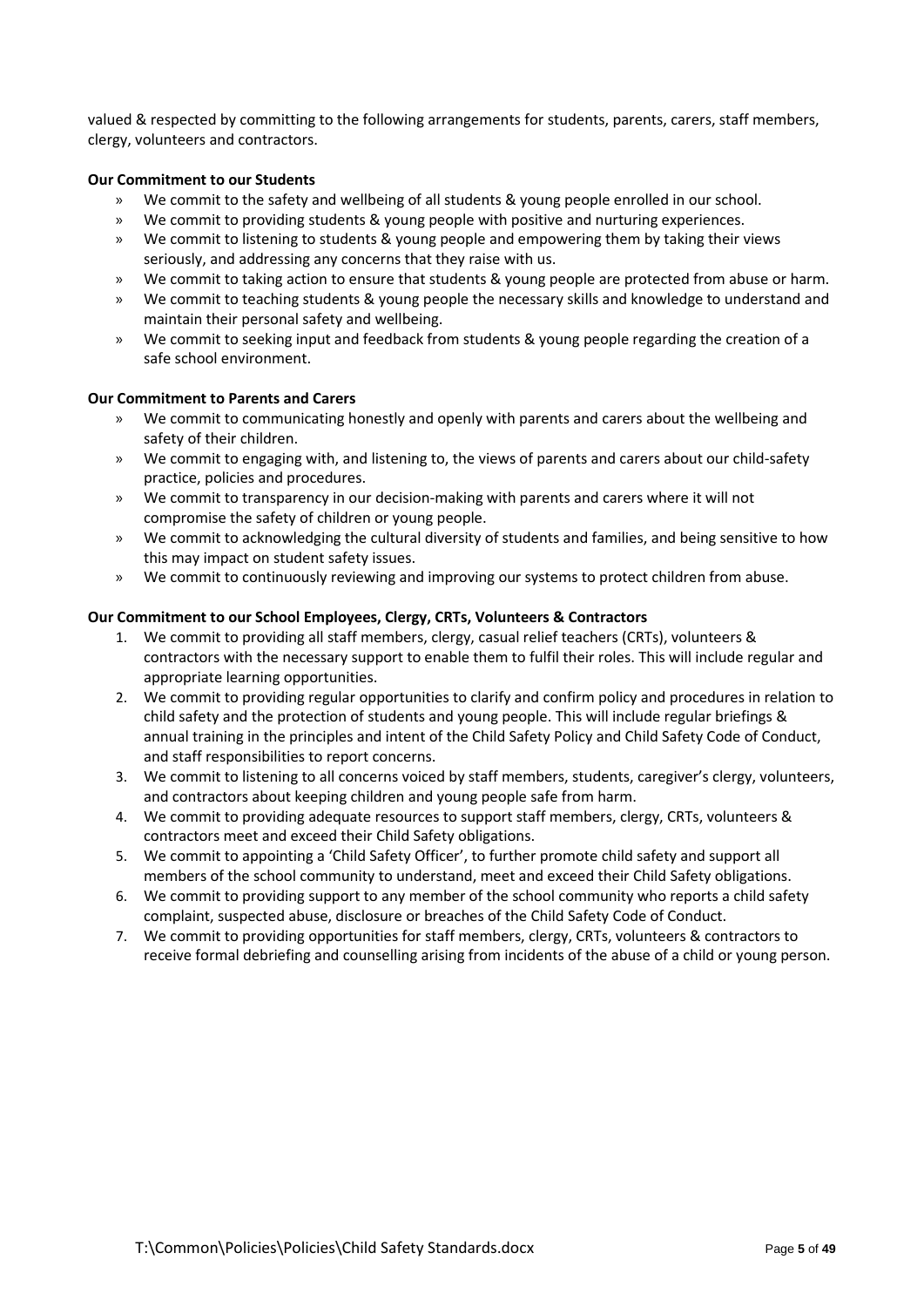valued & respected by committing to the following arrangements for students, parents, carers, staff members, clergy, volunteers and contractors.

**Our Commitment to our Students**

- » We commit to the safety and wellbeing of all students & young people enrolled in our school.
- » We commit to providing students & young people with positive and nurturing experiences.
- » We commit to listening to students & young people and empowering them by taking their views seriously, and addressing any concerns that they raise with us.
- » We commit to taking action to ensure that students & young people are protected from abuse or harm.
- » We commit to teaching students & young people the necessary skills and knowledge to understand and maintain their personal safety and wellbeing.
- » We commit to seeking input and feedback from students & young people regarding the creation of a safe school environment.

**Our Commitment to Parents and Carers**

- » We commit to communicating honestly and openly with parents and carers about the wellbeing and safety of their children.
- » We commit to engaging with, and listening to, the views of parents and carers about our child-safety practice, policies and procedures.
- » We commit to transparency in our decision-making with parents and carers where it will not compromise the safety of children or young people.
- » We commit to acknowledging the cultural diversity of students and families, and being sensitive to how this may impact on student safety issues.
- » We commit to continuously reviewing and improving our systems to protect children from abuse.

**Our Commitment to our School Employees, Clergy, CRTs, Volunteers & Contractors**

1. We commit to providing all staff members, clergy, casual relief teachers (CRTs), volunteers & contractors with the necessary support to enable them to fulfil their roles. This will include regular and appropriate learning opportunities.
2. We commit to providing regular opportunities to clarify and confirm policy and procedures in relation to child safety and the protection of students and young people. This will include regular briefings & annual training in the principles and intent of the Child Safety Policy and Child Safety Code of Conduct, and staff responsibilities to report concerns.
3. We commit to listening to all concerns voiced by staff members, students, caregiver's clergy, volunteers, and contractors about keeping children and young people safe from harm.
4. We commit to providing adequate resources to support staff members, clergy, CRTs, volunteers & contractors meet and exceed their Child Safety obligations.
5. We commit to appointing a 'Child Safety Officer', to further promote child safety and support all members of the school community to understand, meet and exceed their Child Safety obligations.
6. We commit to providing support to any member of the school community who reports a child safety complaint, suspected abuse, disclosure or breaches of the Child Safety Code of Conduct.
7. We commit to providing opportunities for staff members, clergy, CRTs, volunteers & contractors to receive formal debriefing and counselling arising from incidents of the abuse of a child or young person.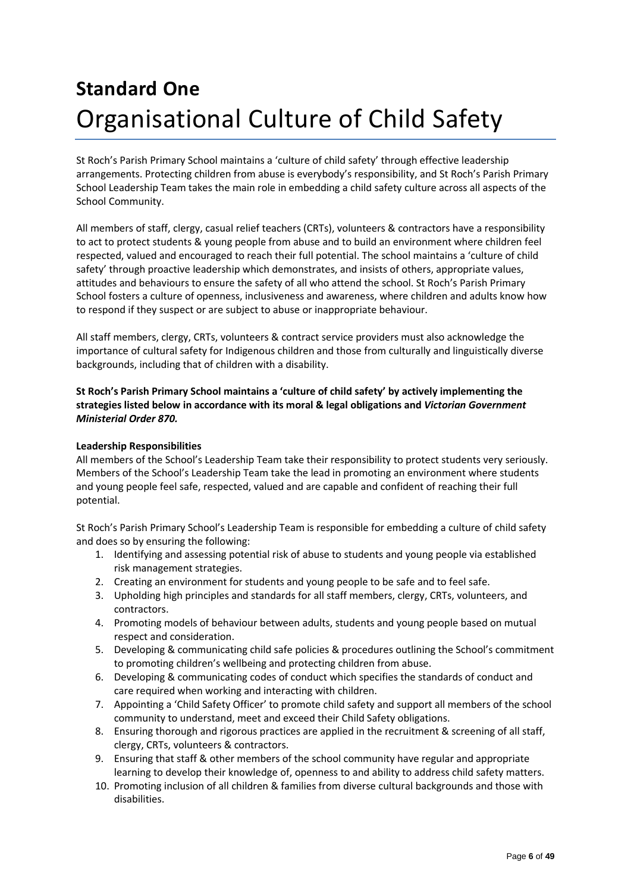# Standard One

# Organisational Culture of Child Safety

St Roch's Parish Primary School maintains a 'culture of child safety' through effective leadership arrangements. Protecting children from abuse is everybody's responsibility, and St Roch's Parish Primary School Leadership Team takes the main role in embedding a child safety culture across all aspects of the School Community.

All members of staff, clergy, casual relief teachers (CRTs), volunteers & contractors have a responsibility to act to protect students & young people from abuse and to build an environment where children feel respected, valued and encouraged to reach their full potential. The school maintains a 'culture of child safety' through proactive leadership which demonstrates, and insists of others, appropriate values, attitudes and behaviours to ensure the safety of all who attend the school. St Roch's Parish Primary School fosters a culture of openness, inclusiveness and awareness, where children and adults know how to respond if they suspect or are subject to abuse or inappropriate behaviour.

All staff members, clergy, CRTs, volunteers & contract service providers must also acknowledge the importance of cultural safety for Indigenous children and those from culturally and linguistically diverse backgrounds, including that of children with a disability.

**St Roch's Parish Primary School maintains a 'culture of child safety' by actively implementing the strategies listed below in accordance with its moral & legal obligations and *Victorian Government Ministerial Order 870.***

**Leadership Responsibilities**

All members of the School's Leadership Team take their responsibility to protect students very seriously. Members of the School's Leadership Team take the lead in promoting an environment where students and young people feel safe, respected, valued and are capable and confident of reaching their full potential.

St Roch's Parish Primary School's Leadership Team is responsible for embedding a culture of child safety and does so by ensuring the following:

1. Identifying and assessing potential risk of abuse to students and young people via established risk management strategies.
2. Creating an environment for students and young people to be safe and to feel safe.
3. Upholding high principles and standards for all staff members, clergy, CRTs, volunteers, and contractors.
4. Promoting models of behaviour between adults, students and young people based on mutual respect and consideration.
5. Developing & communicating child safe policies & procedures outlining the School's commitment to promoting children's wellbeing and protecting children from abuse.
6. Developing & communicating codes of conduct which specifies the standards of conduct and care required when working and interacting with children.
7. Appointing a 'Child Safety Officer' to promote child safety and support all members of the school community to understand, meet and exceed their Child Safety obligations.
8. Ensuring thorough and rigorous practices are applied in the recruitment & screening of all staff, clergy, CRTs, volunteers & contractors.
9. Ensuring that staff & other members of the school community have regular and appropriate learning to develop their knowledge of, openness to and ability to address child safety matters.
10. Promoting inclusion of all children & families from diverse cultural backgrounds and those with disabilities.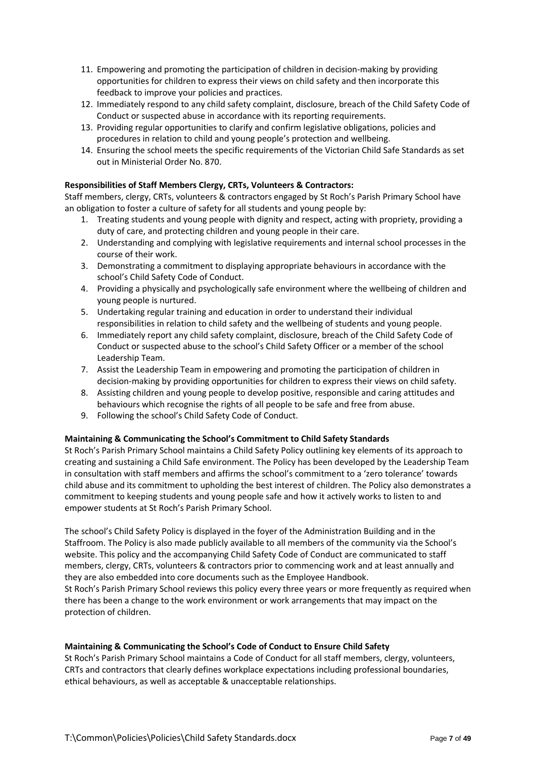11. Empowering and promoting the participation of children in decision-making by providing opportunities for children to express their views on child safety and then incorporate this feedback to improve your policies and practices.
12. Immediately respond to any child safety complaint, disclosure, breach of the Child Safety Code of Conduct or suspected abuse in accordance with its reporting requirements.
13. Providing regular opportunities to clarify and confirm legislative obligations, policies and procedures in relation to child and young people's protection and wellbeing.
14. Ensuring the school meets the specific requirements of the Victorian Child Safe Standards as set out in Ministerial Order No. 870.

**Responsibilities of Staff Members Clergy, CRTs, Volunteers & Contractors:**

Staff members, clergy, CRTs, volunteers & contractors engaged by St Roch's Parish Primary School have an obligation to foster a culture of safety for all students and young people by:

1. Treating students and young people with dignity and respect, acting with propriety, providing a duty of care, and protecting children and young people in their care.
2. Understanding and complying with legislative requirements and internal school processes in the course of their work.
3. Demonstrating a commitment to displaying appropriate behaviours in accordance with the school's Child Safety Code of Conduct.
4. Providing a physically and psychologically safe environment where the wellbeing of children and young people is nurtured.
5. Undertaking regular training and education in order to understand their individual responsibilities in relation to child safety and the wellbeing of students and young people.
6. Immediately report any child safety complaint, disclosure, breach of the Child Safety Code of Conduct or suspected abuse to the school's Child Safety Officer or a member of the school Leadership Team.
7. Assist the Leadership Team in empowering and promoting the participation of children in decision-making by providing opportunities for children to express their views on child safety.
8. Assisting children and young people to develop positive, responsible and caring attitudes and behaviours which recognise the rights of all people to be safe and free from abuse.
9. Following the school's Child Safety Code of Conduct.

**Maintaining & Communicating the School's Commitment to Child Safety Standards**

St Roch's Parish Primary School maintains a Child Safety Policy outlining key elements of its approach to creating and sustaining a Child Safe environment. The Policy has been developed by the Leadership Team in consultation with staff members and affirms the school's commitment to a 'zero tolerance' towards child abuse and its commitment to upholding the best interest of children. The Policy also demonstrates a commitment to keeping students and young people safe and how it actively works to listen to and empower students at St Roch's Parish Primary School.

The school's Child Safety Policy is displayed in the foyer of the Administration Building and in the Staffroom. The Policy is also made publicly available to all members of the community via the School's website. This policy and the accompanying Child Safety Code of Conduct are communicated to staff members, clergy, CRTs, volunteers & contractors prior to commencing work and at least annually and they are also embedded into core documents such as the Employee Handbook.
St Roch's Parish Primary School reviews this policy every three years or more frequently as required when there has been a change to the work environment or work arrangements that may impact on the protection of children.

**Maintaining & Communicating the School's Code of Conduct to Ensure Child Safety**

St Roch's Parish Primary School maintains a Code of Conduct for all staff members, clergy, volunteers, CRTs and contractors that clearly defines workplace expectations including professional boundaries, ethical behaviours, as well as acceptable & unacceptable relationships.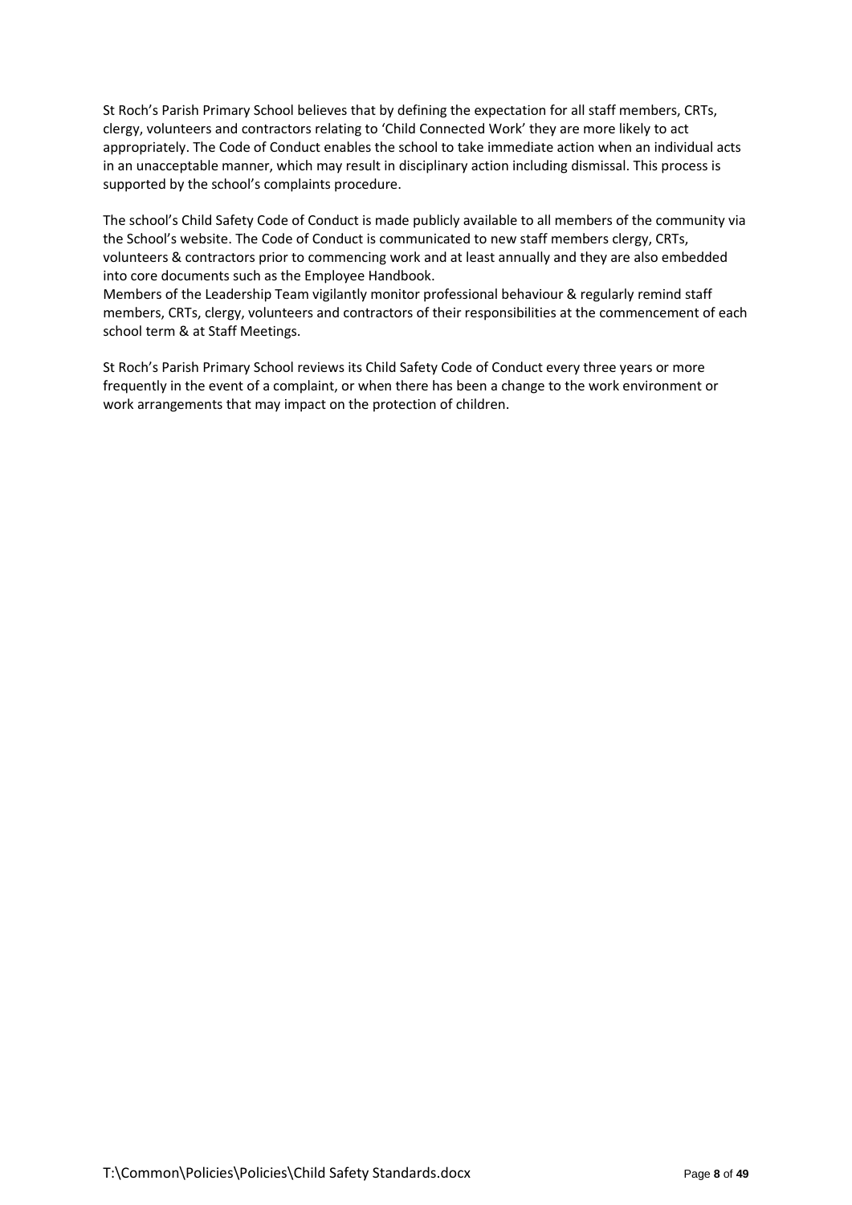St Roch's Parish Primary School believes that by defining the expectation for all staff members, CRTs, clergy, volunteers and contractors relating to 'Child Connected Work' they are more likely to act appropriately. The Code of Conduct enables the school to take immediate action when an individual acts in an unacceptable manner, which may result in disciplinary action including dismissal. This process is supported by the school's complaints procedure.

The school's Child Safety Code of Conduct is made publicly available to all members of the community via the School's website. The Code of Conduct is communicated to new staff members clergy, CRTs, volunteers & contractors prior to commencing work and at least annually and they are also embedded into core documents such as the Employee Handbook.
Members of the Leadership Team vigilantly monitor professional behaviour & regularly remind staff members, CRTs, clergy, volunteers and contractors of their responsibilities at the commencement of each school term & at Staff Meetings.

St Roch's Parish Primary School reviews its Child Safety Code of Conduct every three years or more frequently in the event of a complaint, or when there has been a change to the work environment or work arrangements that may impact on the protection of children.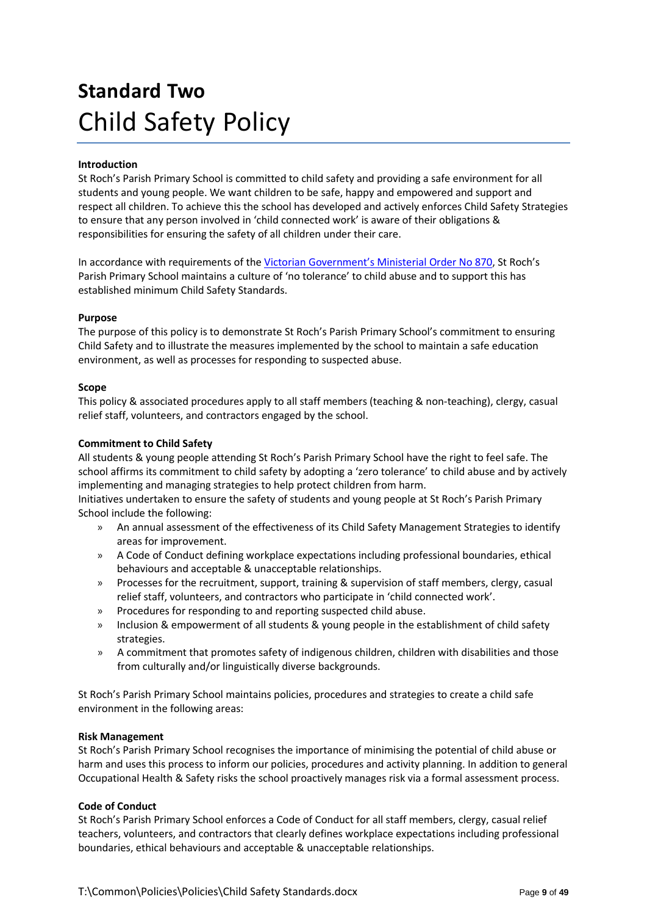# Standard Two

## Child Safety Policy

**Introduction**

St Roch's Parish Primary School is committed to child safety and providing a safe environment for all students and young people. We want children to be safe, happy and empowered and support and respect all children. To achieve this the school has developed and actively enforces Child Safety Strategies to ensure that any person involved in 'child connected work' is aware of their obligations & responsibilities for ensuring the safety of all children under their care.

In accordance with requirements of the Victorian Government's Ministerial Order No 870, St Roch's Parish Primary School maintains a culture of 'no tolerance' to child abuse and to support this has established minimum Child Safety Standards.

**Purpose**

The purpose of this policy is to demonstrate St Roch's Parish Primary School's commitment to ensuring Child Safety and to illustrate the measures implemented by the school to maintain a safe education environment, as well as processes for responding to suspected abuse.

**Scope**

This policy & associated procedures apply to all staff members (teaching & non-teaching), clergy, casual relief staff, volunteers, and contractors engaged by the school.

**Commitment to Child Safety**

All students & young people attending St Roch's Parish Primary School have the right to feel safe. The school affirms its commitment to child safety by adopting a 'zero tolerance' to child abuse and by actively implementing and managing strategies to help protect children from harm.
Initiatives undertaken to ensure the safety of students and young people at St Roch's Parish Primary School include the following:

- An annual assessment of the effectiveness of its Child Safety Management Strategies to identify areas for improvement.
- A Code of Conduct defining workplace expectations including professional boundaries, ethical behaviours and acceptable & unacceptable relationships.
- Processes for the recruitment, support, training & supervision of staff members, clergy, casual relief staff, volunteers, and contractors who participate in 'child connected work'.
- Procedures for responding to and reporting suspected child abuse.
- Inclusion & empowerment of all students & young people in the establishment of child safety strategies.
- A commitment that promotes safety of indigenous children, children with disabilities and those from culturally and/or linguistically diverse backgrounds.

St Roch's Parish Primary School maintains policies, procedures and strategies to create a child safe environment in the following areas:

**Risk Management**

St Roch's Parish Primary School recognises the importance of minimising the potential of child abuse or harm and uses this process to inform our policies, procedures and activity planning. In addition to general Occupational Health & Safety risks the school proactively manages risk via a formal assessment process.

**Code of Conduct**

St Roch's Parish Primary School enforces a Code of Conduct for all staff members, clergy, casual relief teachers, volunteers, and contractors that clearly defines workplace expectations including professional boundaries, ethical behaviours and acceptable & unacceptable relationships.

T:\Common\Policies\Policies\Child Safety Standards.docx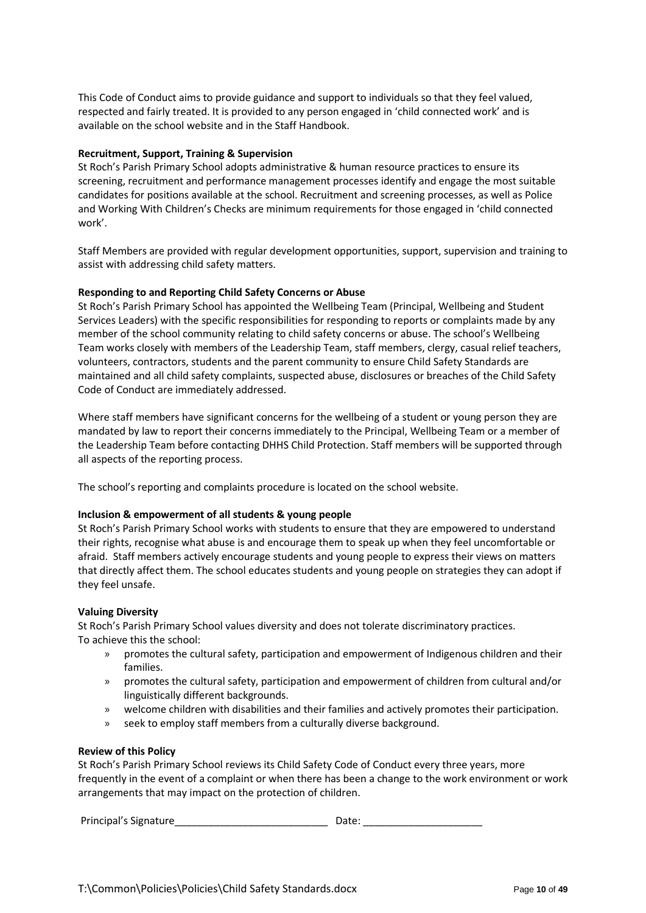This Code of Conduct aims to provide guidance and support to individuals so that they feel valued, respected and fairly treated. It is provided to any person engaged in 'child connected work' and is available on the school website and in the Staff Handbook.

**Recruitment, Support, Training & Supervision**

St Roch's Parish Primary School adopts administrative & human resource practices to ensure its screening, recruitment and performance management processes identify and engage the most suitable candidates for positions available at the school. Recruitment and screening processes, as well as Police and Working With Children's Checks are minimum requirements for those engaged in 'child connected work'.

Staff Members are provided with regular development opportunities, support, supervision and training to assist with addressing child safety matters.

**Responding to and Reporting Child Safety Concerns or Abuse**

St Roch's Parish Primary School has appointed the Wellbeing Team (Principal, Wellbeing and Student Services Leaders) with the specific responsibilities for responding to reports or complaints made by any member of the school community relating to child safety concerns or abuse. The school's Wellbeing Team works closely with members of the Leadership Team, staff members, clergy, casual relief teachers, volunteers, contractors, students and the parent community to ensure Child Safety Standards are maintained and all child safety complaints, suspected abuse, disclosures or breaches of the Child Safety Code of Conduct are immediately addressed.

Where staff members have significant concerns for the wellbeing of a student or young person they are mandated by law to report their concerns immediately to the Principal, Wellbeing Team or a member of the Leadership Team before contacting DHHS Child Protection. Staff members will be supported through all aspects of the reporting process.

The school's reporting and complaints procedure is located on the school website.

**Inclusion & empowerment of all students & young people**

St Roch's Parish Primary School works with students to ensure that they are empowered to understand their rights, recognise what abuse is and encourage them to speak up when they feel uncomfortable or afraid. Staff members actively encourage students and young people to express their views on matters that directly affect them. The school educates students and young people on strategies they can adopt if they feel unsafe.

**Valuing Diversity**

St Roch's Parish Primary School values diversity and does not tolerate discriminatory practices.
To achieve this the school:

- promotes the cultural safety, participation and empowerment of Indigenous children and their families.
- promotes the cultural safety, participation and empowerment of children from cultural and/or linguistically different backgrounds.
- welcome children with disabilities and their families and actively promotes their participation.
- seek to employ staff members from a culturally diverse background.

**Review of this Policy**

St Roch's Parish Primary School reviews its Child Safety Code of Conduct every three years, more frequently in the event of a complaint or when there has been a change to the work environment or work arrangements that may impact on the protection of children.

Principal's Signature___________________________ Date: _____________________

T:\Common\Policies\Policies\Child Safety Standards.docx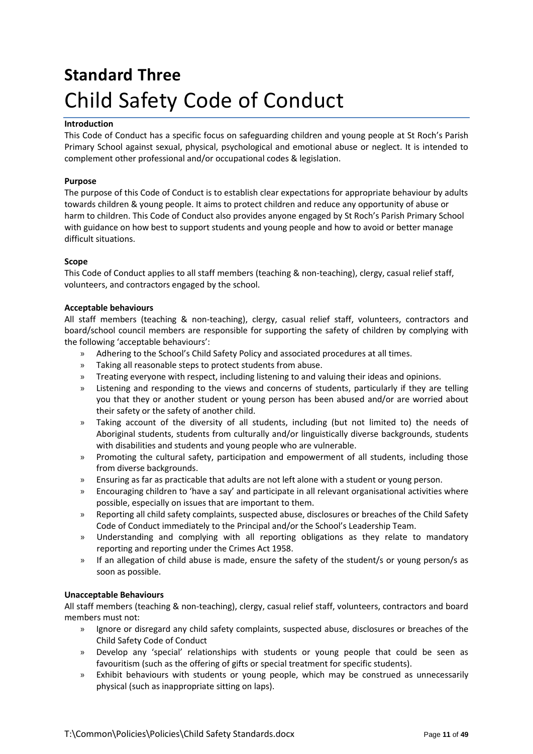# Standard Three

## Child Safety Code of Conduct

**Introduction**

This Code of Conduct has a specific focus on safeguarding children and young people at St Roch's Parish Primary School against sexual, physical, psychological and emotional abuse or neglect. It is intended to complement other professional and/or occupational codes & legislation.

**Purpose**

The purpose of this Code of Conduct is to establish clear expectations for appropriate behaviour by adults towards children & young people. It aims to protect children and reduce any opportunity of abuse or harm to children. This Code of Conduct also provides anyone engaged by St Roch's Parish Primary School with guidance on how best to support students and young people and how to avoid or better manage difficult situations.

**Scope**

This Code of Conduct applies to all staff members (teaching & non-teaching), clergy, casual relief staff, volunteers, and contractors engaged by the school.

**Acceptable behaviours**

All staff members (teaching & non-teaching), clergy, casual relief staff, volunteers, contractors and board/school council members are responsible for supporting the safety of children by complying with the following 'acceptable behaviours':

- Adhering to the School's Child Safety Policy and associated procedures at all times.
- Taking all reasonable steps to protect students from abuse.
- Treating everyone with respect, including listening to and valuing their ideas and opinions.
- Listening and responding to the views and concerns of students, particularly if they are telling you that they or another student or young person has been abused and/or are worried about their safety or the safety of another child.
- Taking account of the diversity of all students, including (but not limited to) the needs of Aboriginal students, students from culturally and/or linguistically diverse backgrounds, students with disabilities and students and young people who are vulnerable.
- Promoting the cultural safety, participation and empowerment of all students, including those from diverse backgrounds.
- Ensuring as far as practicable that adults are not left alone with a student or young person.
- Encouraging children to 'have a say' and participate in all relevant organisational activities where possible, especially on issues that are important to them.
- Reporting all child safety complaints, suspected abuse, disclosures or breaches of the Child Safety Code of Conduct immediately to the Principal and/or the School's Leadership Team.
- Understanding and complying with all reporting obligations as they relate to mandatory reporting and reporting under the Crimes Act 1958.
- If an allegation of child abuse is made, ensure the safety of the student/s or young person/s as soon as possible.

**Unacceptable Behaviours**

All staff members (teaching & non-teaching), clergy, casual relief staff, volunteers, contractors and board members must not:

- Ignore or disregard any child safety complaints, suspected abuse, disclosures or breaches of the Child Safety Code of Conduct
- Develop any 'special' relationships with students or young people that could be seen as favouritism (such as the offering of gifts or special treatment for specific students).
- Exhibit behaviours with students or young people, which may be construed as unnecessarily physical (such as inappropriate sitting on laps).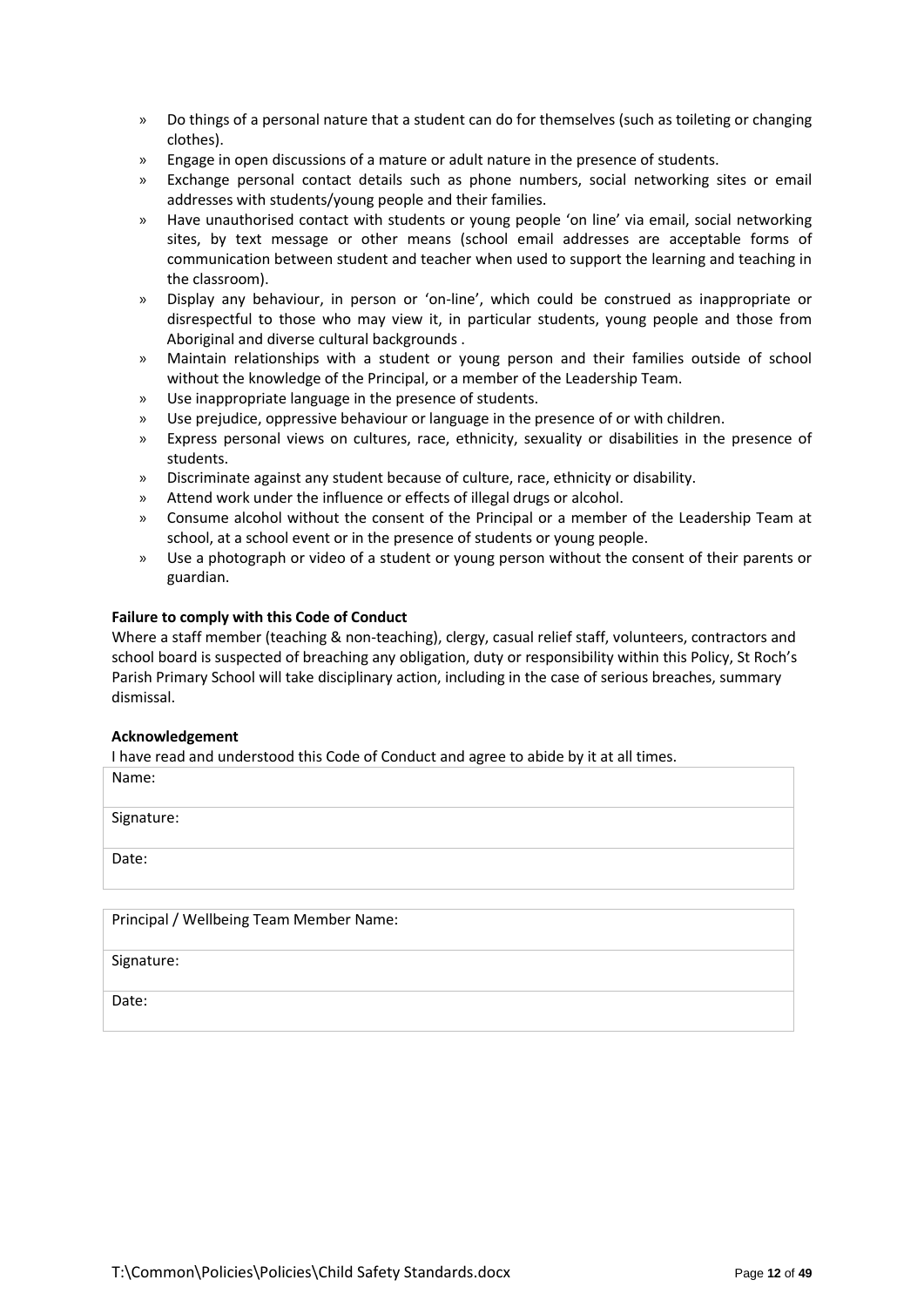- Do things of a personal nature that a student can do for themselves (such as toileting or changing clothes).
- Engage in open discussions of a mature or adult nature in the presence of students.
- Exchange personal contact details such as phone numbers, social networking sites or email addresses with students/young people and their families.
- Have unauthorised contact with students or young people 'on line' via email, social networking sites, by text message or other means (school email addresses are acceptable forms of communication between student and teacher when used to support the learning and teaching in the classroom).
- Display any behaviour, in person or 'on-line', which could be construed as inappropriate or disrespectful to those who may view it, in particular students, young people and those from Aboriginal and diverse cultural backgrounds .
- Maintain relationships with a student or young person and their families outside of school without the knowledge of the Principal, or a member of the Leadership Team.
- Use inappropriate language in the presence of students.
- Use prejudice, oppressive behaviour or language in the presence of or with children.
- Express personal views on cultures, race, ethnicity, sexuality or disabilities in the presence of students.
- Discriminate against any student because of culture, race, ethnicity or disability.
- Attend work under the influence or effects of illegal drugs or alcohol.
- Consume alcohol without the consent of the Principal or a member of the Leadership Team at school, at a school event or in the presence of students or young people.
- Use a photograph or video of a student or young person without the consent of their parents or guardian.

**Failure to comply with this Code of Conduct**

Where a staff member (teaching & non-teaching), clergy, casual relief staff, volunteers, contractors and school board is suspected of breaching any obligation, duty or responsibility within this Policy, St Roch's Parish Primary School will take disciplinary action, including in the case of serious breaches, summary dismissal.

**Acknowledgement**

I have read and understood this Code of Conduct and agree to abide by it at all times.

| Name: |
|---|
| Signature: |
| Date: |

| Principal / Wellbeing Team Member Name: |
|---|
| Signature: |
| Date: |

T:\Common\Policies\Policies\Child Safety Standards.docx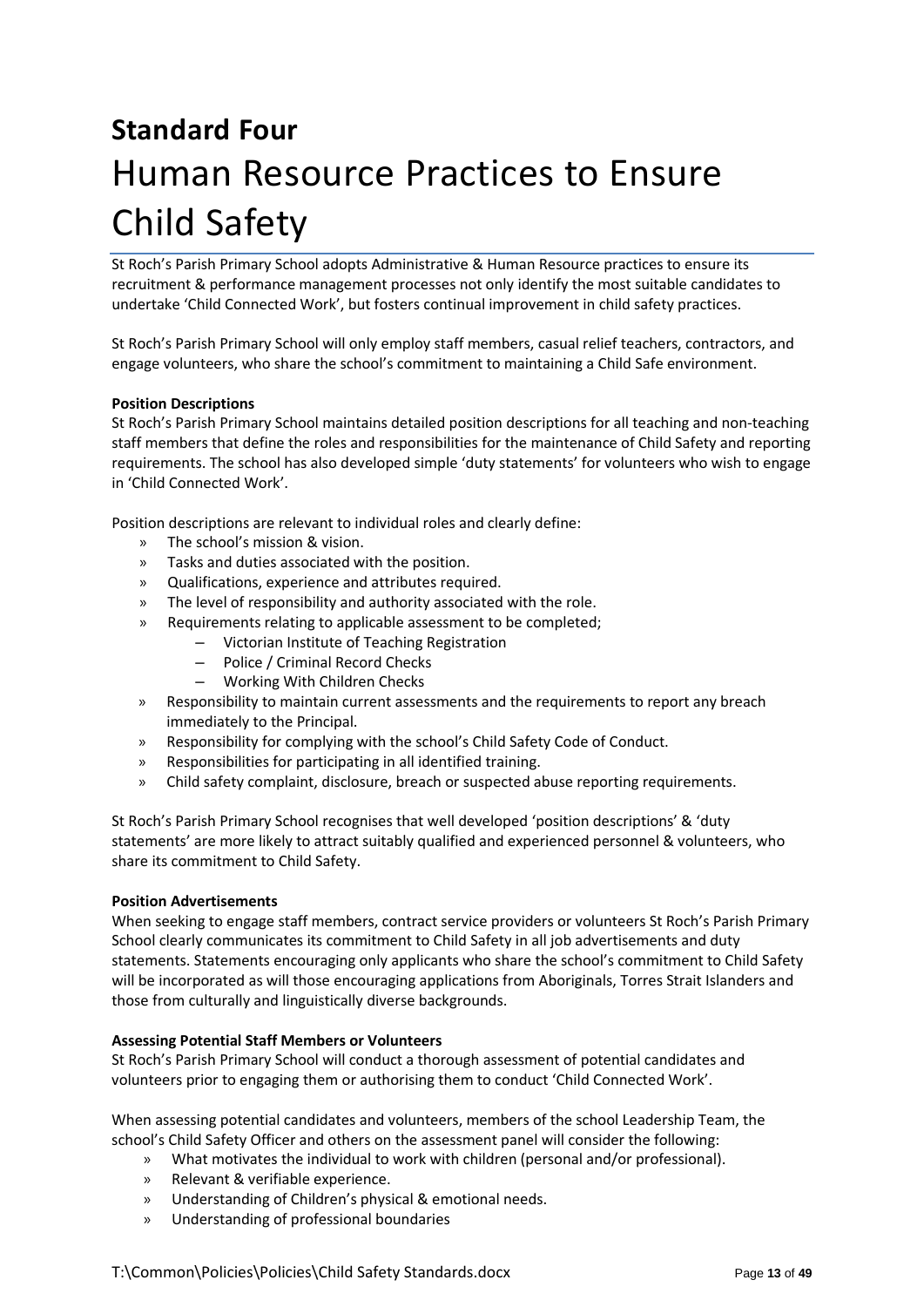# Standard Four

## Human Resource Practices to Ensure Child Safety

St Roch's Parish Primary School adopts Administrative & Human Resource practices to ensure its recruitment & performance management processes not only identify the most suitable candidates to undertake 'Child Connected Work', but fosters continual improvement in child safety practices.

St Roch's Parish Primary School will only employ staff members, casual relief teachers, contractors, and engage volunteers, who share the school's commitment to maintaining a Child Safe environment.

**Position Descriptions**

St Roch's Parish Primary School maintains detailed position descriptions for all teaching and non-teaching staff members that define the roles and responsibilities for the maintenance of Child Safety and reporting requirements. The school has also developed simple 'duty statements' for volunteers who wish to engage in 'Child Connected Work'.

Position descriptions are relevant to individual roles and clearly define:

- The school's mission & vision.
- Tasks and duties associated with the position.
- Qualifications, experience and attributes required.
- The level of responsibility and authority associated with the role.
- Requirements relating to applicable assessment to be completed;
  - Victorian Institute of Teaching Registration
  - Police / Criminal Record Checks
  - Working With Children Checks
- Responsibility to maintain current assessments and the requirements to report any breach immediately to the Principal.
- Responsibility for complying with the school's Child Safety Code of Conduct.
- Responsibilities for participating in all identified training.
- Child safety complaint, disclosure, breach or suspected abuse reporting requirements.

St Roch's Parish Primary School recognises that well developed 'position descriptions' & 'duty statements' are more likely to attract suitably qualified and experienced personnel & volunteers, who share its commitment to Child Safety.

**Position Advertisements**

When seeking to engage staff members, contract service providers or volunteers St Roch's Parish Primary School clearly communicates its commitment to Child Safety in all job advertisements and duty statements. Statements encouraging only applicants who share the school's commitment to Child Safety will be incorporated as will those encouraging applications from Aboriginals, Torres Strait Islanders and those from culturally and linguistically diverse backgrounds.

**Assessing Potential Staff Members or Volunteers**

St Roch's Parish Primary School will conduct a thorough assessment of potential candidates and volunteers prior to engaging them or authorising them to conduct 'Child Connected Work'.

When assessing potential candidates and volunteers, members of the school Leadership Team, the school's Child Safety Officer and others on the assessment panel will consider the following:

- What motivates the individual to work with children (personal and/or professional).
- Relevant & verifiable experience.
- Understanding of Children's physical & emotional needs.
- Understanding of professional boundaries

T:\Common\Policies\Policies\Child Safety Standards.docx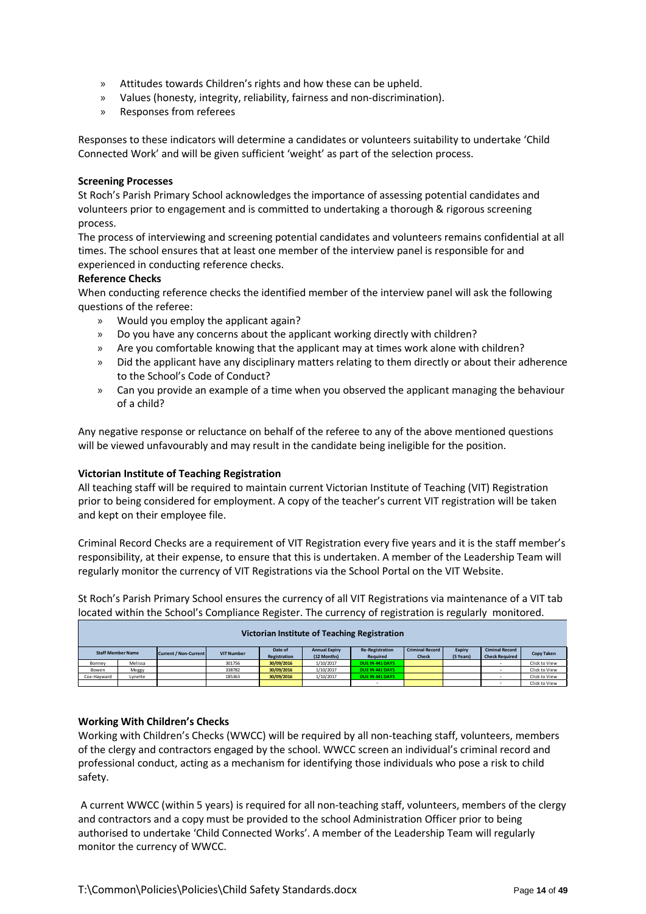- Attitudes towards Children's rights and how these can be upheld.
- Values (honesty, integrity, reliability, fairness and non-discrimination).
- Responses from referees

Responses to these indicators will determine a candidates or volunteers suitability to undertake 'Child Connected Work' and will be given sufficient 'weight' as part of the selection process.

**Screening Processes**

St Roch's Parish Primary School acknowledges the importance of assessing potential candidates and volunteers prior to engagement and is committed to undertaking a thorough & rigorous screening process.

The process of interviewing and screening potential candidates and volunteers remains confidential at all times. The school ensures that at least one member of the interview panel is responsible for and experienced in conducting reference checks.

**Reference Checks**

When conducting reference checks the identified member of the interview panel will ask the following questions of the referee:

- Would you employ the applicant again?
- Do you have any concerns about the applicant working directly with children?
- Are you comfortable knowing that the applicant may at times work alone with children?
- Did the applicant have any disciplinary matters relating to them directly or about their adherence to the School's Code of Conduct?
- Can you provide an example of a time when you observed the applicant managing the behaviour of a child?

Any negative response or reluctance on behalf of the referee to any of the above mentioned questions will be viewed unfavourably and may result in the candidate being ineligible for the position.

**Victorian Institute of Teaching Registration**

All teaching staff will be required to maintain current Victorian Institute of Teaching (VIT) Registration prior to being considered for employment. A copy of the teacher's current VIT registration will be taken and kept on their employee file.

Criminal Record Checks are a requirement of VIT Registration every five years and it is the staff member's responsibility, at their expense, to ensure that this is undertaken. A member of the Leadership Team will regularly monitor the currency of VIT Registrations via the School Portal on the VIT Website.

St Roch's Parish Primary School ensures the currency of all VIT Registrations via maintenance of a VIT tab located within the School's Compliance Register. The currency of registration is regularly monitored.

| Victorian Institute of Teaching Registration | | | | | | | | | | |
|---|---|---|---|---|---|---|---|---|---|---|
| Staff Member Name | | Current / Non-Current | VIT Number | Date of Registration | Annual Expiry (12 Months) | Re-Registration Required | Criminal Record Check | Expiry (5 Years) | Ciminal Record Check Required | Copy Taken |
| Bonney | Melissa | | 301756 | 30/09/2016 | 1/10/2017 | DUE IN 441 DAYS | | | - | Click to View |
| Bowen | Meggy | | 338782 | 30/09/2016 | 1/10/2017 | DUE IN 441 DAYS | | | - | Click to View |
| Cox-Hayward | Lynette | | 185363 | 30/09/2016 | 1/10/2017 | DUE IN 441 DAYS | | | - | Click to View |
| | | | | | | - | | | - | Click to View |

**Working With Children's Checks**

Working with Children's Checks (WWCC) will be required by all non-teaching staff, volunteers, members of the clergy and contractors engaged by the school. WWCC screen an individual's criminal record and professional conduct, acting as a mechanism for identifying those individuals who pose a risk to child safety.

A current WWCC (within 5 years) is required for all non-teaching staff, volunteers, members of the clergy and contractors and a copy must be provided to the school Administration Officer prior to being authorised to undertake 'Child Connected Works'. A member of the Leadership Team will regularly monitor the currency of WWCC.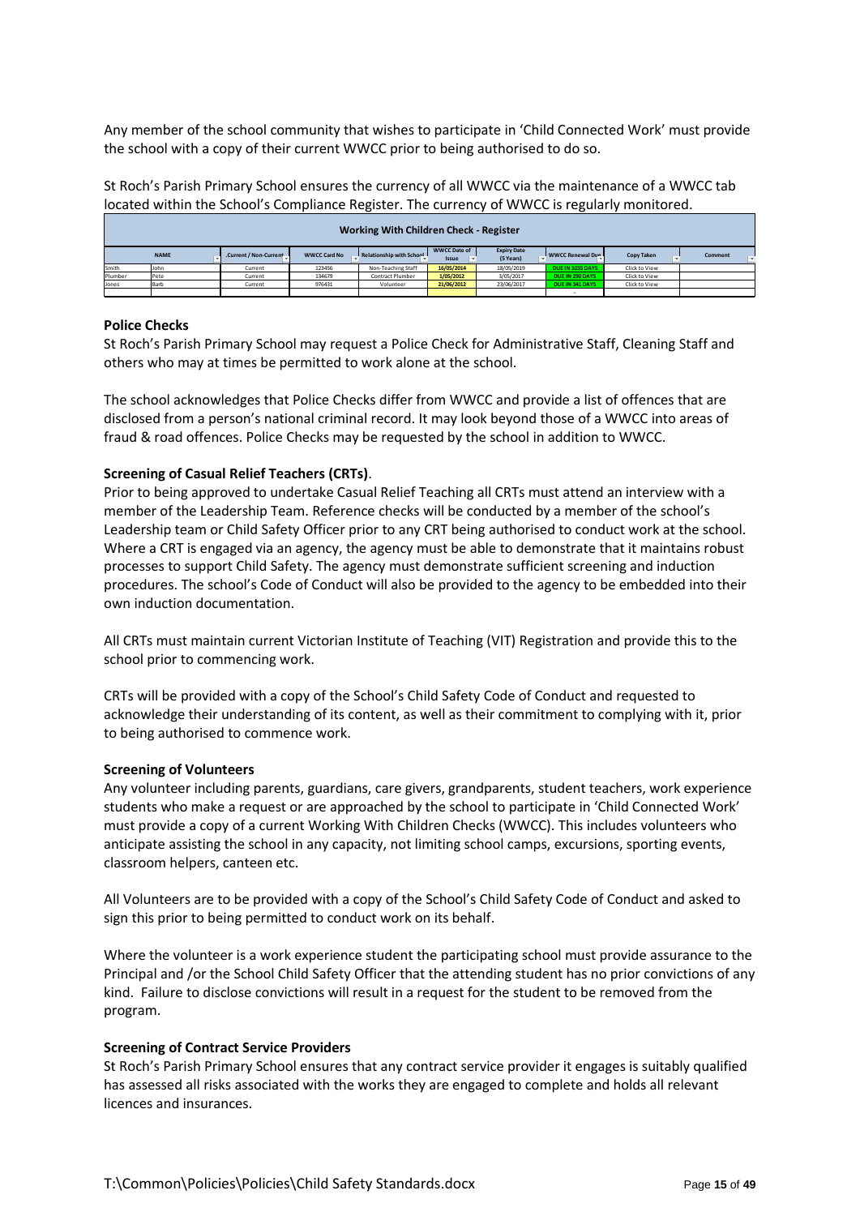Any member of the school community that wishes to participate in 'Child Connected Work' must provide the school with a copy of their current WWCC prior to being authorised to do so.

St Roch's Parish Primary School ensures the currency of all WWCC via the maintenance of a WWCC tab located within the School's Compliance Register. The currency of WWCC is regularly monitored.

| Working With Children Check - Register | | | | | | | | | |
|---|---|---|---|---|---|---|---|---|---|
| NAME | | Current / Non-Current | WWCC Card No | Relationship with School | WWCC Date of Issue | Expiry Date (5 Years) | WWCC Renewal Due | Copy Taken | Comment |
| Smith | John | Current | 123456 | Non-Teaching Staff | 16/05/2014 | 18/05/2019 | DUE IN 1035 DAYS | Click to View | |
| Plumber | Pete | Current | 134679 | Contract Plumber | 1/05/2012 | 3/05/2017 | DUE IN 290 DAYS | Click to View | |
| Jones | Barb | Current | 976431 | Volunteer | 21/06/2012 | 23/06/2017 | DUE IN 341 DAYS | Click to View | |

**Police Checks**

St Roch's Parish Primary School may request a Police Check for Administrative Staff, Cleaning Staff and others who may at times be permitted to work alone at the school.

The school acknowledges that Police Checks differ from WWCC and provide a list of offences that are disclosed from a person's national criminal record. It may look beyond those of a WWCC into areas of fraud & road offences. Police Checks may be requested by the school in addition to WWCC.

**Screening of Casual Relief Teachers (CRTs)**.

Prior to being approved to undertake Casual Relief Teaching all CRTs must attend an interview with a member of the Leadership Team. Reference checks will be conducted by a member of the school's Leadership team or Child Safety Officer prior to any CRT being authorised to conduct work at the school. Where a CRT is engaged via an agency, the agency must be able to demonstrate that it maintains robust processes to support Child Safety. The agency must demonstrate sufficient screening and induction procedures. The school's Code of Conduct will also be provided to the agency to be embedded into their own induction documentation.

All CRTs must maintain current Victorian Institute of Teaching (VIT) Registration and provide this to the school prior to commencing work.

CRTs will be provided with a copy of the School's Child Safety Code of Conduct and requested to acknowledge their understanding of its content, as well as their commitment to complying with it, prior to being authorised to commence work.

**Screening of Volunteers**

Any volunteer including parents, guardians, care givers, grandparents, student teachers, work experience students who make a request or are approached by the school to participate in 'Child Connected Work' must provide a copy of a current Working With Children Checks (WWCC). This includes volunteers who anticipate assisting the school in any capacity, not limiting school camps, excursions, sporting events, classroom helpers, canteen etc.

All Volunteers are to be provided with a copy of the School's Child Safety Code of Conduct and asked to sign this prior to being permitted to conduct work on its behalf.

Where the volunteer is a work experience student the participating school must provide assurance to the Principal and /or the School Child Safety Officer that the attending student has no prior convictions of any kind. Failure to disclose convictions will result in a request for the student to be removed from the program.

**Screening of Contract Service Providers**

St Roch's Parish Primary School ensures that any contract service provider it engages is suitably qualified has assessed all risks associated with the works they are engaged to complete and holds all relevant licences and insurances.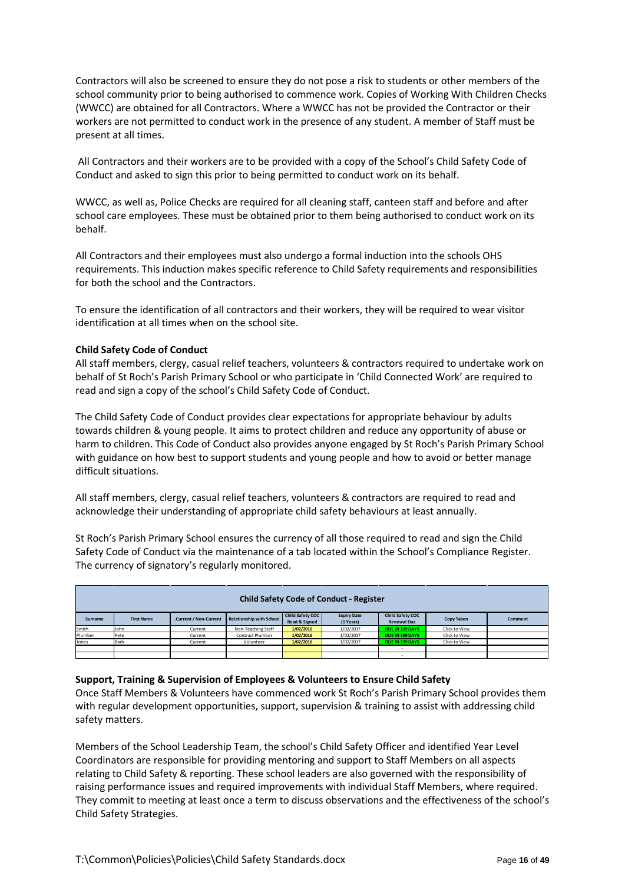Contractors will also be screened to ensure they do not pose a risk to students or other members of the school community prior to being authorised to commence work. Copies of Working With Children Checks (WWCC) are obtained for all Contractors. Where a WWCC has not be provided the Contractor or their workers are not permitted to conduct work in the presence of any student. A member of Staff must be present at all times.

All Contractors and their workers are to be provided with a copy of the School's Child Safety Code of Conduct and asked to sign this prior to being permitted to conduct work on its behalf.

WWCC, as well as, Police Checks are required for all cleaning staff, canteen staff and before and after school care employees. These must be obtained prior to them being authorised to conduct work on its behalf.

All Contractors and their employees must also undergo a formal induction into the schools OHS requirements. This induction makes specific reference to Child Safety requirements and responsibilities for both the school and the Contractors.

To ensure the identification of all contractors and their workers, they will be required to wear visitor identification at all times when on the school site.

**Child Safety Code of Conduct**

All staff members, clergy, casual relief teachers, volunteers & contractors required to undertake work on behalf of St Roch's Parish Primary School or who participate in 'Child Connected Work' are required to read and sign a copy of the school's Child Safety Code of Conduct.

The Child Safety Code of Conduct provides clear expectations for appropriate behaviour by adults towards children & young people. It aims to protect children and reduce any opportunity of abuse or harm to children. This Code of Conduct also provides anyone engaged by St Roch's Parish Primary School with guidance on how best to support students and young people and how to avoid or better manage difficult situations.

All staff members, clergy, casual relief teachers, volunteers & contractors are required to read and acknowledge their understanding of appropriate child safety behaviours at least annually.

St Roch's Parish Primary School ensures the currency of all those required to read and sign the Child Safety Code of Conduct via the maintenance of a tab located within the School's Compliance Register. The currency of signatory's regularly monitored.

| Child Safety Code of Conduct - Register | | | | | | | | |
|---|---|---|---|---|---|---|---|---|
| Surname | First Name | .Current / Non-Current | Relationship with School | Child Safety COC Read & Signed | Expiry Date (1 Years) | Child Safety COC Renewal Due | Copy Taken | Comment |
| Smith | John | Current | Non-Teaching Staff | 1/02/2016 | 1/02/2017 | DUE IN 199 DAYS | Click to View | |
| Plumber | Pete | Current | Contract Plumber | 1/02/2016 | 1/02/2017 | DUE IN 199 DAYS | Click to View | |
| Jones | Barb | Current | Volunteer | 1/02/2016 | 1/02/2017 | DUE IN 199 DAYS | Click to View | |
| | | | | | | - | | |
| | | | | | | - | | |

**Support, Training & Supervision of Employees & Volunteers to Ensure Child Safety**

Once Staff Members & Volunteers have commenced work St Roch's Parish Primary School provides them with regular development opportunities, support, supervision & training to assist with addressing child safety matters.

Members of the School Leadership Team, the school's Child Safety Officer and identified Year Level Coordinators are responsible for providing mentoring and support to Staff Members on all aspects relating to Child Safety & reporting. These school leaders are also governed with the responsibility of raising performance issues and required improvements with individual Staff Members, where required. They commit to meeting at least once a term to discuss observations and the effectiveness of the school's Child Safety Strategies.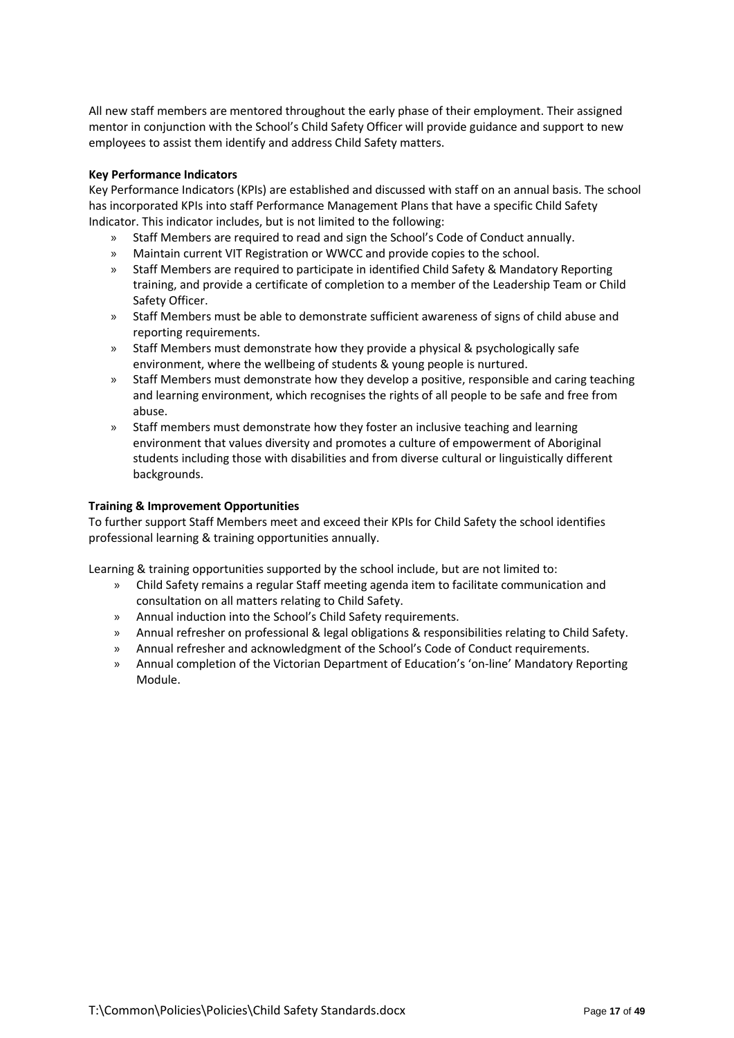All new staff members are mentored throughout the early phase of their employment. Their assigned mentor in conjunction with the School's Child Safety Officer will provide guidance and support to new employees to assist them identify and address Child Safety matters.

**Key Performance Indicators**

Key Performance Indicators (KPIs) are established and discussed with staff on an annual basis. The school has incorporated KPIs into staff Performance Management Plans that have a specific Child Safety Indicator. This indicator includes, but is not limited to the following:

- Staff Members are required to read and sign the School's Code of Conduct annually.
- Maintain current VIT Registration or WWCC and provide copies to the school.
- Staff Members are required to participate in identified Child Safety & Mandatory Reporting training, and provide a certificate of completion to a member of the Leadership Team or Child Safety Officer.
- Staff Members must be able to demonstrate sufficient awareness of signs of child abuse and reporting requirements.
- Staff Members must demonstrate how they provide a physical & psychologically safe environment, where the wellbeing of students & young people is nurtured.
- Staff Members must demonstrate how they develop a positive, responsible and caring teaching and learning environment, which recognises the rights of all people to be safe and free from abuse.
- Staff members must demonstrate how they foster an inclusive teaching and learning environment that values diversity and promotes a culture of empowerment of Aboriginal students including those with disabilities and from diverse cultural or linguistically different backgrounds.

**Training & Improvement Opportunities**

To further support Staff Members meet and exceed their KPIs for Child Safety the school identifies professional learning & training opportunities annually.

Learning & training opportunities supported by the school include, but are not limited to:

- Child Safety remains a regular Staff meeting agenda item to facilitate communication and consultation on all matters relating to Child Safety.
- Annual induction into the School's Child Safety requirements.
- Annual refresher on professional & legal obligations & responsibilities relating to Child Safety.
- Annual refresher and acknowledgment of the School's Code of Conduct requirements.
- Annual completion of the Victorian Department of Education's 'on-line' Mandatory Reporting Module.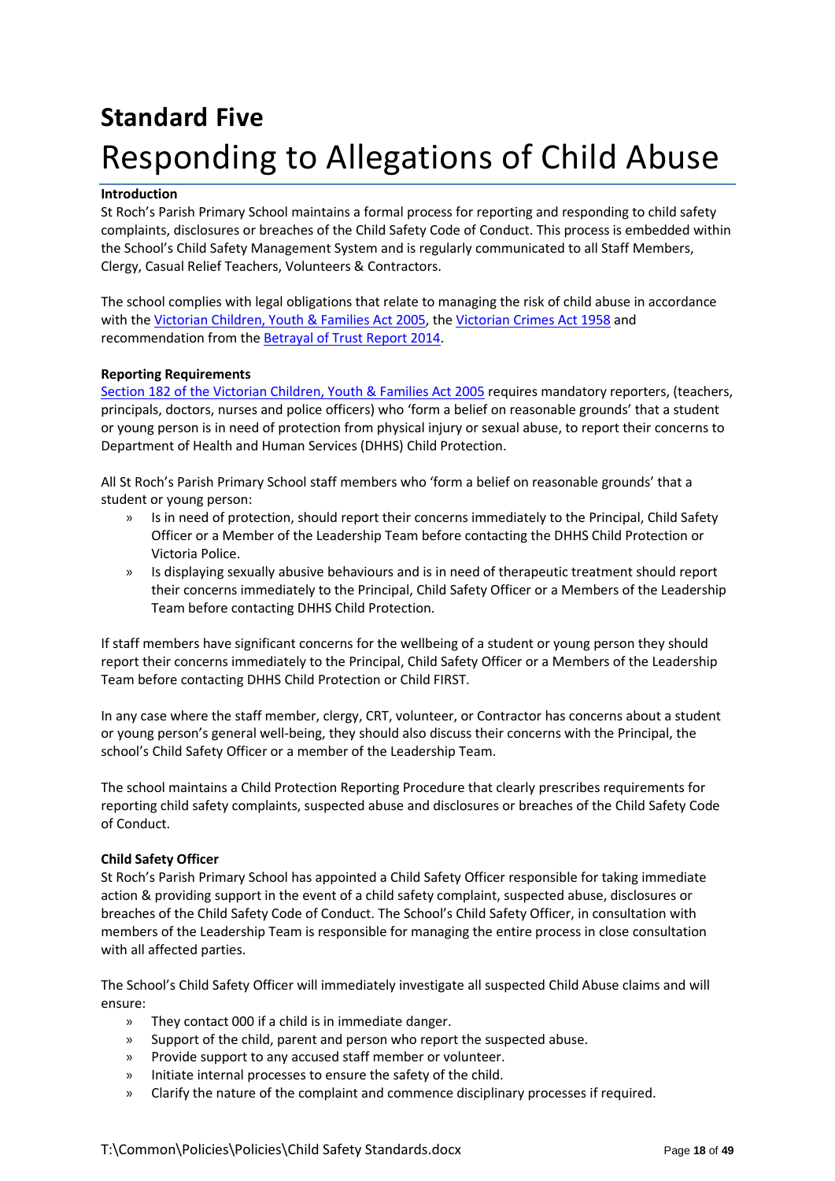# Standard Five

# Responding to Allegations of Child Abuse

**Introduction**

St Roch's Parish Primary School maintains a formal process for reporting and responding to child safety complaints, disclosures or breaches of the Child Safety Code of Conduct. This process is embedded within the School's Child Safety Management System and is regularly communicated to all Staff Members, Clergy, Casual Relief Teachers, Volunteers & Contractors.

The school complies with legal obligations that relate to managing the risk of child abuse in accordance with the Victorian Children, Youth & Families Act 2005, the Victorian Crimes Act 1958 and recommendation from the Betrayal of Trust Report 2014.

**Reporting Requirements**

Section 182 of the Victorian Children, Youth & Families Act 2005 requires mandatory reporters, (teachers, principals, doctors, nurses and police officers) who 'form a belief on reasonable grounds' that a student or young person is in need of protection from physical injury or sexual abuse, to report their concerns to Department of Health and Human Services (DHHS) Child Protection.

All St Roch's Parish Primary School staff members who 'form a belief on reasonable grounds' that a student or young person:

- Is in need of protection, should report their concerns immediately to the Principal, Child Safety Officer or a Member of the Leadership Team before contacting the DHHS Child Protection or Victoria Police.
- Is displaying sexually abusive behaviours and is in need of therapeutic treatment should report their concerns immediately to the Principal, Child Safety Officer or a Members of the Leadership Team before contacting DHHS Child Protection.

If staff members have significant concerns for the wellbeing of a student or young person they should report their concerns immediately to the Principal, Child Safety Officer or a Members of the Leadership Team before contacting DHHS Child Protection or Child FIRST.

In any case where the staff member, clergy, CRT, volunteer, or Contractor has concerns about a student or young person's general well-being, they should also discuss their concerns with the Principal, the school's Child Safety Officer or a member of the Leadership Team.

The school maintains a Child Protection Reporting Procedure that clearly prescribes requirements for reporting child safety complaints, suspected abuse and disclosures or breaches of the Child Safety Code of Conduct.

**Child Safety Officer**

St Roch's Parish Primary School has appointed a Child Safety Officer responsible for taking immediate action & providing support in the event of a child safety complaint, suspected abuse, disclosures or breaches of the Child Safety Code of Conduct. The School's Child Safety Officer, in consultation with members of the Leadership Team is responsible for managing the entire process in close consultation with all affected parties.

The School's Child Safety Officer will immediately investigate all suspected Child Abuse claims and will ensure:

- They contact 000 if a child is in immediate danger.
- Support of the child, parent and person who report the suspected abuse.
- Provide support to any accused staff member or volunteer.
- Initiate internal processes to ensure the safety of the child.
- Clarify the nature of the complaint and commence disciplinary processes if required.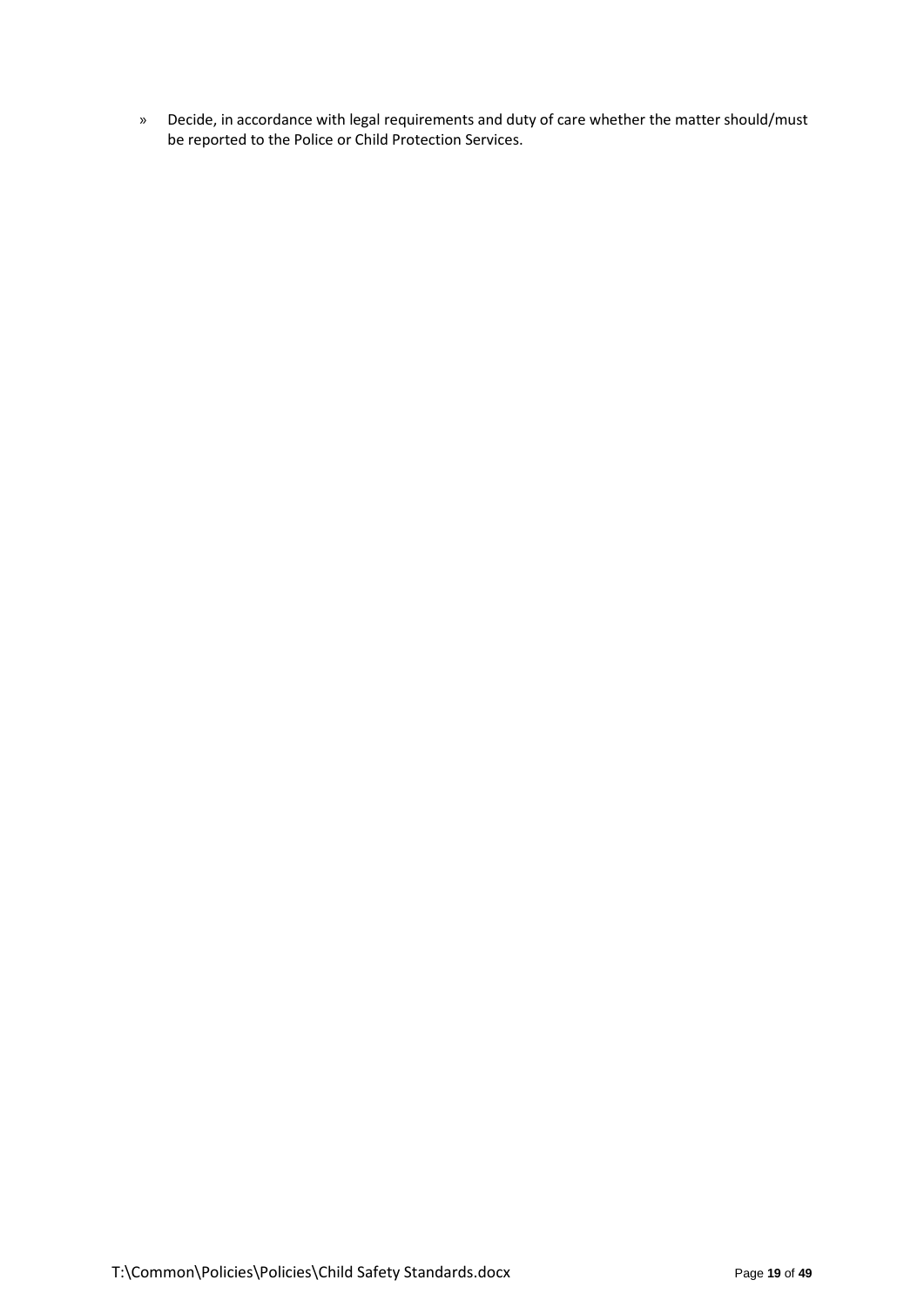- Decide, in accordance with legal requirements and duty of care whether the matter should/must be reported to the Police or Child Protection Services.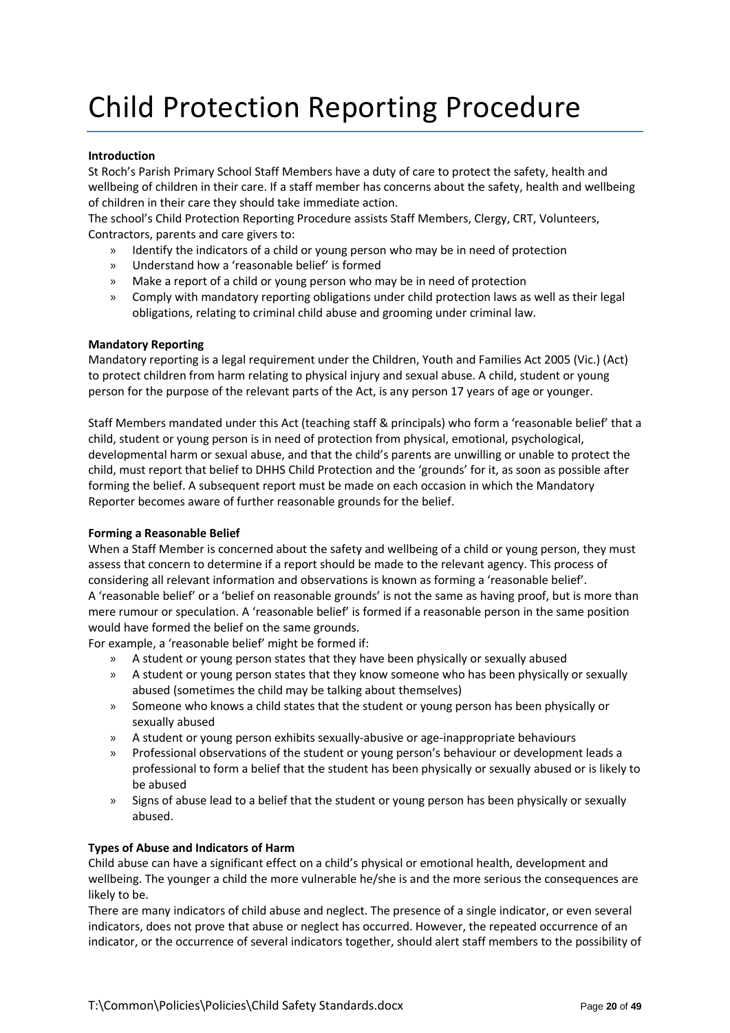# Child Protection Reporting Procedure

**Introduction**

St Roch's Parish Primary School Staff Members have a duty of care to protect the safety, health and wellbeing of children in their care. If a staff member has concerns about the safety, health and wellbeing of children in their care they should take immediate action.

The school's Child Protection Reporting Procedure assists Staff Members, Clergy, CRT, Volunteers, Contractors, parents and care givers to:

- Identify the indicators of a child or young person who may be in need of protection
- Understand how a 'reasonable belief' is formed
- Make a report of a child or young person who may be in need of protection
- Comply with mandatory reporting obligations under child protection laws as well as their legal obligations, relating to criminal child abuse and grooming under criminal law.

**Mandatory Reporting**

Mandatory reporting is a legal requirement under the Children, Youth and Families Act 2005 (Vic.) (Act) to protect children from harm relating to physical injury and sexual abuse. A child, student or young person for the purpose of the relevant parts of the Act, is any person 17 years of age or younger.

Staff Members mandated under this Act (teaching staff & principals) who form a 'reasonable belief' that a child, student or young person is in need of protection from physical, emotional, psychological, developmental harm or sexual abuse, and that the child's parents are unwilling or unable to protect the child, must report that belief to DHHS Child Protection and the 'grounds' for it, as soon as possible after forming the belief. A subsequent report must be made on each occasion in which the Mandatory Reporter becomes aware of further reasonable grounds for the belief.

**Forming a Reasonable Belief**

When a Staff Member is concerned about the safety and wellbeing of a child or young person, they must assess that concern to determine if a report should be made to the relevant agency. This process of considering all relevant information and observations is known as forming a 'reasonable belief'.

A 'reasonable belief' or a 'belief on reasonable grounds' is not the same as having proof, but is more than mere rumour or speculation. A 'reasonable belief' is formed if a reasonable person in the same position would have formed the belief on the same grounds.

For example, a 'reasonable belief' might be formed if:

- A student or young person states that they have been physically or sexually abused
- A student or young person states that they know someone who has been physically or sexually abused (sometimes the child may be talking about themselves)
- Someone who knows a child states that the student or young person has been physically or sexually abused
- A student or young person exhibits sexually-abusive or age-inappropriate behaviours
- Professional observations of the student or young person's behaviour or development leads a professional to form a belief that the student has been physically or sexually abused or is likely to be abused
- Signs of abuse lead to a belief that the student or young person has been physically or sexually abused.

**Types of Abuse and Indicators of Harm**

Child abuse can have a significant effect on a child's physical or emotional health, development and wellbeing. The younger a child the more vulnerable he/she is and the more serious the consequences are likely to be.

There are many indicators of child abuse and neglect. The presence of a single indicator, or even several indicators, does not prove that abuse or neglect has occurred. However, the repeated occurrence of an indicator, or the occurrence of several indicators together, should alert staff members to the possibility of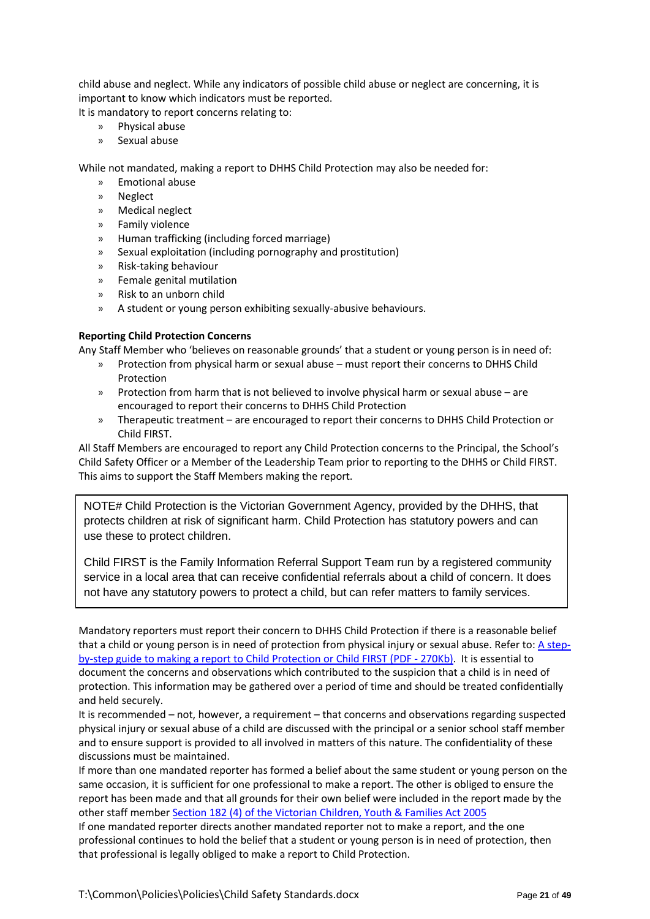child abuse and neglect. While any indicators of possible child abuse or neglect are concerning, it is important to know which indicators must be reported.
It is mandatory to report concerns relating to:

- Physical abuse
- Sexual abuse

While not mandated, making a report to DHHS Child Protection may also be needed for:

- Emotional abuse
- Neglect
- Medical neglect
- Family violence
- Human trafficking (including forced marriage)
- Sexual exploitation (including pornography and prostitution)
- Risk-taking behaviour
- Female genital mutilation
- Risk to an unborn child
- A student or young person exhibiting sexually-abusive behaviours.

**Reporting Child Protection Concerns**

Any Staff Member who 'believes on reasonable grounds' that a student or young person is in need of:

- Protection from physical harm or sexual abuse – must report their concerns to DHHS Child Protection
- Protection from harm that is not believed to involve physical harm or sexual abuse – are encouraged to report their concerns to DHHS Child Protection
- Therapeutic treatment – are encouraged to report their concerns to DHHS Child Protection or Child FIRST.

All Staff Members are encouraged to report any Child Protection concerns to the Principal, the School's Child Safety Officer or a Member of the Leadership Team prior to reporting to the DHHS or Child FIRST. This aims to support the Staff Members making the report.

> NOTE# Child Protection is the Victorian Government Agency, provided by the DHHS, that protects children at risk of significant harm. Child Protection has statutory powers and can use these to protect children.
>
> Child FIRST is the Family Information Referral Support Team run by a registered community service in a local area that can receive confidential referrals about a child of concern. It does not have any statutory powers to protect a child, but can refer matters to family services.

Mandatory reporters must report their concern to DHHS Child Protection if there is a reasonable belief that a child or young person is in need of protection from physical injury or sexual abuse. Refer to: A step-by-step guide to making a report to Child Protection or Child FIRST (PDF - 270Kb). It is essential to document the concerns and observations which contributed to the suspicion that a child is in need of protection. This information may be gathered over a period of time and should be treated confidentially and held securely.

It is recommended – not, however, a requirement – that concerns and observations regarding suspected physical injury or sexual abuse of a child are discussed with the principal or a senior school staff member and to ensure support is provided to all involved in matters of this nature. The confidentiality of these discussions must be maintained.

If more than one mandated reporter has formed a belief about the same student or young person on the same occasion, it is sufficient for one professional to make a report. The other is obliged to ensure the report has been made and that all grounds for their own belief were included in the report made by the other staff member Section 182 (4) of the Victorian Children, Youth & Families Act 2005

If one mandated reporter directs another mandated reporter not to make a report, and the one professional continues to hold the belief that a student or young person is in need of protection, then that professional is legally obliged to make a report to Child Protection.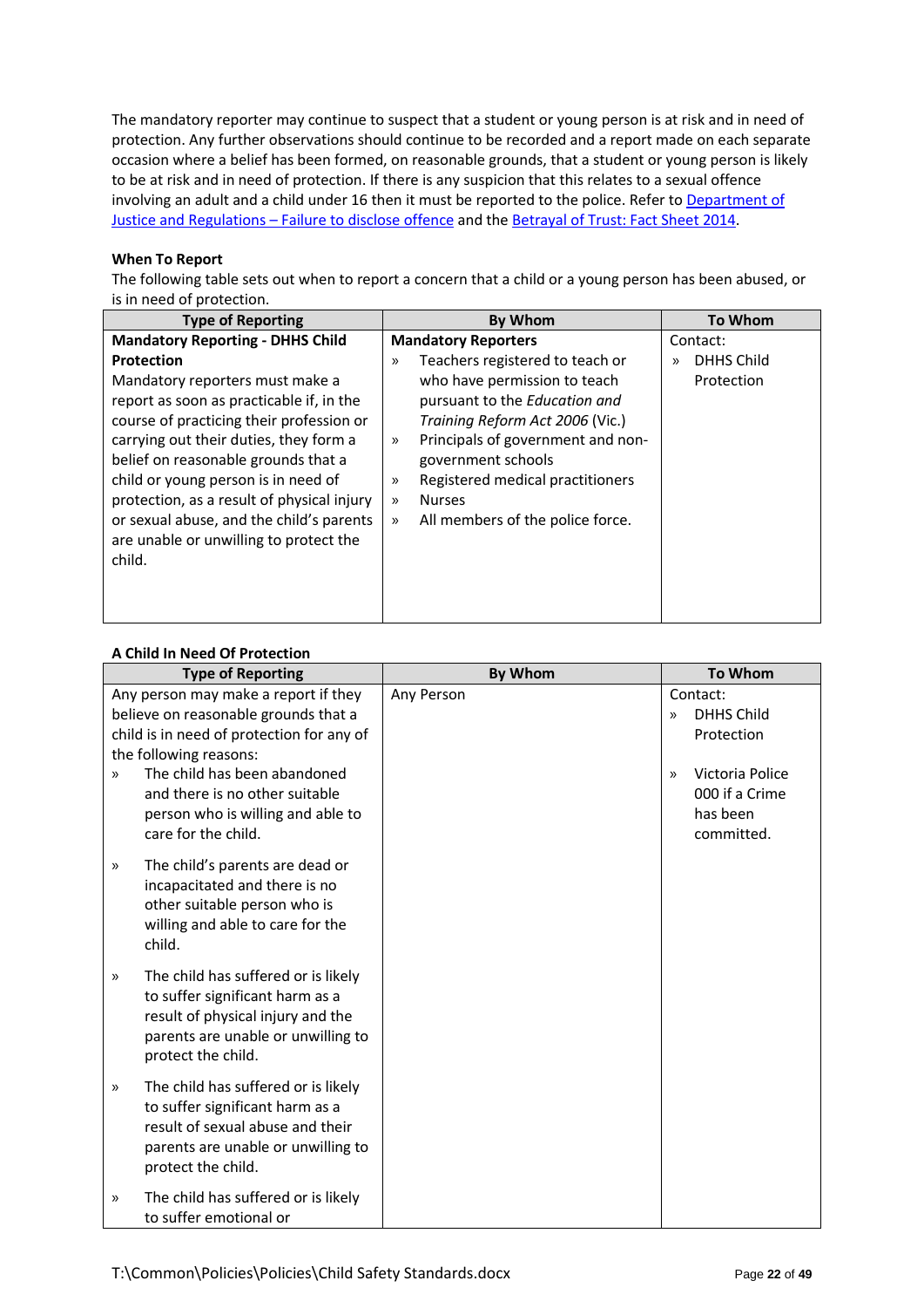The mandatory reporter may continue to suspect that a student or young person is at risk and in need of protection. Any further observations should continue to be recorded and a report made on each separate occasion where a belief has been formed, on reasonable grounds, that a student or young person is likely to be at risk and in need of protection. If there is any suspicion that this relates to a sexual offence involving an adult and a child under 16 then it must be reported to the police. Refer to Department of Justice and Regulations – Failure to disclose offence and the Betrayal of Trust: Fact Sheet 2014.

**When To Report**

The following table sets out when to report a concern that a child or a young person has been abused, or is in need of protection.

| Type of Reporting | By Whom | To Whom |
|---|---|---|
| **Mandatory Reporting - DHHS Child Protection**<br>Mandatory reporters must make a report as soon as practicable if, in the course of practicing their profession or carrying out their duties, they form a belief on reasonable grounds that a child or young person is in need of protection, as a result of physical injury or sexual abuse, and the child's parents are unable or unwilling to protect the child. | **Mandatory Reporters**<br>» Teachers registered to teach or who have permission to teach pursuant to the *Education and Training Reform Act 2006* (Vic.)<br>» Principals of government and non-government schools<br>» Registered medical practitioners<br>» Nurses<br>» All members of the police force. | Contact:<br>» DHHS Child Protection |

**A Child In Need Of Protection**

| Type of Reporting | By Whom | To Whom |
|---|---|---|
| Any person may make a report if they believe on reasonable grounds that a child is in need of protection for any of the following reasons:<br>» The child has been abandoned and there is no other suitable person who is willing and able to care for the child.<br>» The child's parents are dead or incapacitated and there is no other suitable person who is willing and able to care for the child.<br>» The child has suffered or is likely to suffer significant harm as a result of physical injury and the parents are unable or unwilling to protect the child.<br>» The child has suffered or is likely to suffer significant harm as a result of sexual abuse and their parents are unable or unwilling to protect the child.<br>» The child has suffered or is likely to suffer emotional or | Any Person | Contact:<br>» DHHS Child Protection<br>» Victoria Police 000 if a Crime has been committed. |

T:\Common\Policies\Policies\Child Safety Standards.docx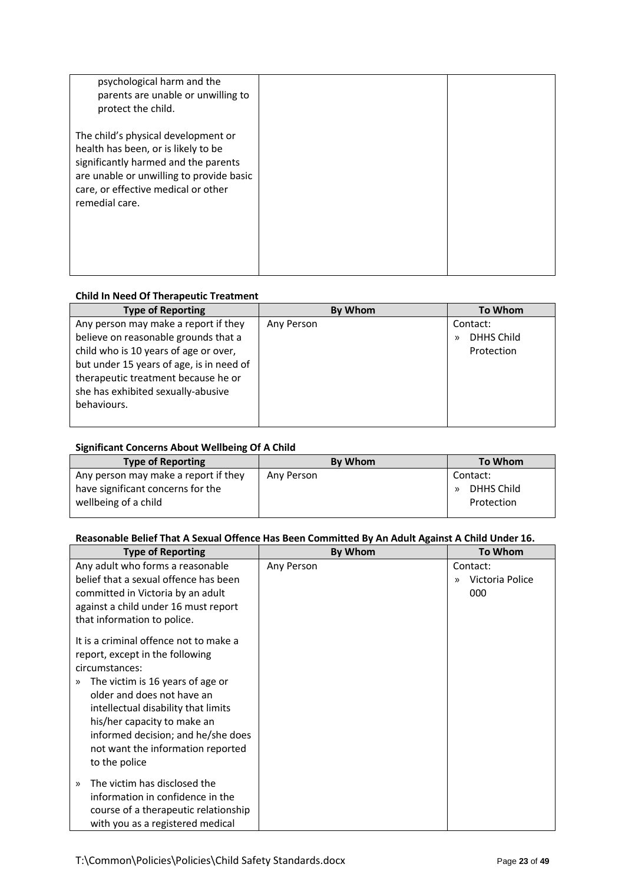| | | |
|---|---|---|
| psychological harm and the parents are unable or unwilling to protect the child.<br><br>The child's physical development or health has been, or is likely to be significantly harmed and the parents are unable or unwilling to provide basic care, or effective medical or other remedial care. | | |

**Child In Need Of Therapeutic Treatment**

| Type of Reporting | By Whom | To Whom |
|---|---|---|
| Any person may make a report if they believe on reasonable grounds that a child who is 10 years of age or over, but under 15 years of age, is in need of therapeutic treatment because he or she has exhibited sexually-abusive behaviours. | Any Person | Contact:<br>» DHHS Child Protection |

**Significant Concerns About Wellbeing Of A Child**

| Type of Reporting | By Whom | To Whom |
|---|---|---|
| Any person may make a report if they have significant concerns for the wellbeing of a child | Any Person | Contact:<br>» DHHS Child Protection |

**Reasonable Belief That A Sexual Offence Has Been Committed By An Adult Against A Child Under 16.**

| Type of Reporting | By Whom | To Whom |
|---|---|---|
| Any adult who forms a reasonable belief that a sexual offence has been committed in Victoria by an adult against a child under 16 must report that information to police.<br><br>It is a criminal offence not to make a report, except in the following circumstances:<br>» The victim is 16 years of age or older and does not have an intellectual disability that limits his/her capacity to make an informed decision; and he/she does not want the information reported to the police<br>» The victim has disclosed the information in confidence in the course of a therapeutic relationship with you as a registered medical | Any Person | Contact:<br>» Victoria Police 000 |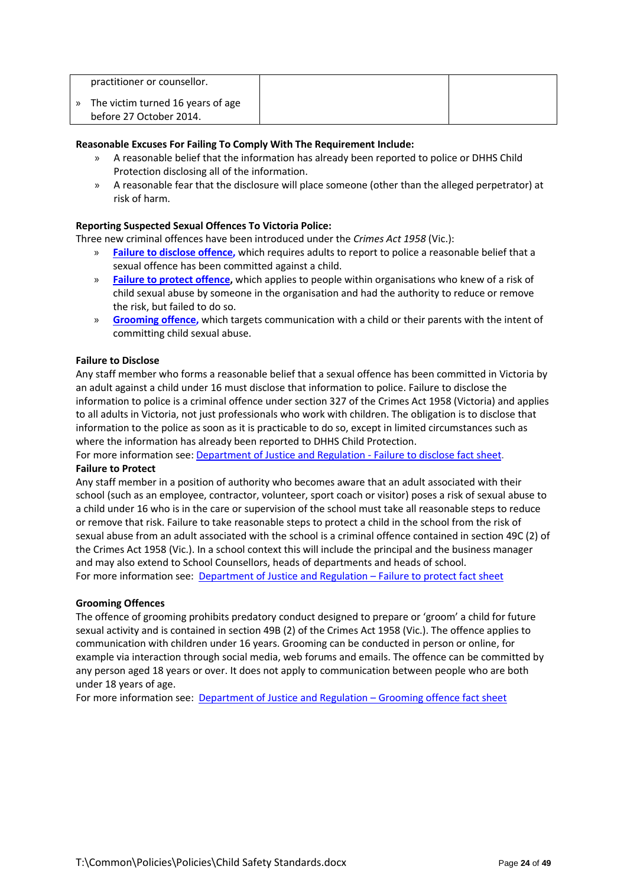| practitioner or counsellor.<br>» The victim turned 16 years of age before 27 October 2014. | | |
|---|---|---|

**Reasonable Excuses For Failing To Comply With The Requirement Include:**

- A reasonable belief that the information has already been reported to police or DHHS Child Protection disclosing all of the information.
- A reasonable fear that the disclosure will place someone (other than the alleged perpetrator) at risk of harm.

**Reporting Suspected Sexual Offences To Victoria Police:**

Three new criminal offences have been introduced under the *Crimes Act 1958* (Vic.):

- **Failure to disclose offence,** which requires adults to report to police a reasonable belief that a sexual offence has been committed against a child.
- **Failure to protect offence,** which applies to people within organisations who knew of a risk of child sexual abuse by someone in the organisation and had the authority to reduce or remove the risk, but failed to do so.
- **Grooming offence,** which targets communication with a child or their parents with the intent of committing child sexual abuse.

**Failure to Disclose**

Any staff member who forms a reasonable belief that a sexual offence has been committed in Victoria by an adult against a child under 16 must disclose that information to police. Failure to disclose the information to police is a criminal offence under section 327 of the Crimes Act 1958 (Victoria) and applies to all adults in Victoria, not just professionals who work with children. The obligation is to disclose that information to the police as soon as it is practicable to do so, except in limited circumstances such as where the information has already been reported to DHHS Child Protection.

For more information see: Department of Justice and Regulation - Failure to disclose fact sheet.

**Failure to Protect**

Any staff member in a position of authority who becomes aware that an adult associated with their school (such as an employee, contractor, volunteer, sport coach or visitor) poses a risk of sexual abuse to a child under 16 who is in the care or supervision of the school must take all reasonable steps to reduce or remove that risk. Failure to take reasonable steps to protect a child in the school from the risk of sexual abuse from an adult associated with the school is a criminal offence contained in section 49C (2) of the Crimes Act 1958 (Vic.). In a school context this will include the principal and the business manager and may also extend to School Counsellors, heads of departments and heads of school.

For more information see: Department of Justice and Regulation – Failure to protect fact sheet

**Grooming Offences**

The offence of grooming prohibits predatory conduct designed to prepare or 'groom' a child for future sexual activity and is contained in section 49B (2) of the Crimes Act 1958 (Vic.). The offence applies to communication with children under 16 years. Grooming can be conducted in person or online, for example via interaction through social media, web forums and emails. The offence can be committed by any person aged 18 years or over. It does not apply to communication between people who are both under 18 years of age.

For more information see: Department of Justice and Regulation – Grooming offence fact sheet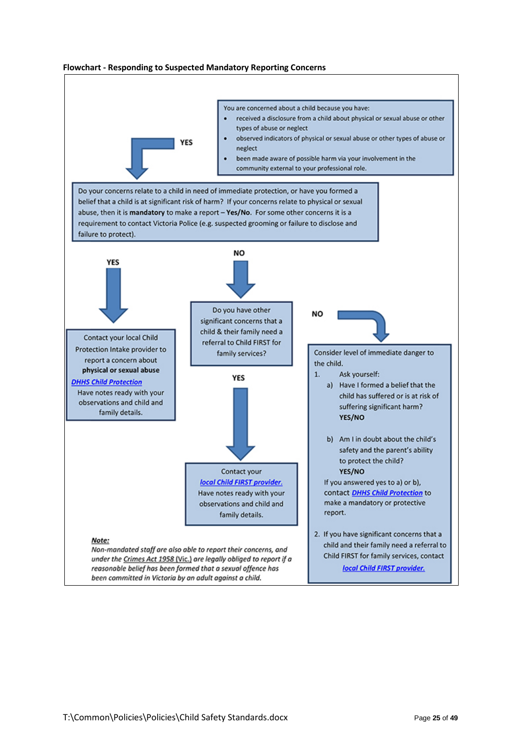**Flowchart - Responding to Suspected Mandatory Reporting Concerns**

You are concerned about a child because you have:

- received a disclosure from a child about physical or sexual abuse or other types of abuse or neglect
- observed indicators of physical or sexual abuse or other types of abuse or neglect
- been made aware of possible harm via your involvement in the community external to your professional role.

**YES**

Do your concerns relate to a child in need of immediate protection, or have you formed a belief that a child is at significant risk of harm? If your concerns relate to physical or sexual abuse, then it is **mandatory** to make a report – **Yes/No.** For some other concerns it is a requirement to contact Victoria Police (e.g. suspected grooming or failure to disclose and failure to protect).

**YES**

Contact your local Child Protection Intake provider to report a concern about **physical or sexual abuse**

***DHHS Child Protection***

Have notes ready with your observations and child and family details.

**NO**

Do you have other significant concerns that a child & their family need a referral to Child FIRST for family services?

**YES**

Contact your *local Child FIRST provider.*

Have notes ready with your observations and child and family details.

**NO**

Consider level of immediate danger to the child.

1. Ask yourself:
   a) Have I formed a belief that the child has suffered or is at risk of suffering significant harm? **YES/NO**
   b) Am I in doubt about the child's safety and the parent's ability to protect the child? **YES/NO**

   If you answered yes to a) or b), contact ***DHHS Child Protection*** to make a mandatory or protective report.

2. If you have significant concerns that a child and their family need a referral to Child FIRST for family services, contact *local Child FIRST provider.*

***Note:***

*Non-mandated staff are also able to report their concerns, and under the Crimes Act 1958 (Vic.) are legally obliged to report if a reasonable belief has been formed that a sexual offence has been committed in Victoria by an adult against a child.*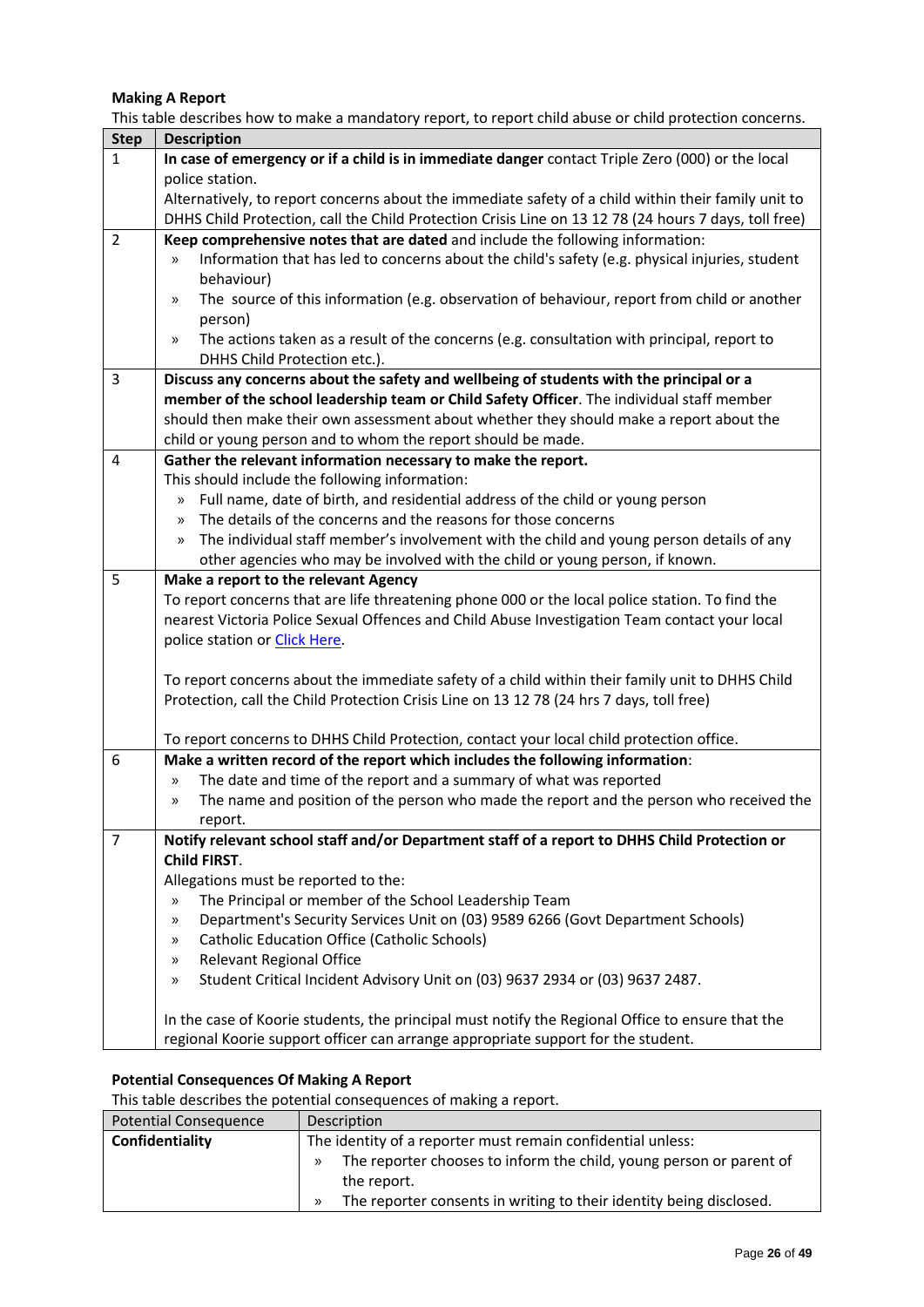**Making A Report**

This table describes how to make a mandatory report, to report child abuse or child protection concerns.

| Step | Description |
|---|---|
| 1 | **In case of emergency or if a child is in immediate danger** contact Triple Zero (000) or the local police station.<br>Alternatively, to report concerns about the immediate safety of a child within their family unit to DHHS Child Protection, call the Child Protection Crisis Line on 13 12 78 (24 hours 7 days, toll free) |
| 2 | **Keep comprehensive notes that are dated** and include the following information:<br>» Information that has led to concerns about the child's safety (e.g. physical injuries, student behaviour)<br>» The source of this information (e.g. observation of behaviour, report from child or another person)<br>» The actions taken as a result of the concerns (e.g. consultation with principal, report to DHHS Child Protection etc.). |
| 3 | **Discuss any concerns about the safety and wellbeing of students with the principal or a member of the school leadership team or Child Safety Officer**. The individual staff member should then make their own assessment about whether they should make a report about the child or young person and to whom the report should be made. |
| 4 | **Gather the relevant information necessary to make the report.**<br>This should include the following information:<br>» Full name, date of birth, and residential address of the child or young person<br>» The details of the concerns and the reasons for those concerns<br>» The individual staff member's involvement with the child and young person details of any other agencies who may be involved with the child or young person, if known. |
| 5 | **Make a report to the relevant Agency**<br>To report concerns that are life threatening phone 000 or the local police station. To find the nearest Victoria Police Sexual Offences and Child Abuse Investigation Team contact your local police station or [Click Here](#).<br><br>To report concerns about the immediate safety of a child within their family unit to DHHS Child Protection, call the Child Protection Crisis Line on 13 12 78 (24 hrs 7 days, toll free)<br><br>To report concerns to DHHS Child Protection, contact your local child protection office. |
| 6 | **Make a written record of the report which includes the following information**:<br>» The date and time of the report and a summary of what was reported<br>» The name and position of the person who made the report and the person who received the report. |
| 7 | **Notify relevant school staff and/or Department staff of a report to DHHS Child Protection or Child FIRST**.<br>Allegations must be reported to the:<br>» The Principal or member of the School Leadership Team<br>» Department's Security Services Unit on (03) 9589 6266 (Govt Department Schools)<br>» Catholic Education Office (Catholic Schools)<br>» Relevant Regional Office<br>» Student Critical Incident Advisory Unit on (03) 9637 2934 or (03) 9637 2487.<br><br>In the case of Koorie students, the principal must notify the Regional Office to ensure that the regional Koorie support officer can arrange appropriate support for the student. |

**Potential Consequences Of Making A Report**

This table describes the potential consequences of making a report.

| Potential Consequence | Description |
|---|---|
| **Confidentiality** | The identity of a reporter must remain confidential unless:<br>» The reporter chooses to inform the child, young person or parent of the report.<br>» The reporter consents in writing to their identity being disclosed. |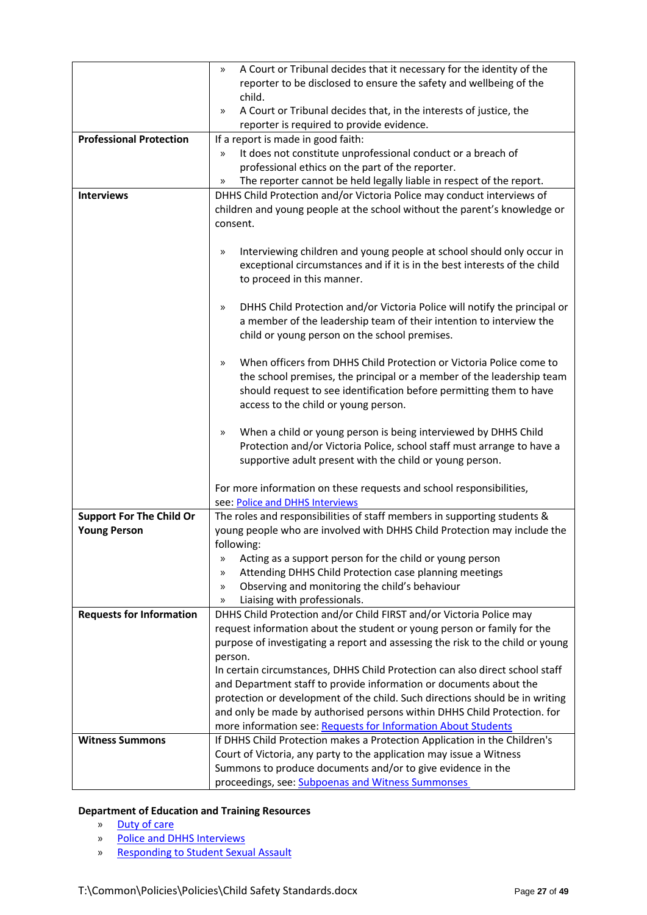| | |
|---|---|
| | » A Court or Tribunal decides that it necessary for the identity of the reporter to be disclosed to ensure the safety and wellbeing of the child.<br>» A Court or Tribunal decides that, in the interests of justice, the reporter is required to provide evidence. |
| **Professional Protection** | If a report is made in good faith:<br>» It does not constitute unprofessional conduct or a breach of professional ethics on the part of the reporter.<br>» The reporter cannot be held legally liable in respect of the report. |
| **Interviews** | DHHS Child Protection and/or Victoria Police may conduct interviews of children and young people at the school without the parent's knowledge or consent.<br><br>» Interviewing children and young people at school should only occur in exceptional circumstances and if it is in the best interests of the child to proceed in this manner.<br><br>» DHHS Child Protection and/or Victoria Police will notify the principal or a member of the leadership team of their intention to interview the child or young person on the school premises.<br><br>» When officers from DHHS Child Protection or Victoria Police come to the school premises, the principal or a member of the leadership team should request to see identification before permitting them to have access to the child or young person.<br><br>» When a child or young person is being interviewed by DHHS Child Protection and/or Victoria Police, school staff must arrange to have a supportive adult present with the child or young person.<br><br>For more information on these requests and school responsibilities, see: [Police and DHHS Interviews]() |
| **Support For The Child Or Young Person** | The roles and responsibilities of staff members in supporting students & young people who are involved with DHHS Child Protection may include the following:<br>» Acting as a support person for the child or young person<br>» Attending DHHS Child Protection case planning meetings<br>» Observing and monitoring the child's behaviour<br>» Liaising with professionals. |
| **Requests for Information** | DHHS Child Protection and/or Child FIRST and/or Victoria Police may request information about the student or young person or family for the purpose of investigating a report and assessing the risk to the child or young person.<br>In certain circumstances, DHHS Child Protection can also direct school staff and Department staff to provide information or documents about the protection or development of the child. Such directions should be in writing and only be made by authorised persons within DHHS Child Protection. for more information see: [Requests for Information About Students]() |
| **Witness Summons** | If DHHS Child Protection makes a Protection Application in the Children's Court of Victoria, any party to the application may issue a Witness Summons to produce documents and/or to give evidence in the proceedings, see: [Subpoenas and Witness Summonses]() |

**Department of Education and Training Resources**

- [Duty of care]()
- [Police and DHHS Interviews]()
- [Responding to Student Sexual Assault]()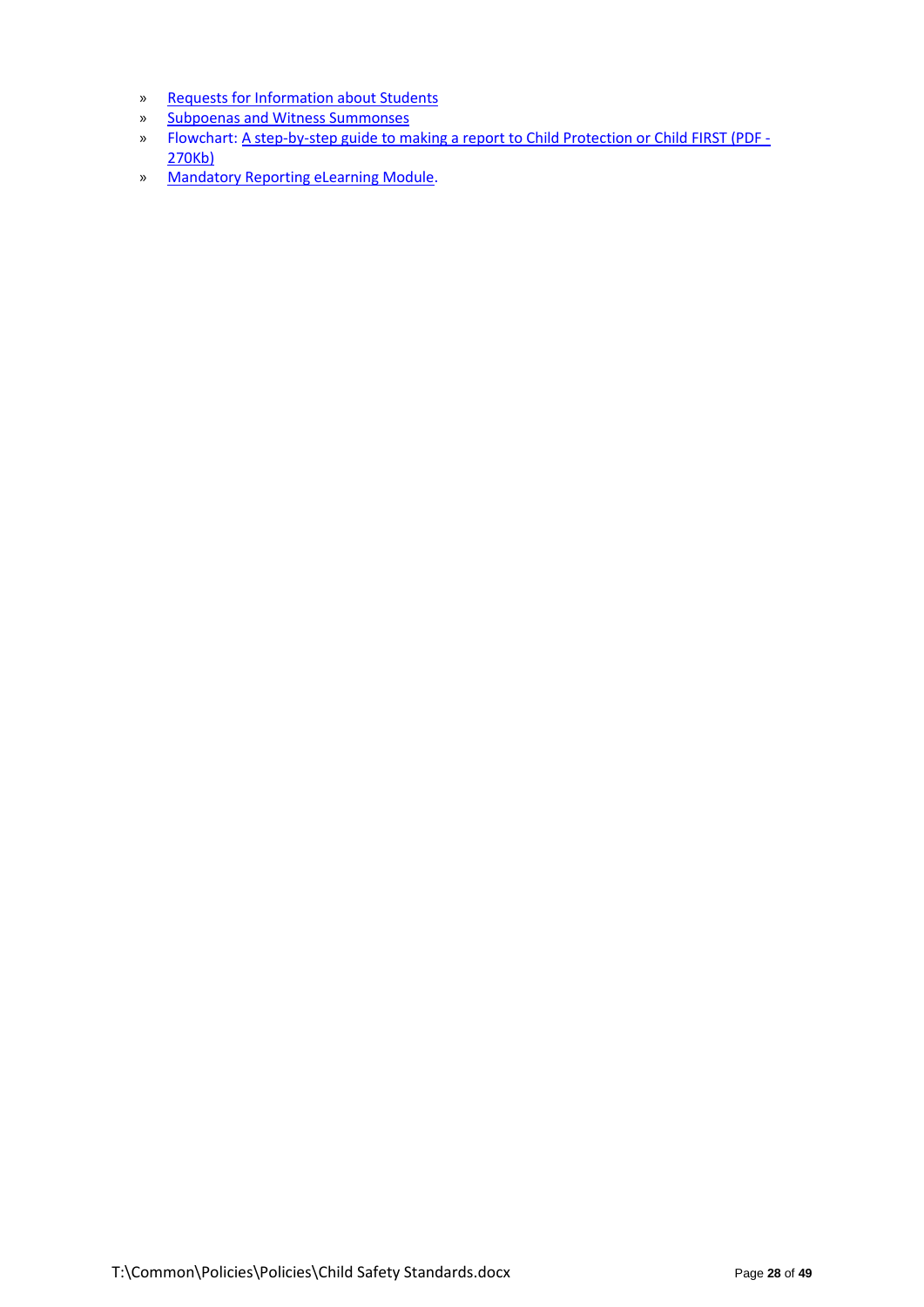- Requests for Information about Students
- Subpoenas and Witness Summonses
- Flowchart: A step-by-step guide to making a report to Child Protection or Child FIRST (PDF - 270Kb)
- Mandatory Reporting eLearning Module.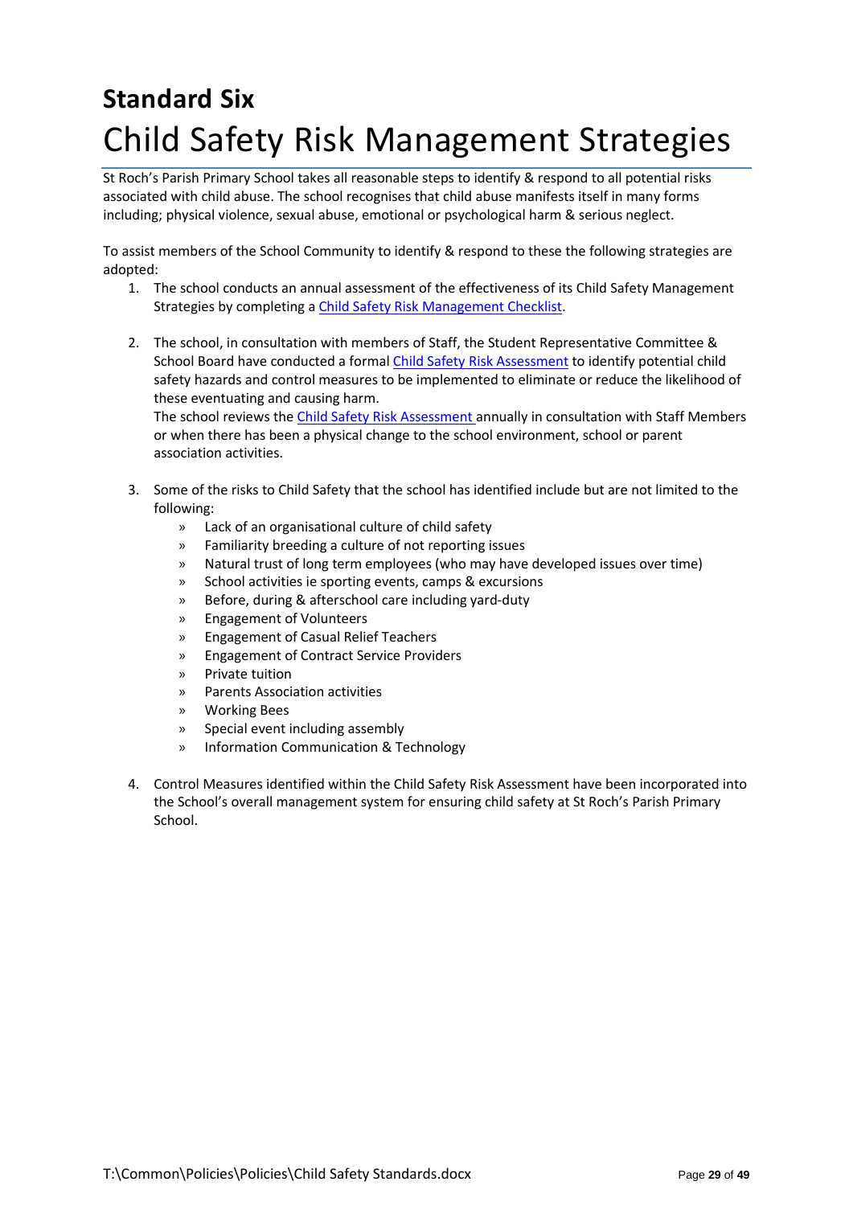# Standard Six

## Child Safety Risk Management Strategies

St Roch's Parish Primary School takes all reasonable steps to identify & respond to all potential risks associated with child abuse. The school recognises that child abuse manifests itself in many forms including; physical violence, sexual abuse, emotional or psychological harm & serious neglect.

To assist members of the School Community to identify & respond to these the following strategies are adopted:

1. The school conducts an annual assessment of the effectiveness of its Child Safety Management Strategies by completing a Child Safety Risk Management Checklist.

2. The school, in consultation with members of Staff, the Student Representative Committee & School Board have conducted a formal Child Safety Risk Assessment to identify potential child safety hazards and control measures to be implemented to eliminate or reduce the likelihood of these eventuating and causing harm.
   The school reviews the Child Safety Risk Assessment annually in consultation with Staff Members or when there has been a physical change to the school environment, school or parent association activities.

3. Some of the risks to Child Safety that the school has identified include but are not limited to the following:
   - Lack of an organisational culture of child safety
   - Familiarity breeding a culture of not reporting issues
   - Natural trust of long term employees (who may have developed issues over time)
   - School activities ie sporting events, camps & excursions
   - Before, during & afterschool care including yard-duty
   - Engagement of Volunteers
   - Engagement of Casual Relief Teachers
   - Engagement of Contract Service Providers
   - Private tuition
   - Parents Association activities
   - Working Bees
   - Special event including assembly
   - Information Communication & Technology

4. Control Measures identified within the Child Safety Risk Assessment have been incorporated into the School's overall management system for ensuring child safety at St Roch's Parish Primary School.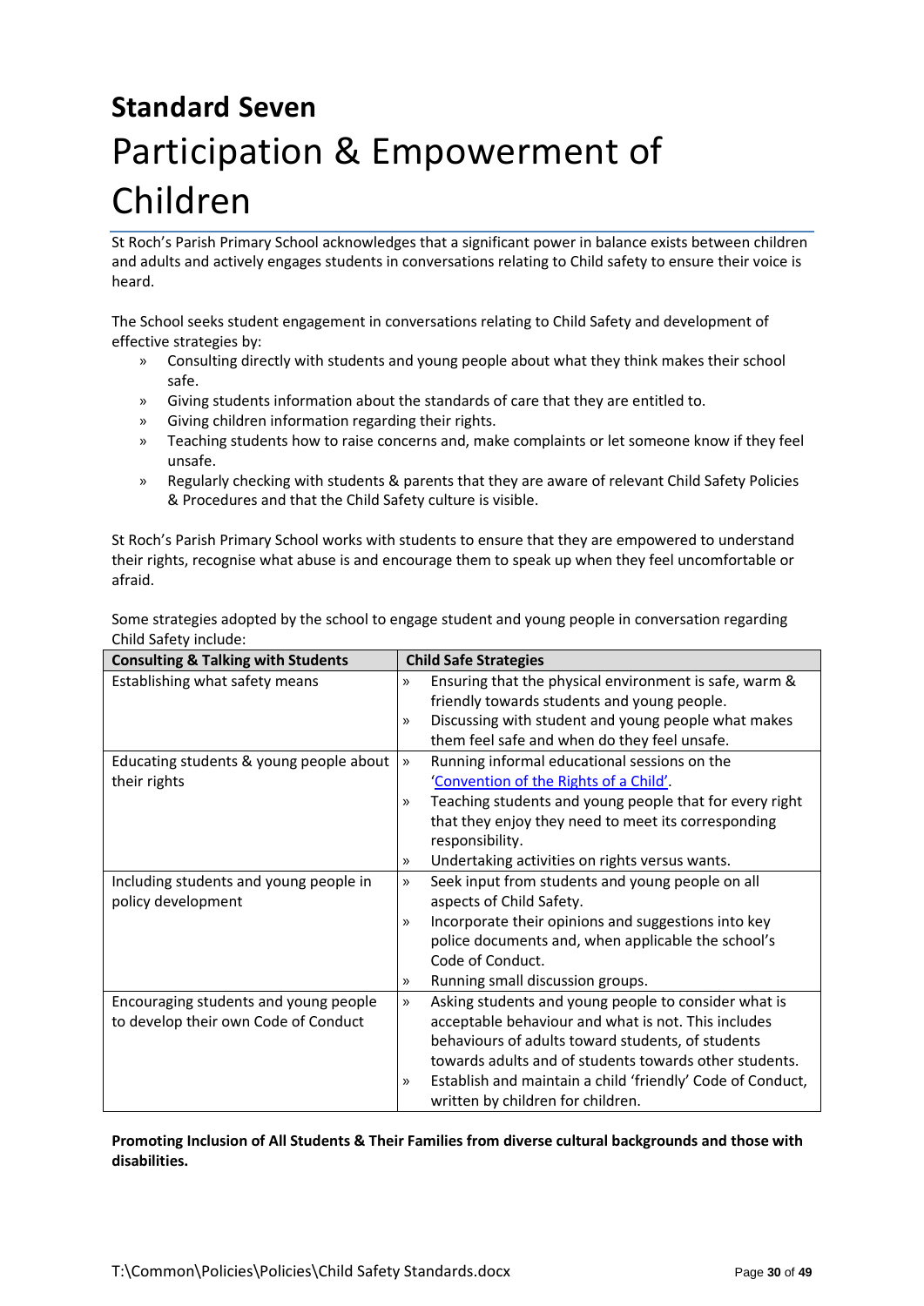# Standard Seven

## Participation & Empowerment of Children

St Roch's Parish Primary School acknowledges that a significant power in balance exists between children and adults and actively engages students in conversations relating to Child safety to ensure their voice is heard.

The School seeks student engagement in conversations relating to Child Safety and development of effective strategies by:

- Consulting directly with students and young people about what they think makes their school safe.
- Giving students information about the standards of care that they are entitled to.
- Giving children information regarding their rights.
- Teaching students how to raise concerns and, make complaints or let someone know if they feel unsafe.
- Regularly checking with students & parents that they are aware of relevant Child Safety Policies & Procedures and that the Child Safety culture is visible.

St Roch's Parish Primary School works with students to ensure that they are empowered to understand their rights, recognise what abuse is and encourage them to speak up when they feel uncomfortable or afraid.

Some strategies adopted by the school to engage student and young people in conversation regarding Child Safety include:

| Consulting & Talking with Students | Child Safe Strategies |
|---|---|
| Establishing what safety means | » Ensuring that the physical environment is safe, warm & friendly towards students and young people.<br>» Discussing with student and young people what makes them feel safe and when do they feel unsafe. |
| Educating students & young people about their rights | » Running informal educational sessions on the 'Convention of the Rights of a Child'.<br>» Teaching students and young people that for every right that they enjoy they need to meet its corresponding responsibility.<br>» Undertaking activities on rights versus wants. |
| Including students and young people in policy development | » Seek input from students and young people on all aspects of Child Safety.<br>» Incorporate their opinions and suggestions into key police documents and, when applicable the school's Code of Conduct.<br>» Running small discussion groups. |
| Encouraging students and young people to develop their own Code of Conduct | » Asking students and young people to consider what is acceptable behaviour and what is not. This includes behaviours of adults toward students, of students towards adults and of students towards other students.<br>» Establish and maintain a child 'friendly' Code of Conduct, written by children for children. |

**Promoting Inclusion of All Students & Their Families from diverse cultural backgrounds and those with disabilities.**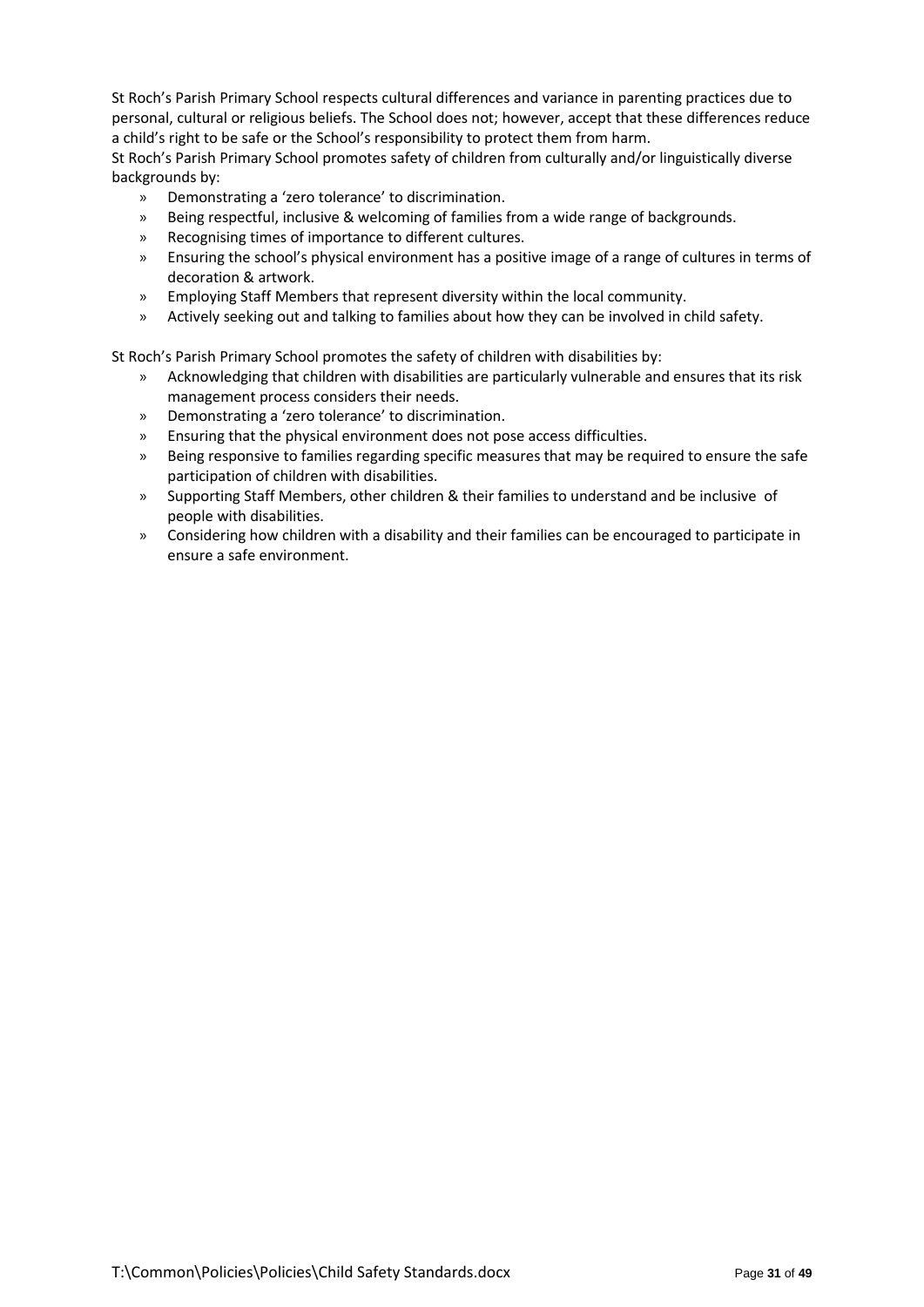St Roch's Parish Primary School respects cultural differences and variance in parenting practices due to personal, cultural or religious beliefs. The School does not; however, accept that these differences reduce a child's right to be safe or the School's responsibility to protect them from harm.

St Roch's Parish Primary School promotes safety of children from culturally and/or linguistically diverse backgrounds by:

- Demonstrating a 'zero tolerance' to discrimination.
- Being respectful, inclusive & welcoming of families from a wide range of backgrounds.
- Recognising times of importance to different cultures.
- Ensuring the school's physical environment has a positive image of a range of cultures in terms of decoration & artwork.
- Employing Staff Members that represent diversity within the local community.
- Actively seeking out and talking to families about how they can be involved in child safety.

St Roch's Parish Primary School promotes the safety of children with disabilities by:

- Acknowledging that children with disabilities are particularly vulnerable and ensures that its risk management process considers their needs.
- Demonstrating a 'zero tolerance' to discrimination.
- Ensuring that the physical environment does not pose access difficulties.
- Being responsive to families regarding specific measures that may be required to ensure the safe participation of children with disabilities.
- Supporting Staff Members, other children & their families to understand and be inclusive of people with disabilities.
- Considering how children with a disability and their families can be encouraged to participate in ensure a safe environment.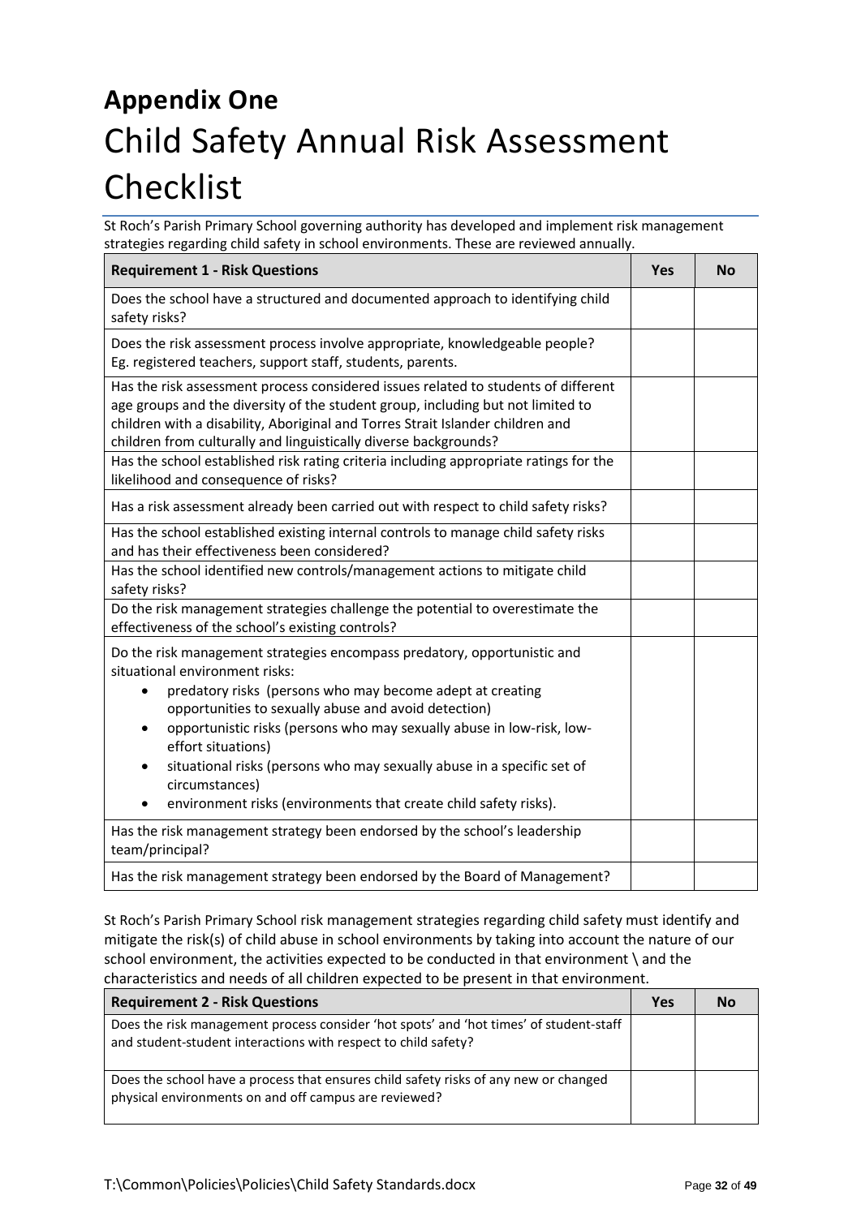# Appendix One

# Child Safety Annual Risk Assessment Checklist

St Roch's Parish Primary School governing authority has developed and implement risk management strategies regarding child safety in school environments. These are reviewed annually.

| Requirement 1 - Risk Questions | Yes | No |
|---|---|---|
| Does the school have a structured and documented approach to identifying child safety risks? | | |
| Does the risk assessment process involve appropriate, knowledgeable people? Eg. registered teachers, support staff, students, parents. | | |
| Has the risk assessment process considered issues related to students of different age groups and the diversity of the student group, including but not limited to children with a disability, Aboriginal and Torres Strait Islander children and children from culturally and linguistically diverse backgrounds? | | |
| Has the school established risk rating criteria including appropriate ratings for the likelihood and consequence of risks? | | |
| Has a risk assessment already been carried out with respect to child safety risks? | | |
| Has the school established existing internal controls to manage child safety risks and has their effectiveness been considered? | | |
| Has the school identified new controls/management actions to mitigate child safety risks? | | |
| Do the risk management strategies challenge the potential to overestimate the effectiveness of the school's existing controls? | | |
| Do the risk management strategies encompass predatory, opportunistic and situational environment risks:<br>• predatory risks (persons who may become adept at creating opportunities to sexually abuse and avoid detection)<br>• opportunistic risks (persons who may sexually abuse in low-risk, low-effort situations)<br>• situational risks (persons who may sexually abuse in a specific set of circumstances)<br>• environment risks (environments that create child safety risks). | | |
| Has the risk management strategy been endorsed by the school's leadership team/principal? | | |
| Has the risk management strategy been endorsed by the Board of Management? | | |

St Roch's Parish Primary School risk management strategies regarding child safety must identify and mitigate the risk(s) of child abuse in school environments by taking into account the nature of our school environment, the activities expected to be conducted in that environment \ and the characteristics and needs of all children expected to be present in that environment.

| Requirement 2 - Risk Questions | Yes | No |
|---|---|---|
| Does the risk management process consider 'hot spots' and 'hot times' of student-staff and student-student interactions with respect to child safety? | | |
| Does the school have a process that ensures child safety risks of any new or changed physical environments on and off campus are reviewed? | | |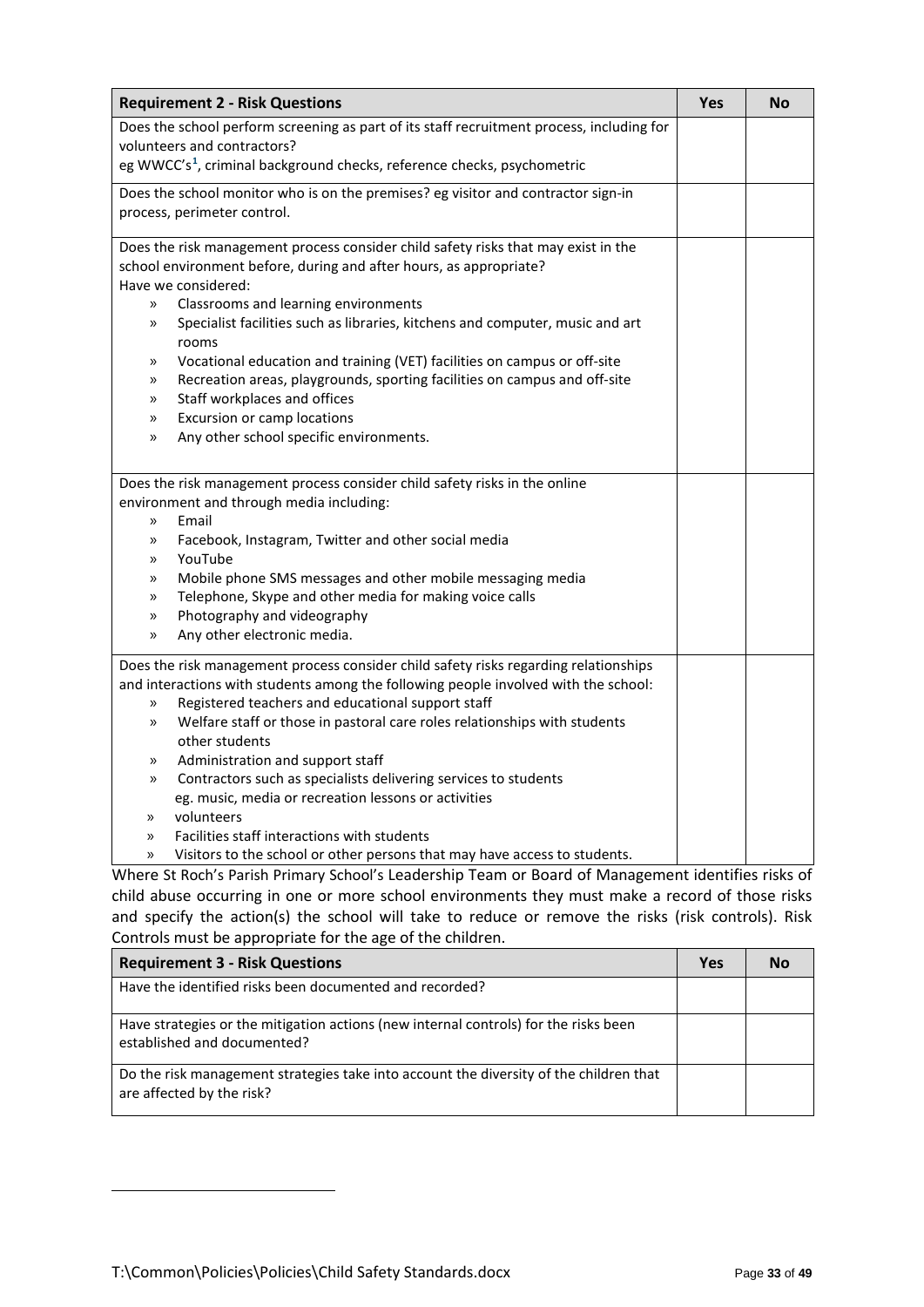| Requirement 2 - Risk Questions | Yes | No |
|---|---|---|
| Does the school perform screening as part of its staff recruitment process, including for volunteers and contractors?<br>eg WWCC's[1], criminal background checks, reference checks, psychometric | | |
| Does the school monitor who is on the premises? eg visitor and contractor sign-in process, perimeter control. | | |
| Does the risk management process consider child safety risks that may exist in the school environment before, during and after hours, as appropriate?<br>Have we considered:<br>» Classrooms and learning environments<br>» Specialist facilities such as libraries, kitchens and computer, music and art rooms<br>» Vocational education and training (VET) facilities on campus or off-site<br>» Recreation areas, playgrounds, sporting facilities on campus and off-site<br>» Staff workplaces and offices<br>» Excursion or camp locations<br>» Any other school specific environments. | | |
| Does the risk management process consider child safety risks in the online environment and through media including:<br>» Email<br>» Facebook, Instagram, Twitter and other social media<br>» YouTube<br>» Mobile phone SMS messages and other mobile messaging media<br>» Telephone, Skype and other media for making voice calls<br>» Photography and videography<br>» Any other electronic media. | | |
| Does the risk management process consider child safety risks regarding relationships and interactions with students among the following people involved with the school:<br>» Registered teachers and educational support staff<br>» Welfare staff or those in pastoral care roles relationships with students other students<br>» Administration and support staff<br>» Contractors such as specialists delivering services to students eg. music, media or recreation lessons or activities<br>» volunteers<br>» Facilities staff interactions with students<br>» Visitors to the school or other persons that may have access to students. | | |

Where St Roch's Parish Primary School's Leadership Team or Board of Management identifies risks of child abuse occurring in one or more school environments they must make a record of those risks and specify the action(s) the school will take to reduce or remove the risks (risk controls). Risk Controls must be appropriate for the age of the children.

| Requirement 3 - Risk Questions | Yes | No |
|---|---|---|
| Have the identified risks been documented and recorded? | | |
| Have strategies or the mitigation actions (new internal controls) for the risks been established and documented? | | |
| Do the risk management strategies take into account the diversity of the children that are affected by the risk? | | |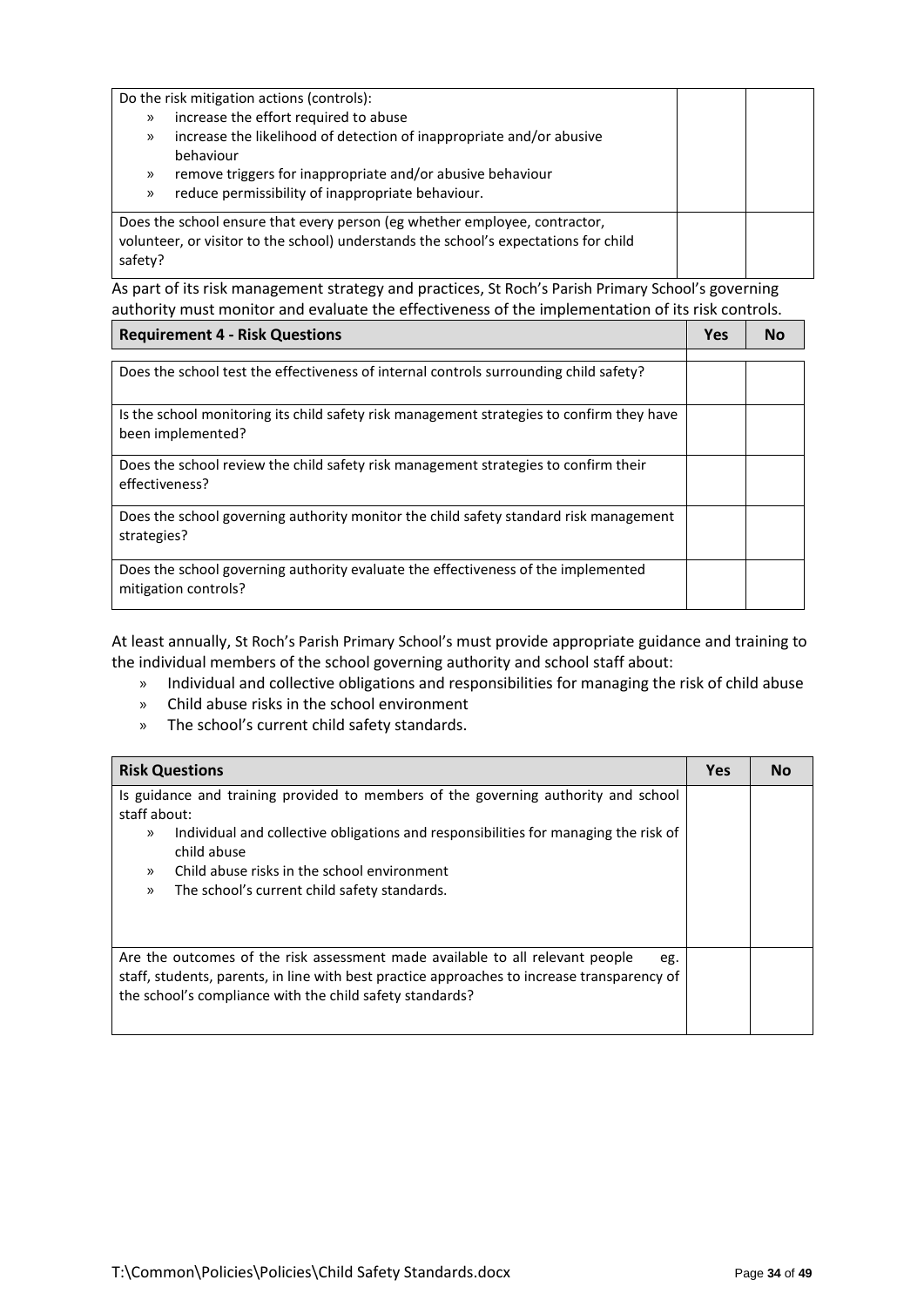| | | |
|---|---|---|
| Do the risk mitigation actions (controls):<br>» increase the effort required to abuse<br>» increase the likelihood of detection of inappropriate and/or abusive behaviour<br>» remove triggers for inappropriate and/or abusive behaviour<br>» reduce permissibility of inappropriate behaviour. | | |
| Does the school ensure that every person (eg whether employee, contractor, volunteer, or visitor to the school) understands the school's expectations for child safety? | | |

As part of its risk management strategy and practices, St Roch's Parish Primary School's governing authority must monitor and evaluate the effectiveness of the implementation of its risk controls.

| Requirement 4 - Risk Questions | Yes | No |
|---|---|---|
| Does the school test the effectiveness of internal controls surrounding child safety? | | |
| Is the school monitoring its child safety risk management strategies to confirm they have been implemented? | | |
| Does the school review the child safety risk management strategies to confirm their effectiveness? | | |
| Does the school governing authority monitor the child safety standard risk management strategies? | | |
| Does the school governing authority evaluate the effectiveness of the implemented mitigation controls? | | |

At least annually, St Roch's Parish Primary School's must provide appropriate guidance and training to the individual members of the school governing authority and school staff about:

» Individual and collective obligations and responsibilities for managing the risk of child abuse
» Child abuse risks in the school environment
» The school's current child safety standards.

| Risk Questions | Yes | No |
|---|---|---|
| Is guidance and training provided to members of the governing authority and school staff about:<br>» Individual and collective obligations and responsibilities for managing the risk of child abuse<br>» Child abuse risks in the school environment<br>» The school's current child safety standards. | | |
| Are the outcomes of the risk assessment made available to all relevant people eg. staff, students, parents, in line with best practice approaches to increase transparency of the school's compliance with the child safety standards? | | |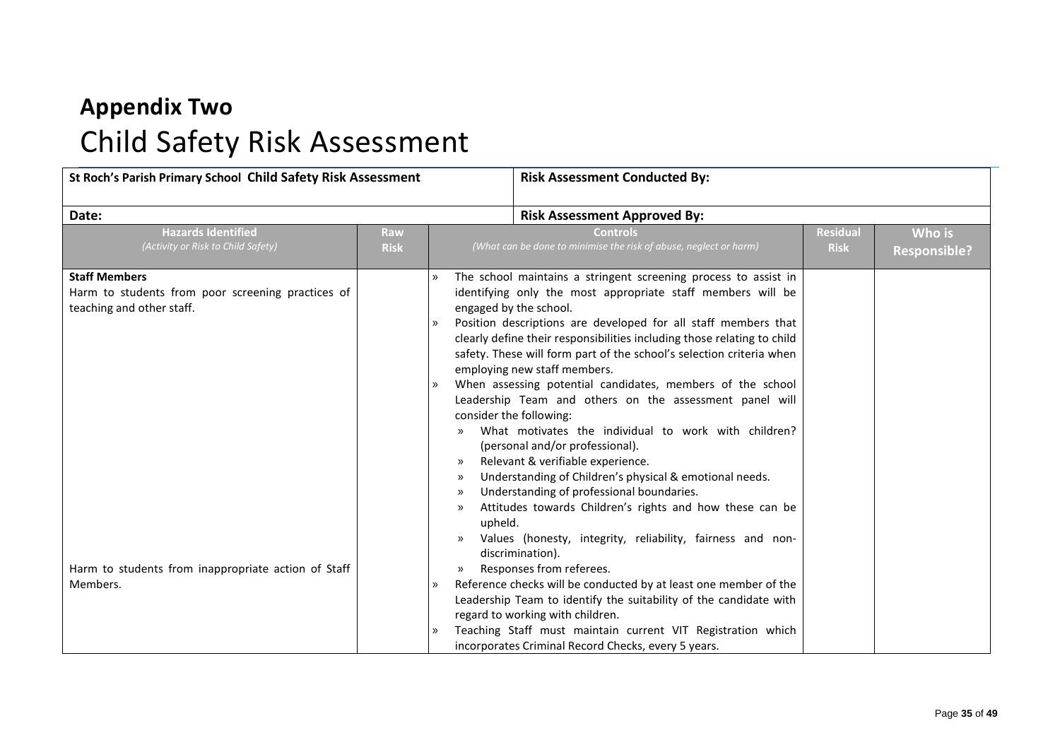# Appendix Two

## Child Safety Risk Assessment

| St Roch's Parish Primary School **Child Safety Risk Assessment** | | **Risk Assessment Conducted By:** | | |
|---|---|---|---|---|
| **Date:** | | **Risk Assessment Approved By:** | | |
| **Hazards Identified** *(Activity or Risk to Child Safety)* | **Raw Risk** | **Controls** *(What can be done to minimise the risk of abuse, neglect or harm)* | **Residual Risk** | **Who is Responsible?** |
| **Staff Members**<br>Harm to students from poor screening practices of teaching and other staff.<br><br>Harm to students from inappropriate action of Staff Members. | | » The school maintains a stringent screening process to assist in identifying only the most appropriate staff members will be engaged by the school.<br>» Position descriptions are developed for all staff members that clearly define their responsibilities including those relating to child safety. These will form part of the school's selection criteria when employing new staff members.<br>» When assessing potential candidates, members of the school Leadership Team and others on the assessment panel will consider the following:<br>&nbsp;&nbsp;» What motivates the individual to work with children? (personal and/or professional).<br>&nbsp;&nbsp;» Relevant & verifiable experience.<br>&nbsp;&nbsp;» Understanding of Children's physical & emotional needs.<br>&nbsp;&nbsp;» Understanding of professional boundaries.<br>&nbsp;&nbsp;» Attitudes towards Children's rights and how these can be upheld.<br>&nbsp;&nbsp;» Values (honesty, integrity, reliability, fairness and non-discrimination).<br>&nbsp;&nbsp;» Responses from referees.<br>» Reference checks will be conducted by at least one member of the Leadership Team to identify the suitability of the candidate with regard to working with children.<br>» Teaching Staff must maintain current VIT Registration which incorporates Criminal Record Checks, every 5 years. | | |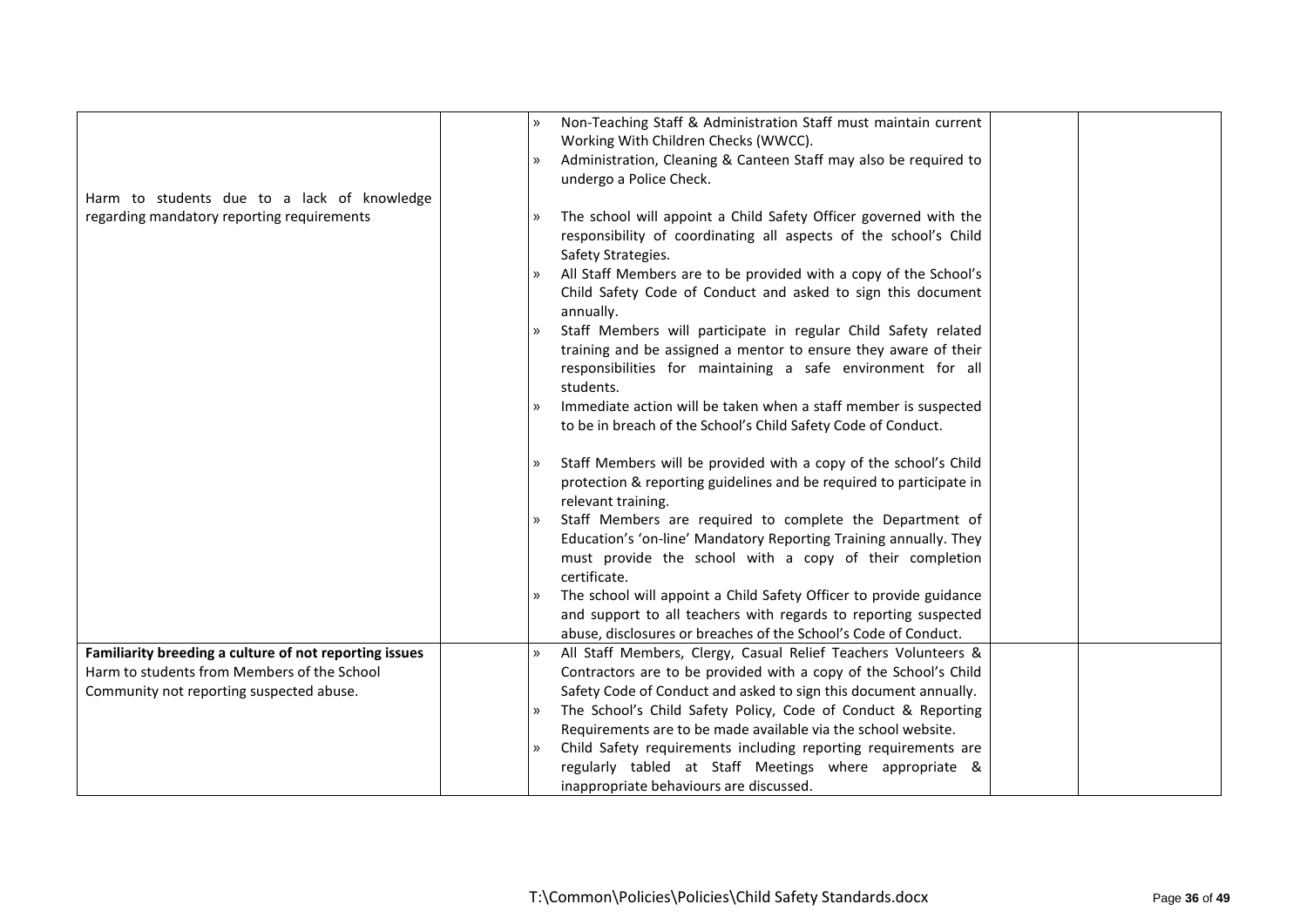| | | | | |
|---|---|---|---|---|
| Harm to students due to a lack of knowledge regarding mandatory reporting requirements | | » Non-Teaching Staff & Administration Staff must maintain current Working With Children Checks (WWCC).<br>» Administration, Cleaning & Canteen Staff may also be required to undergo a Police Check.<br><br>» The school will appoint a Child Safety Officer governed with the responsibility of coordinating all aspects of the school's Child Safety Strategies.<br>» All Staff Members are to be provided with a copy of the School's Child Safety Code of Conduct and asked to sign this document annually.<br>» Staff Members will participate in regular Child Safety related training and be assigned a mentor to ensure they aware of their responsibilities for maintaining a safe environment for all students.<br>» Immediate action will be taken when a staff member is suspected to be in breach of the School's Child Safety Code of Conduct.<br><br>» Staff Members will be provided with a copy of the school's Child protection & reporting guidelines and be required to participate in relevant training.<br>» Staff Members are required to complete the Department of Education's 'on-line' Mandatory Reporting Training annually. They must provide the school with a copy of their completion certificate.<br>» The school will appoint a Child Safety Officer to provide guidance and support to all teachers with regards to reporting suspected abuse, disclosures or breaches of the School's Code of Conduct. | | |
| **Familiarity breeding a culture of not reporting issues**<br>Harm to students from Members of the School Community not reporting suspected abuse. | | » All Staff Members, Clergy, Casual Relief Teachers Volunteers & Contractors are to be provided with a copy of the School's Child Safety Code of Conduct and asked to sign this document annually.<br>» The School's Child Safety Policy, Code of Conduct & Reporting Requirements are to be made available via the school website.<br>» Child Safety requirements including reporting requirements are regularly tabled at Staff Meetings where appropriate & inappropriate behaviours are discussed. | | |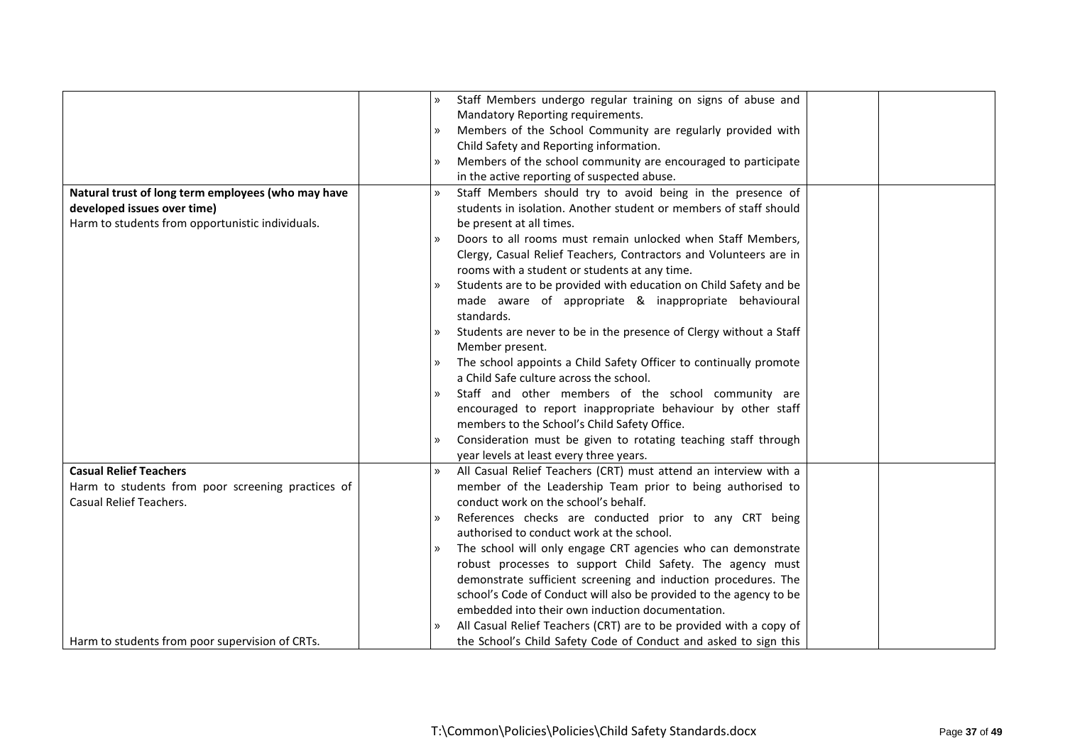| | | | | |
|---|---|---|---|---|
| | | » Staff Members undergo regular training on signs of abuse and Mandatory Reporting requirements.<br>» Members of the School Community are regularly provided with Child Safety and Reporting information.<br>» Members of the school community are encouraged to participate in the active reporting of suspected abuse. | | |
| **Natural trust of long term employees (who may have developed issues over time)**<br>Harm to students from opportunistic individuals. | | » Staff Members should try to avoid being in the presence of students in isolation. Another student or members of staff should be present at all times.<br>» Doors to all rooms must remain unlocked when Staff Members, Clergy, Casual Relief Teachers, Contractors and Volunteers are in rooms with a student or students at any time.<br>» Students are to be provided with education on Child Safety and be made aware of appropriate & inappropriate behavioural standards.<br>» Students are never to be in the presence of Clergy without a Staff Member present.<br>» The school appoints a Child Safety Officer to continually promote a Child Safe culture across the school.<br>» Staff and other members of the school community are encouraged to report inappropriate behaviour by other staff members to the School's Child Safety Office.<br>» Consideration must be given to rotating teaching staff through year levels at least every three years. | | |
| **Casual Relief Teachers**<br>Harm to students from poor screening practices of Casual Relief Teachers.<br><br>Harm to students from poor supervision of CRTs. | | » All Casual Relief Teachers (CRT) must attend an interview with a member of the Leadership Team prior to being authorised to conduct work on the school's behalf.<br>» References checks are conducted prior to any CRT being authorised to conduct work at the school.<br>» The school will only engage CRT agencies who can demonstrate robust processes to support Child Safety. The agency must demonstrate sufficient screening and induction procedures. The school's Code of Conduct will also be provided to the agency to be embedded into their own induction documentation.<br>» All Casual Relief Teachers (CRT) are to be provided with a copy of the School's Child Safety Code of Conduct and asked to sign this | | |

T:\Common\Policies\Policies\Child Safety Standards.docx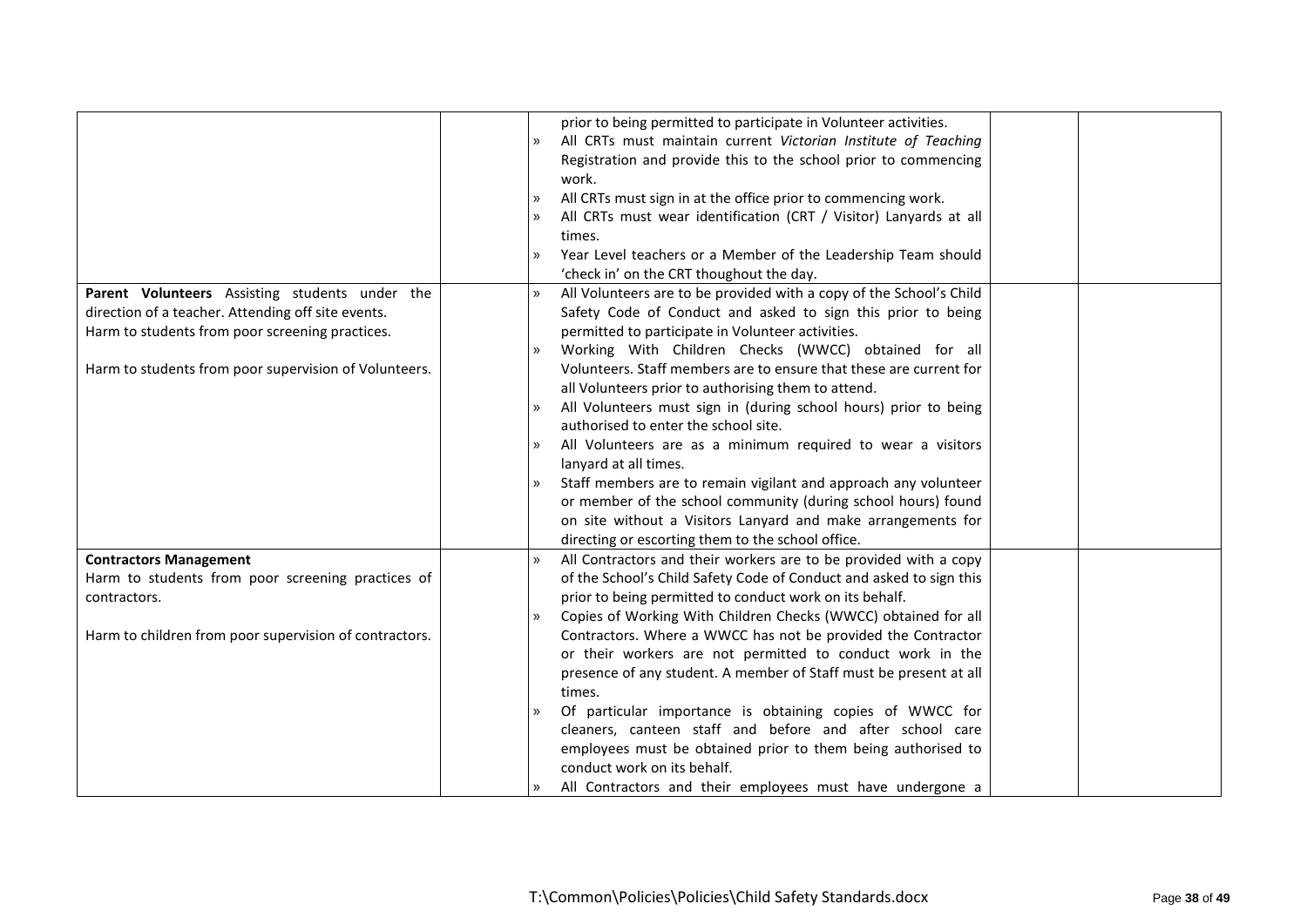| | | | | |
|---|---|---|---|---|
| | | prior to being permitted to participate in Volunteer activities.<br>» All CRTs must maintain current *Victorian Institute of Teaching* Registration and provide this to the school prior to commencing work.<br>» All CRTs must sign in at the office prior to commencing work.<br>» All CRTs must wear identification (CRT / Visitor) Lanyards at all times.<br>» Year Level teachers or a Member of the Leadership Team should 'check in' on the CRT thoughout the day. | | |
| **Parent Volunteers** Assisting students under the direction of a teacher. Attending off site events.<br>Harm to students from poor screening practices.<br><br>Harm to students from poor supervision of Volunteers. | | » All Volunteers are to be provided with a copy of the School's Child Safety Code of Conduct and asked to sign this prior to being permitted to participate in Volunteer activities.<br>» Working With Children Checks (WWCC) obtained for all Volunteers. Staff members are to ensure that these are current for all Volunteers prior to authorising them to attend.<br>» All Volunteers must sign in (during school hours) prior to being authorised to enter the school site.<br>» All Volunteers are as a minimum required to wear a visitors lanyard at all times.<br>» Staff members are to remain vigilant and approach any volunteer or member of the school community (during school hours) found on site without a Visitors Lanyard and make arrangements for directing or escorting them to the school office. | | |
| **Contractors Management**<br>Harm to students from poor screening practices of contractors.<br><br>Harm to children from poor supervision of contractors. | | » All Contractors and their workers are to be provided with a copy of the School's Child Safety Code of Conduct and asked to sign this prior to being permitted to conduct work on its behalf.<br>» Copies of Working With Children Checks (WWCC) obtained for all Contractors. Where a WWCC has not be provided the Contractor or their workers are not permitted to conduct work in the presence of any student. A member of Staff must be present at all times.<br>» Of particular importance is obtaining copies of WWCC for cleaners, canteen staff and before and after school care employees must be obtained prior to them being authorised to conduct work on its behalf.<br>» All Contractors and their employees must have undergone a | | |

T:\Common\Policies\Policies\Child Safety Standards.docx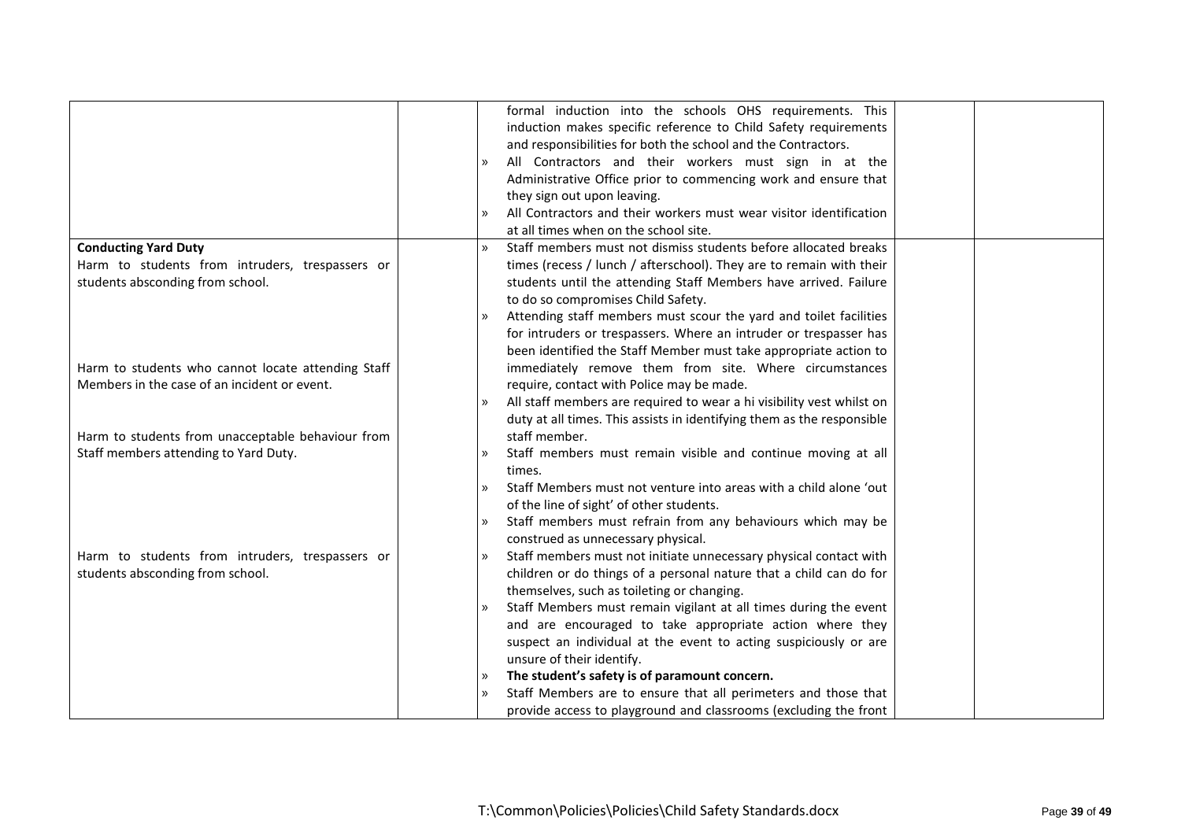| | | | | |
|---|---|---|---|---|
| | | formal induction into the schools OHS requirements. This induction makes specific reference to Child Safety requirements and responsibilities for both the school and the Contractors.<br>» All Contractors and their workers must sign in at the Administrative Office prior to commencing work and ensure that they sign out upon leaving.<br>» All Contractors and their workers must wear visitor identification at all times when on the school site. | | |
| **Conducting Yard Duty**<br>Harm to students from intruders, trespassers or students absconding from school.<br><br>Harm to students who cannot locate attending Staff Members in the case of an incident or event.<br><br>Harm to students from unacceptable behaviour from Staff members attending to Yard Duty.<br><br>Harm to students from intruders, trespassers or students absconding from school. | | » Staff members must not dismiss students before allocated breaks times (recess / lunch / afterschool). They are to remain with their students until the attending Staff Members have arrived. Failure to do so compromises Child Safety.<br>» Attending staff members must scour the yard and toilet facilities for intruders or trespassers. Where an intruder or trespasser has been identified the Staff Member must take appropriate action to immediately remove them from site. Where circumstances require, contact with Police may be made.<br>» All staff members are required to wear a hi visibility vest whilst on duty at all times. This assists in identifying them as the responsible staff member.<br>» Staff members must remain visible and continue moving at all times.<br>» Staff Members must not venture into areas with a child alone 'out of the line of sight' of other students.<br>» Staff members must refrain from any behaviours which may be construed as unnecessary physical.<br>» Staff members must not initiate unnecessary physical contact with children or do things of a personal nature that a child can do for themselves, such as toileting or changing.<br>» Staff Members must remain vigilant at all times during the event and are encouraged to take appropriate action where they suspect an individual at the event to acting suspiciously or are unsure of their identify.<br>» **The student's safety is of paramount concern.**<br>» Staff Members are to ensure that all perimeters and those that provide access to playground and classrooms (excluding the front | | |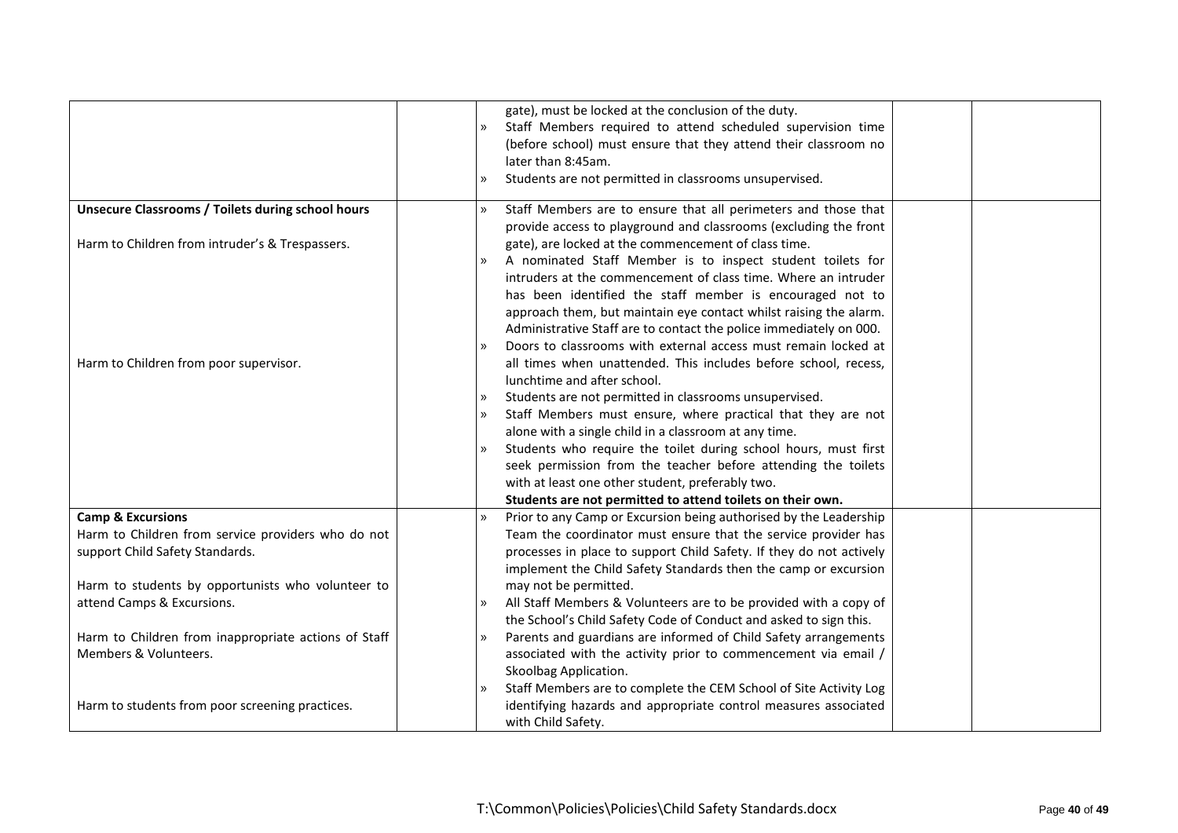| | | | | |
|---|---|---|---|---|
| | | gate), must be locked at the conclusion of the duty.<br>» Staff Members required to attend scheduled supervision time (before school) must ensure that they attend their classroom no later than 8:45am.<br>» Students are not permitted in classrooms unsupervised. | | |
| **Unsecure Classrooms / Toilets during school hours**<br><br>Harm to Children from intruder's & Trespassers.<br><br>Harm to Children from poor supervisor. | | » Staff Members are to ensure that all perimeters and those that provide access to playground and classrooms (excluding the front gate), are locked at the commencement of class time.<br>» A nominated Staff Member is to inspect student toilets for intruders at the commencement of class time. Where an intruder has been identified the staff member is encouraged not to approach them, but maintain eye contact whilst raising the alarm. Administrative Staff are to contact the police immediately on 000.<br>» Doors to classrooms with external access must remain locked at all times when unattended. This includes before school, recess, lunchtime and after school.<br>» Students are not permitted in classrooms unsupervised.<br>» Staff Members must ensure, where practical that they are not alone with a single child in a classroom at any time.<br>» Students who require the toilet during school hours, must first seek permission from the teacher before attending the toilets with at least one other student, preferably two.<br>**Students are not permitted to attend toilets on their own.** | | |
| **Camp & Excursions**<br>Harm to Children from service providers who do not support Child Safety Standards.<br><br>Harm to students by opportunists who volunteer to attend Camps & Excursions.<br><br>Harm to Children from inappropriate actions of Staff Members & Volunteers.<br><br>Harm to students from poor screening practices. | | » Prior to any Camp or Excursion being authorised by the Leadership Team the coordinator must ensure that the service provider has processes in place to support Child Safety. If they do not actively implement the Child Safety Standards then the camp or excursion may not be permitted.<br>» All Staff Members & Volunteers are to be provided with a copy of the School's Child Safety Code of Conduct and asked to sign this.<br>» Parents and guardians are informed of Child Safety arrangements associated with the activity prior to commencement via email / Skoolbag Application.<br>» Staff Members are to complete the CEM School of Site Activity Log identifying hazards and appropriate control measures associated with Child Safety. | | |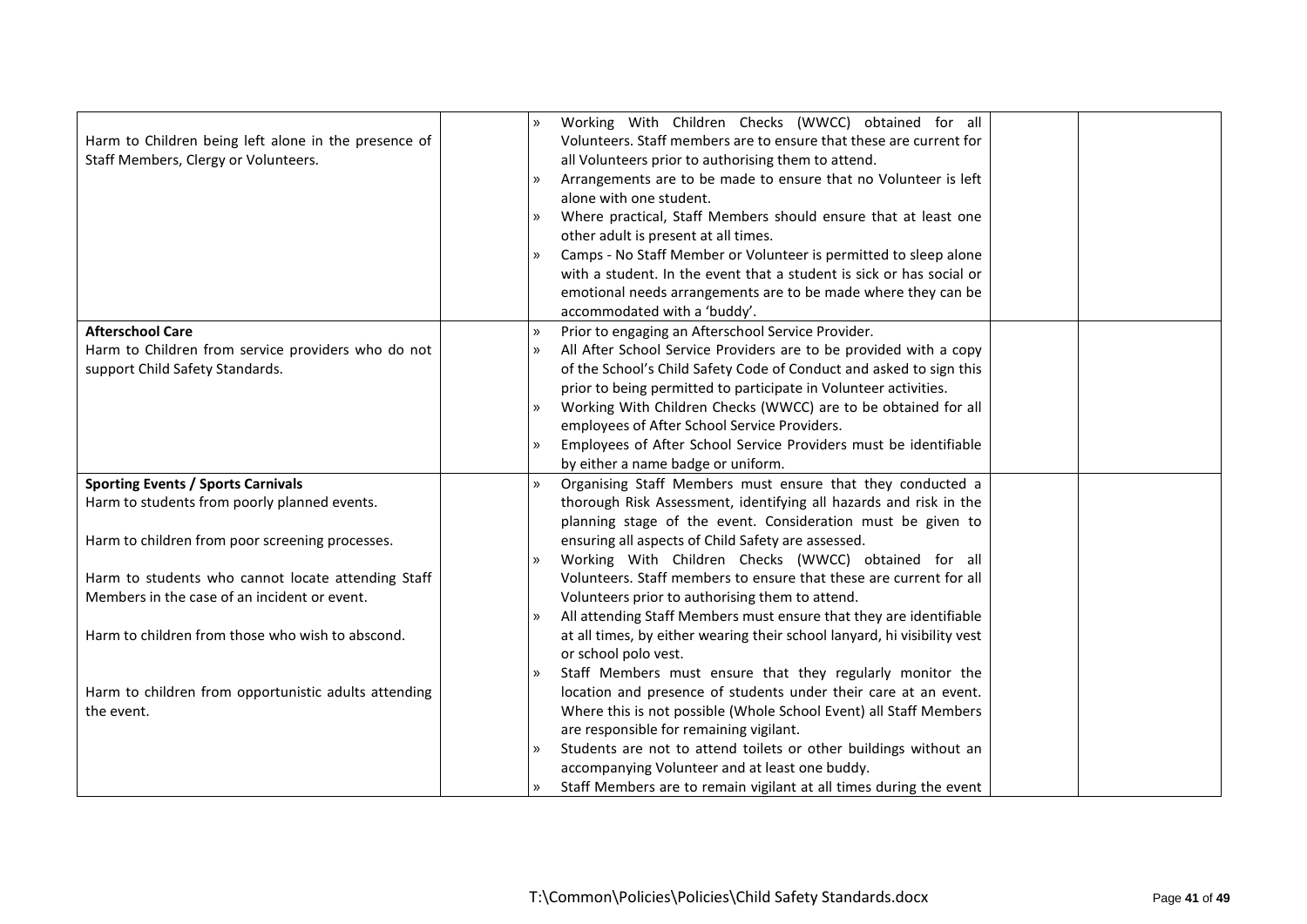| | | | | |
|---|---|---|---|---|
| Harm to Children being left alone in the presence of Staff Members, Clergy or Volunteers. | | » Working With Children Checks (WWCC) obtained for all Volunteers. Staff members are to ensure that these are current for all Volunteers prior to authorising them to attend.<br>» Arrangements are to be made to ensure that no Volunteer is left alone with one student.<br>» Where practical, Staff Members should ensure that at least one other adult is present at all times.<br>» Camps - No Staff Member or Volunteer is permitted to sleep alone with a student. In the event that a student is sick or has social or emotional needs arrangements are to be made where they can be accommodated with a 'buddy'. | | |
| **Afterschool Care**<br>Harm to Children from service providers who do not support Child Safety Standards. | | » Prior to engaging an Afterschool Service Provider.<br>» All After School Service Providers are to be provided with a copy of the School's Child Safety Code of Conduct and asked to sign this prior to being permitted to participate in Volunteer activities.<br>» Working With Children Checks (WWCC) are to be obtained for all employees of After School Service Providers.<br>» Employees of After School Service Providers must be identifiable by either a name badge or uniform. | | |
| **Sporting Events / Sports Carnivals**<br>Harm to students from poorly planned events.<br><br>Harm to children from poor screening processes.<br><br>Harm to students who cannot locate attending Staff Members in the case of an incident or event.<br><br>Harm to children from those who wish to abscond.<br><br>Harm to children from opportunistic adults attending the event. | | » Organising Staff Members must ensure that they conducted a thorough Risk Assessment, identifying all hazards and risk in the planning stage of the event. Consideration must be given to ensuring all aspects of Child Safety are assessed.<br>» Working With Children Checks (WWCC) obtained for all Volunteers. Staff members to ensure that these are current for all Volunteers prior to authorising them to attend.<br>» All attending Staff Members must ensure that they are identifiable at all times, by either wearing their school lanyard, hi visibility vest or school polo vest.<br>» Staff Members must ensure that they regularly monitor the location and presence of students under their care at an event. Where this is not possible (Whole School Event) all Staff Members are responsible for remaining vigilant.<br>» Students are not to attend toilets or other buildings without an accompanying Volunteer and at least one buddy.<br>» Staff Members are to remain vigilant at all times during the event | | |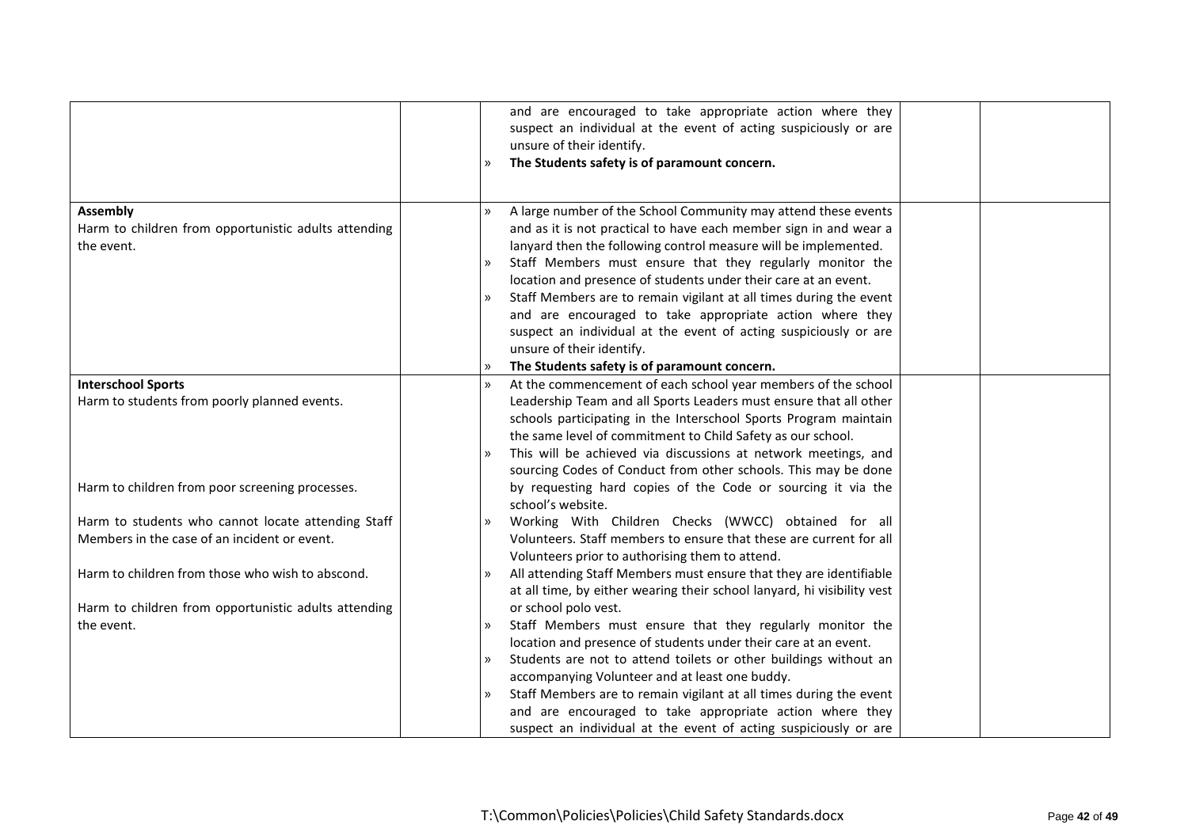| | | | | |
|---|---|---|---|---|
| | | and are encouraged to take appropriate action where they suspect an individual at the event of acting suspiciously or are unsure of their identify.<br>» **The Students safety is of paramount concern.** | | |
| **Assembly**<br>Harm to children from opportunistic adults attending the event. | | » A large number of the School Community may attend these events and as it is not practical to have each member sign in and wear a lanyard then the following control measure will be implemented.<br>» Staff Members must ensure that they regularly monitor the location and presence of students under their care at an event.<br>» Staff Members are to remain vigilant at all times during the event and are encouraged to take appropriate action where they suspect an individual at the event of acting suspiciously or are unsure of their identify.<br>» **The Students safety is of paramount concern.** | | |
| **Interschool Sports**<br>Harm to students from poorly planned events.<br><br>Harm to children from poor screening processes.<br><br>Harm to students who cannot locate attending Staff Members in the case of an incident or event.<br><br>Harm to children from those who wish to abscond.<br><br>Harm to children from opportunistic adults attending the event. | | » At the commencement of each school year members of the school Leadership Team and all Sports Leaders must ensure that all other schools participating in the Interschool Sports Program maintain the same level of commitment to Child Safety as our school.<br>» This will be achieved via discussions at network meetings, and sourcing Codes of Conduct from other schools. This may be done by requesting hard copies of the Code or sourcing it via the school's website.<br>» Working With Children Checks (WWCC) obtained for all Volunteers. Staff members to ensure that these are current for all Volunteers prior to authorising them to attend.<br>» All attending Staff Members must ensure that they are identifiable at all time, by either wearing their school lanyard, hi visibility vest or school polo vest.<br>» Staff Members must ensure that they regularly monitor the location and presence of students under their care at an event.<br>» Students are not to attend toilets or other buildings without an accompanying Volunteer and at least one buddy.<br>» Staff Members are to remain vigilant at all times during the event and are encouraged to take appropriate action where they suspect an individual at the event of acting suspiciously or are | | |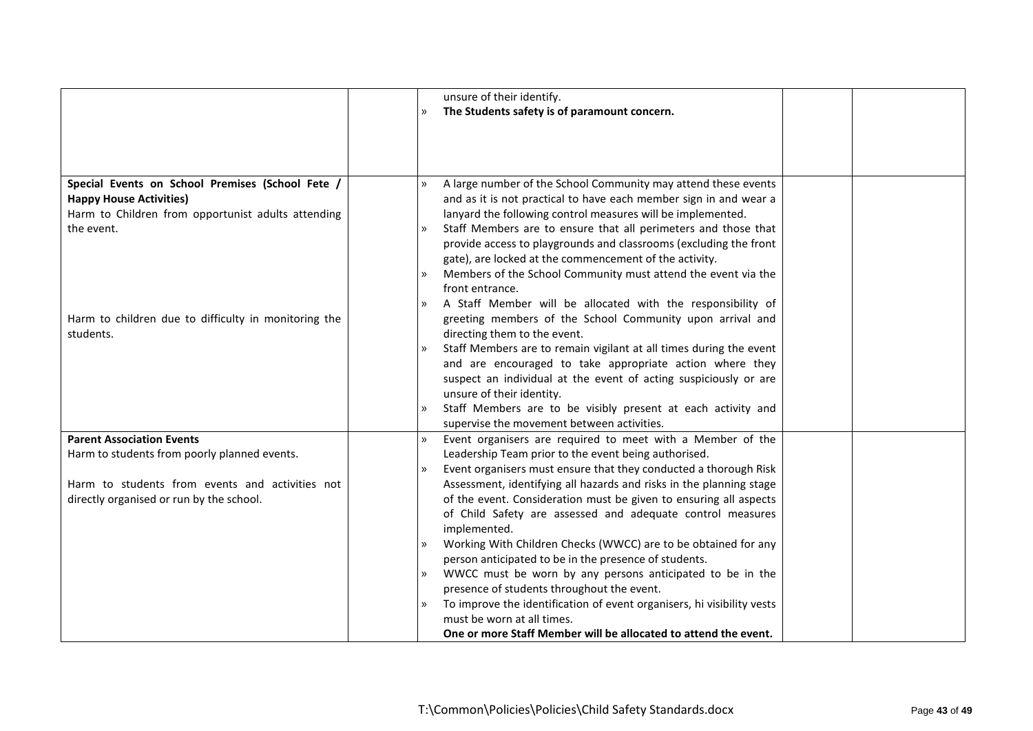| | | | | |
|---|---|---|---|---|
| | | unsure of their identify.<br>» **The Students safety is of paramount concern.** | | |
| **Special Events on School Premises (School Fete / Happy House Activities)**<br>Harm to Children from opportunist adults attending the event.<br><br>Harm to children due to difficulty in monitoring the students. | | » A large number of the School Community may attend these events and as it is not practical to have each member sign in and wear a lanyard the following control measures will be implemented.<br>» Staff Members are to ensure that all perimeters and those that provide access to playgrounds and classrooms (excluding the front gate), are locked at the commencement of the activity.<br>» Members of the School Community must attend the event via the front entrance.<br>» A Staff Member will be allocated with the responsibility of greeting members of the School Community upon arrival and directing them to the event.<br>» Staff Members are to remain vigilant at all times during the event and are encouraged to take appropriate action where they suspect an individual at the event of acting suspiciously or are unsure of their identity.<br>» Staff Members are to be visibly present at each activity and supervise the movement between activities. | | |
| **Parent Association Events**<br>Harm to students from poorly planned events.<br><br>Harm to students from events and activities not directly organised or run by the school. | | » Event organisers are required to meet with a Member of the Leadership Team prior to the event being authorised.<br>» Event organisers must ensure that they conducted a thorough Risk Assessment, identifying all hazards and risks in the planning stage of the event. Consideration must be given to ensuring all aspects of Child Safety are assessed and adequate control measures implemented.<br>» Working With Children Checks (WWCC) are to be obtained for any person anticipated to be in the presence of students.<br>» WWCC must be worn by any persons anticipated to be in the presence of students throughout the event.<br>» To improve the identification of event organisers, hi visibility vests must be worn at all times.<br>**One or more Staff Member will be allocated to attend the event.** | | |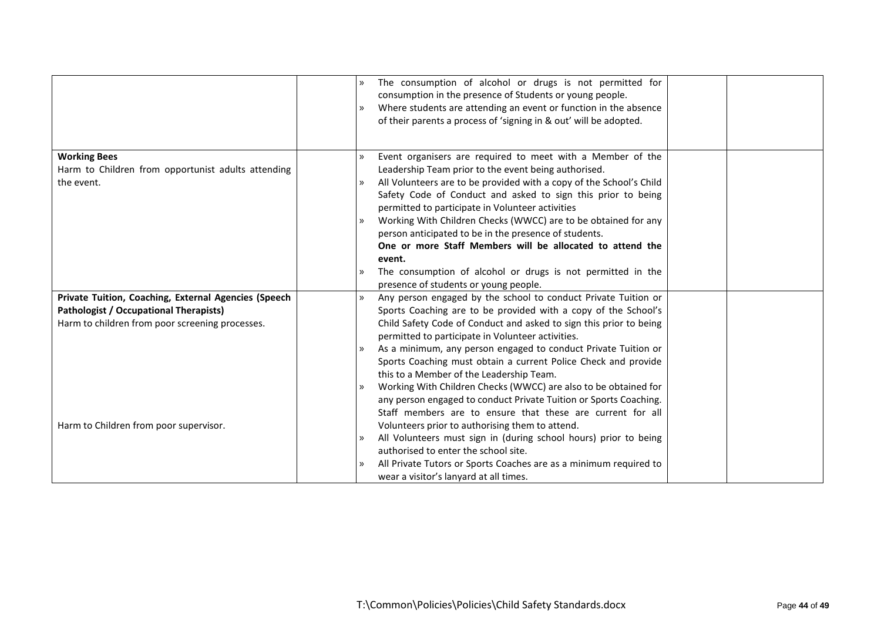| | | | | |
|---|---|---|---|---|
| | | » The consumption of alcohol or drugs is not permitted for consumption in the presence of Students or young people.<br>» Where students are attending an event or function in the absence of their parents a process of 'signing in & out' will be adopted. | | |
| **Working Bees**<br>Harm to Children from opportunist adults attending the event. | | » Event organisers are required to meet with a Member of the Leadership Team prior to the event being authorised.<br>» All Volunteers are to be provided with a copy of the School's Child Safety Code of Conduct and asked to sign this prior to being permitted to participate in Volunteer activities<br>» Working With Children Checks (WWCC) are to be obtained for any person anticipated to be in the presence of students.<br>**One or more Staff Members will be allocated to attend the event.**<br>» The consumption of alcohol or drugs is not permitted in the presence of students or young people. | | |
| **Private Tuition, Coaching, External Agencies (Speech Pathologist / Occupational Therapists)**<br>Harm to children from poor screening processes.<br><br>Harm to Children from poor supervisor. | | » Any person engaged by the school to conduct Private Tuition or Sports Coaching are to be provided with a copy of the School's Child Safety Code of Conduct and asked to sign this prior to being permitted to participate in Volunteer activities.<br>» As a minimum, any person engaged to conduct Private Tuition or Sports Coaching must obtain a current Police Check and provide this to a Member of the Leadership Team.<br>» Working With Children Checks (WWCC) are also to be obtained for any person engaged to conduct Private Tuition or Sports Coaching. Staff members are to ensure that these are current for all Volunteers prior to authorising them to attend.<br>» All Volunteers must sign in (during school hours) prior to being authorised to enter the school site.<br>» All Private Tutors or Sports Coaches are as a minimum required to wear a visitor's lanyard at all times. | | |

T:\Common\Policies\Policies\Child Safety Standards.docx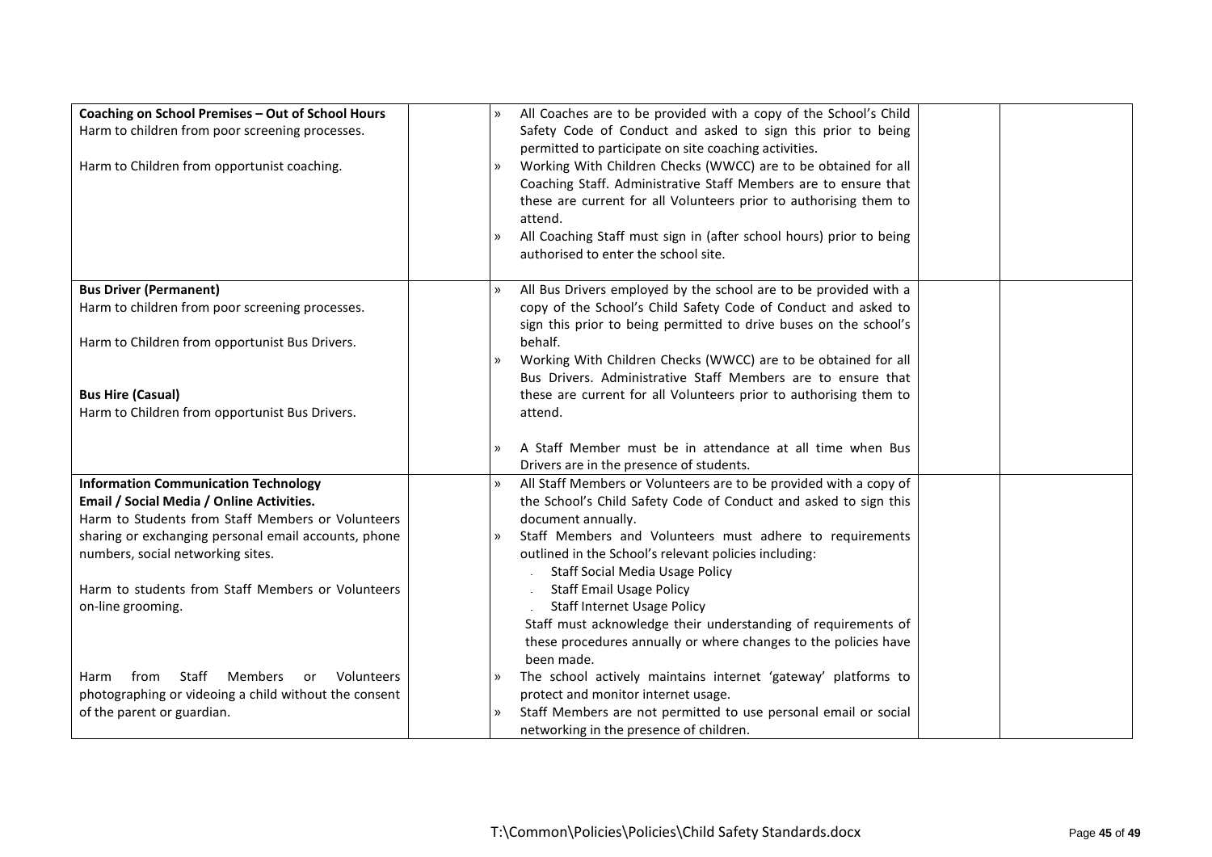| | | | | |
|---|---|---|---|---|
| **Coaching on School Premises – Out of School Hours**<br>Harm to children from poor screening processes.<br><br>Harm to Children from opportunist coaching. | | » All Coaches are to be provided with a copy of the School's Child Safety Code of Conduct and asked to sign this prior to being permitted to participate on site coaching activities.<br>» Working With Children Checks (WWCC) are to be obtained for all Coaching Staff. Administrative Staff Members are to ensure that these are current for all Volunteers prior to authorising them to attend.<br>» All Coaching Staff must sign in (after school hours) prior to being authorised to enter the school site. | | |
| **Bus Driver (Permanent)**<br>Harm to children from poor screening processes.<br><br>Harm to Children from opportunist Bus Drivers.<br><br>**Bus Hire (Casual)**<br>Harm to Children from opportunist Bus Drivers. | | » All Bus Drivers employed by the school are to be provided with a copy of the School's Child Safety Code of Conduct and asked to sign this prior to being permitted to drive buses on the school's behalf.<br>» Working With Children Checks (WWCC) are to be obtained for all Bus Drivers. Administrative Staff Members are to ensure that these are current for all Volunteers prior to authorising them to attend.<br><br>» A Staff Member must be in attendance at all time when Bus Drivers are in the presence of students. | | |
| **Information Communication Technology**<br>**Email / Social Media / Online Activities.**<br>Harm to Students from Staff Members or Volunteers sharing or exchanging personal email accounts, phone numbers, social networking sites.<br><br>Harm to students from Staff Members or Volunteers on-line grooming.<br><br>Harm from Staff Members or Volunteers photographing or videoing a child without the consent of the parent or guardian. | | » All Staff Members or Volunteers are to be provided with a copy of the School's Child Safety Code of Conduct and asked to sign this document annually.<br>» Staff Members and Volunteers must adhere to requirements outlined in the School's relevant policies including:<br>- Staff Social Media Usage Policy<br>- Staff Email Usage Policy<br>- Staff Internet Usage Policy<br>Staff must acknowledge their understanding of requirements of these procedures annually or where changes to the policies have been made.<br>» The school actively maintains internet 'gateway' platforms to protect and monitor internet usage.<br>» Staff Members are not permitted to use personal email or social networking in the presence of children. | | |

T:\Common\Policies\Policies\Child Safety Standards.docx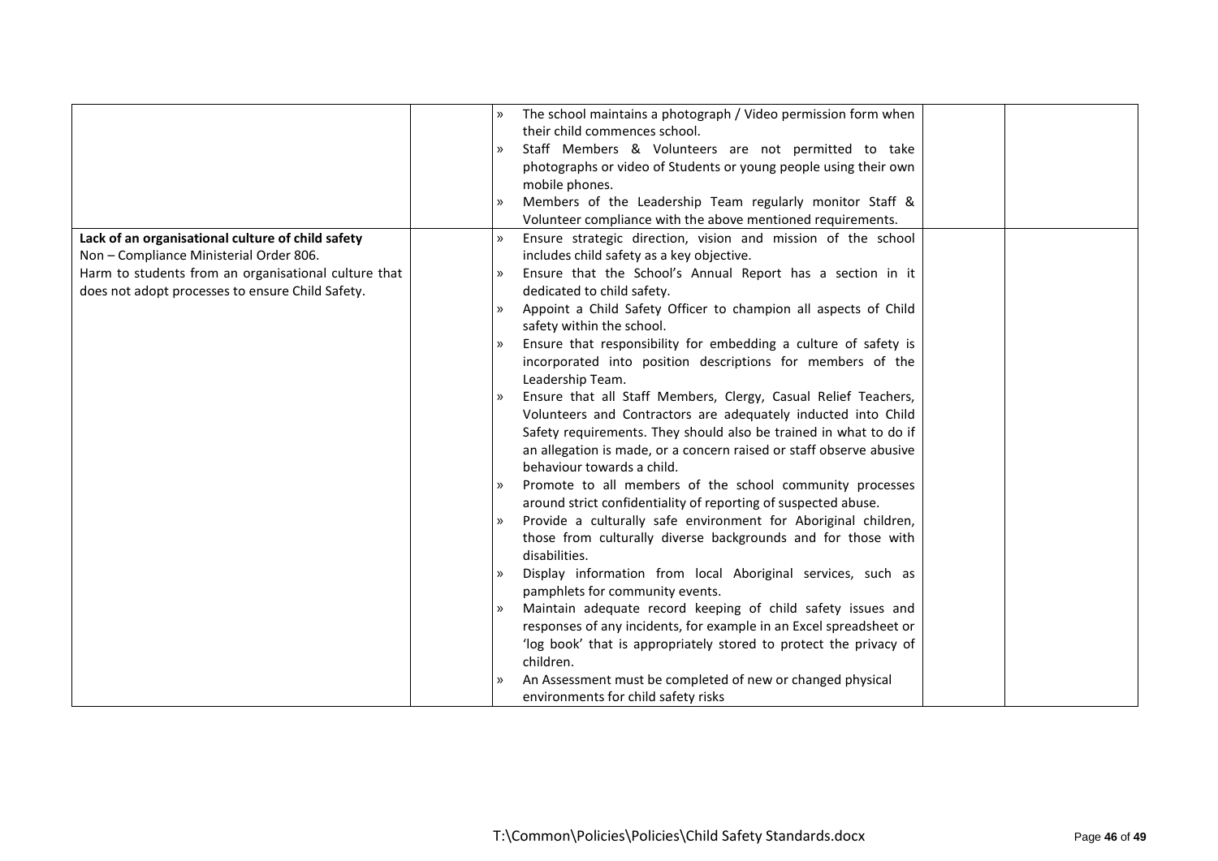| | | | | |
|---|---|---|---|---|
| | | » The school maintains a photograph / Video permission form when their child commences school.<br>» Staff Members & Volunteers are not permitted to take photographs or video of Students or young people using their own mobile phones.<br>» Members of the Leadership Team regularly monitor Staff & Volunteer compliance with the above mentioned requirements. | | |
| **Lack of an organisational culture of child safety**<br>Non – Compliance Ministerial Order 806.<br>Harm to students from an organisational culture that does not adopt processes to ensure Child Safety. | | » Ensure strategic direction, vision and mission of the school includes child safety as a key objective.<br>» Ensure that the School's Annual Report has a section in it dedicated to child safety.<br>» Appoint a Child Safety Officer to champion all aspects of Child safety within the school.<br>» Ensure that responsibility for embedding a culture of safety is incorporated into position descriptions for members of the Leadership Team.<br>» Ensure that all Staff Members, Clergy, Casual Relief Teachers, Volunteers and Contractors are adequately inducted into Child Safety requirements. They should also be trained in what to do if an allegation is made, or a concern raised or staff observe abusive behaviour towards a child.<br>» Promote to all members of the school community processes around strict confidentiality of reporting of suspected abuse.<br>» Provide a culturally safe environment for Aboriginal children, those from culturally diverse backgrounds and for those with disabilities.<br>» Display information from local Aboriginal services, such as pamphlets for community events.<br>» Maintain adequate record keeping of child safety issues and responses of any incidents, for example in an Excel spreadsheet or 'log book' that is appropriately stored to protect the privacy of children.<br>» An Assessment must be completed of new or changed physical environments for child safety risks | | |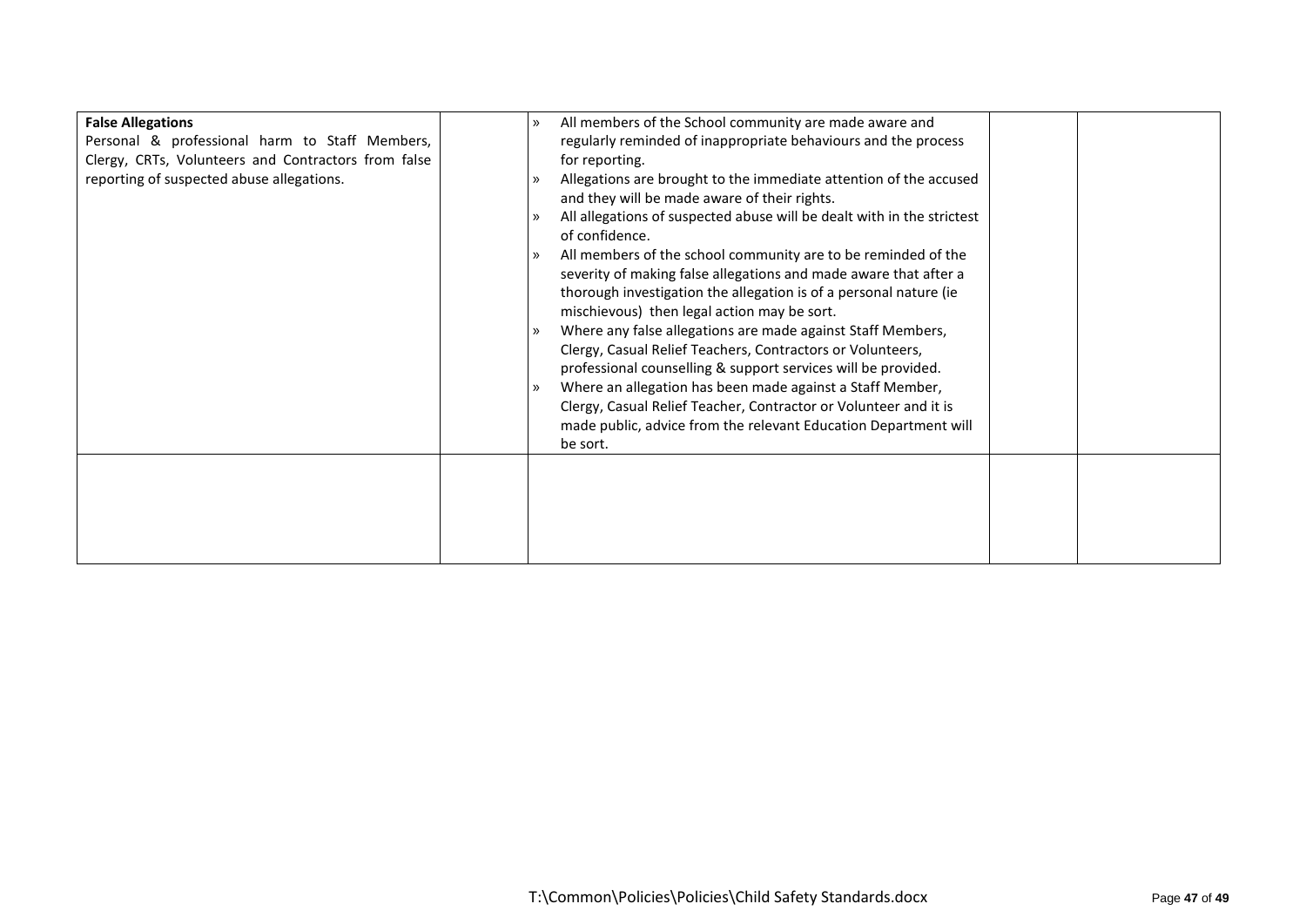| | | | | |
|---|---|---|---|---|
| **False Allegations**<br>Personal & professional harm to Staff Members, Clergy, CRTs, Volunteers and Contractors from false reporting of suspected abuse allegations. | | » All members of the School community are made aware and regularly reminded of inappropriate behaviours and the process for reporting.<br>» Allegations are brought to the immediate attention of the accused and they will be made aware of their rights.<br>» All allegations of suspected abuse will be dealt with in the strictest of confidence.<br>» All members of the school community are to be reminded of the severity of making false allegations and made aware that after a thorough investigation the allegation is of a personal nature (ie mischievous) then legal action may be sort.<br>» Where any false allegations are made against Staff Members, Clergy, Casual Relief Teachers, Contractors or Volunteers, professional counselling & support services will be provided.<br>» Where an allegation has been made against a Staff Member, Clergy, Casual Relief Teacher, Contractor or Volunteer and it is made public, advice from the relevant Education Department will be sort. | | |
| | | | | |

T:\Common\Policies\Policies\Child Safety Standards.docx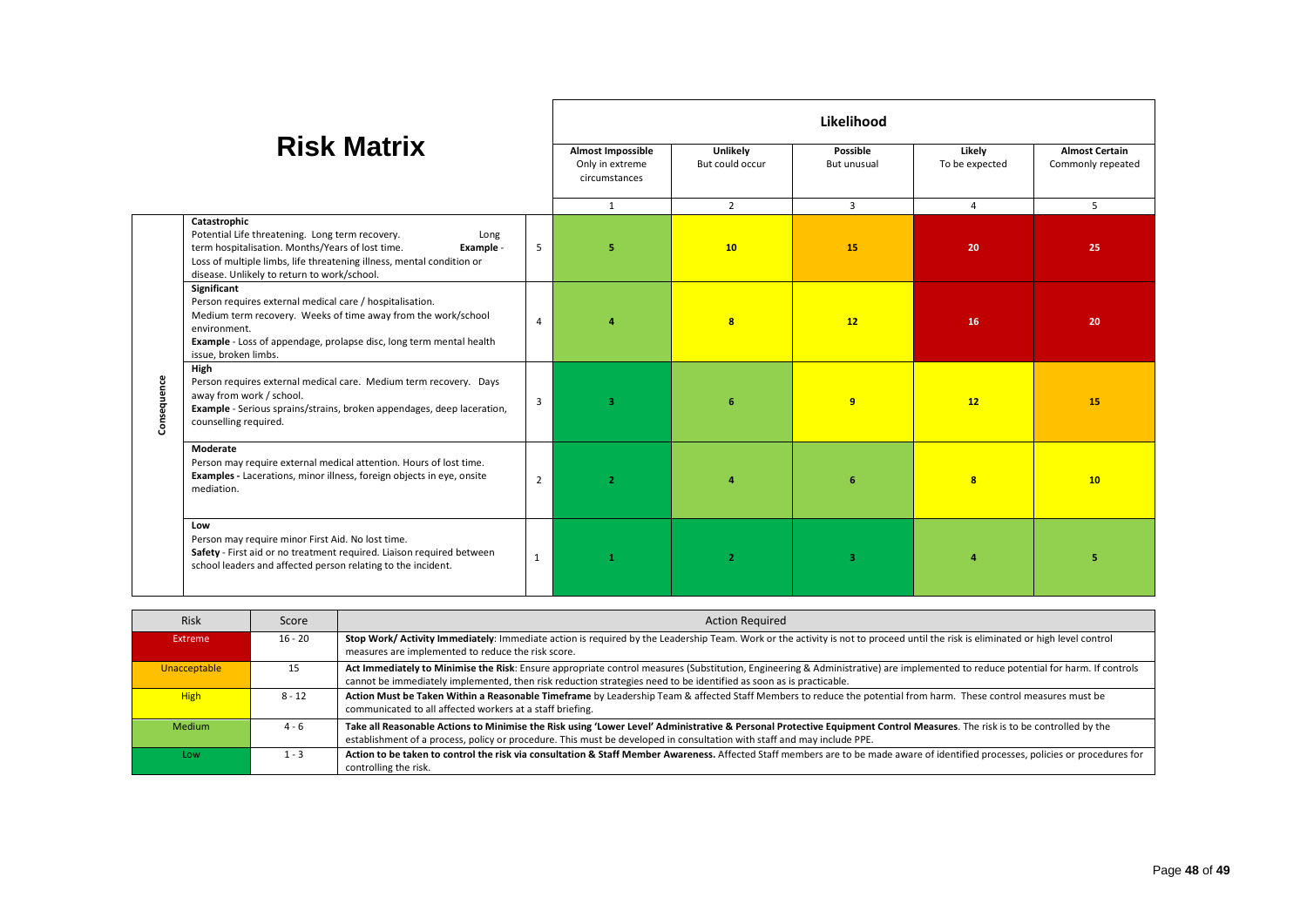# Risk Matrix

| | | | Likelihood | | | | |
|---|---|---|---|---|---|---|---|
| | | | **Almost Impossible** Only in extreme circumstances | **Unlikely** But could occur | **Possible** But unusual | **Likely** To be expected | **Almost Certain** Commonly repeated |
| | | | 1 | 2 | 3 | 4 | 5 |
| **Consequence** | **Catastrophic** Potential Life threatening. Long term recovery. Long term hospitalisation. Months/Years of lost time. **Example** - Loss of multiple limbs, life threatening illness, mental condition or disease. Unlikely to return to work/school. | 5 | **5** | **10** | **15** | **20** | **25** |
| | **Significant** Person requires external medical care / hospitalisation. Medium term recovery. Weeks of time away from the work/school environment. **Example** - Loss of appendage, prolapse disc, long term mental health issue, broken limbs. | 4 | **4** | **8** | **12** | **16** | **20** |
| | **High** Person requires external medical care. Medium term recovery. Days away from work / school. **Example** - Serious sprains/strains, broken appendages, deep laceration, counselling required. | 3 | **3** | **6** | **9** | **12** | **15** |
| | **Moderate** Person may require external medical attention. Hours of lost time. **Examples -** Lacerations, minor illness, foreign objects in eye, onsite mediation. | 2 | **2** | **4** | **6** | **8** | **10** |
| | **Low** Person may require minor First Aid. No lost time. **Safety** - First aid or no treatment required. Liaison required between school leaders and affected person relating to the incident. | 1 | **1** | **2** | **3** | **4** | **5** |

| Risk | Score | Action Required |
|---|---|---|
| Extreme | 16 - 20 | **Stop Work/ Activity Immediately**: Immediate action is required by the Leadership Team. Work or the activity is not to proceed until the risk is eliminated or high level control measures are implemented to reduce the risk score. |
| Unacceptable | 15 | **Act Immediately to Minimise the Risk**: Ensure appropriate control measures (Substitution, Engineering & Administrative) are implemented to reduce potential for harm. If controls cannot be immediately implemented, then risk reduction strategies need to be identified as soon as is practicable. |
| High | 8 - 12 | **Action Must be Taken Within a Reasonable Timeframe** by Leadership Team & affected Staff Members to reduce the potential from harm. These control measures must be communicated to all affected workers at a staff briefing. |
| Medium | 4 - 6 | **Take all Reasonable Actions to Minimise the Risk using 'Lower Level' Administrative & Personal Protective Equipment Control Measures**. The risk is to be controlled by the establishment of a process, policy or procedure. This must be developed in consultation with staff and may include PPE. |
| Low | 1 - 3 | **Action to be taken to control the risk via consultation & Staff Member Awareness.** Affected Staff members are to be made aware of identified processes, policies or procedures for controlling the risk. |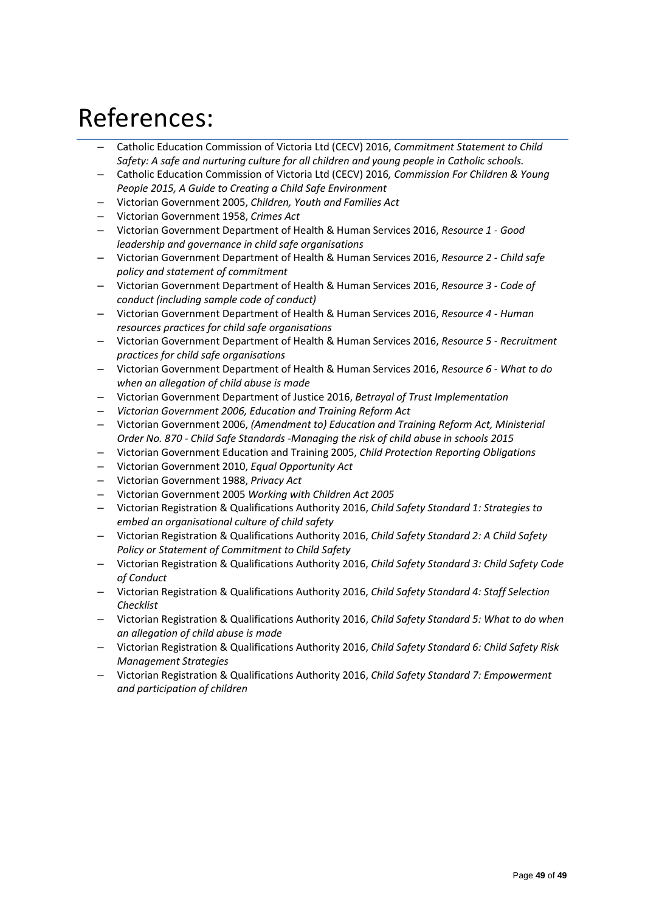# References:

- Catholic Education Commission of Victoria Ltd (CECV) 2016, *Commitment Statement to Child Safety: A safe and nurturing culture for all children and young people in Catholic schools.*
- Catholic Education Commission of Victoria Ltd (CECV) 2016*, Commission For Children & Young People 2015, A Guide to Creating a Child Safe Environment*
- Victorian Government 2005, *Children, Youth and Families Act*
- Victorian Government 1958, *Crimes Act*
- Victorian Government Department of Health & Human Services 2016, *Resource 1 - Good leadership and governance in child safe organisations*
- Victorian Government Department of Health & Human Services 2016, *Resource 2 - Child safe policy and statement of commitment*
- Victorian Government Department of Health & Human Services 2016, *Resource 3 - Code of conduct (including sample code of conduct)*
- Victorian Government Department of Health & Human Services 2016, *Resource 4 - Human resources practices for child safe organisations*
- Victorian Government Department of Health & Human Services 2016, *Resource 5 - Recruitment practices for child safe organisations*
- Victorian Government Department of Health & Human Services 2016, *Resource 6 - What to do when an allegation of child abuse is made*
- Victorian Government Department of Justice 2016, *Betrayal of Trust Implementation*
- *Victorian Government 2006, Education and Training Reform Act*
- Victorian Government 2006, *(Amendment to) Education and Training Reform Act, Ministerial Order No. 870 - Child Safe Standards -Managing the risk of child abuse in schools 2015*
- Victorian Government Education and Training 2005, *Child Protection Reporting Obligations*
- Victorian Government 2010, *Equal Opportunity Act*
- Victorian Government 1988, *Privacy Act*
- Victorian Government 2005 *Working with Children Act 2005*
- Victorian Registration & Qualifications Authority 2016, *Child Safety Standard 1: Strategies to embed an organisational culture of child safety*
- Victorian Registration & Qualifications Authority 2016, *Child Safety Standard 2: A Child Safety Policy or Statement of Commitment to Child Safety*
- Victorian Registration & Qualifications Authority 2016, *Child Safety Standard 3: Child Safety Code of Conduct*
- Victorian Registration & Qualifications Authority 2016, *Child Safety Standard 4: Staff Selection Checklist*
- Victorian Registration & Qualifications Authority 2016, *Child Safety Standard 5: What to do when an allegation of child abuse is made*
- Victorian Registration & Qualifications Authority 2016, *Child Safety Standard 6: Child Safety Risk Management Strategies*
- Victorian Registration & Qualifications Authority 2016, *Child Safety Standard 7: Empowerment and participation of children*